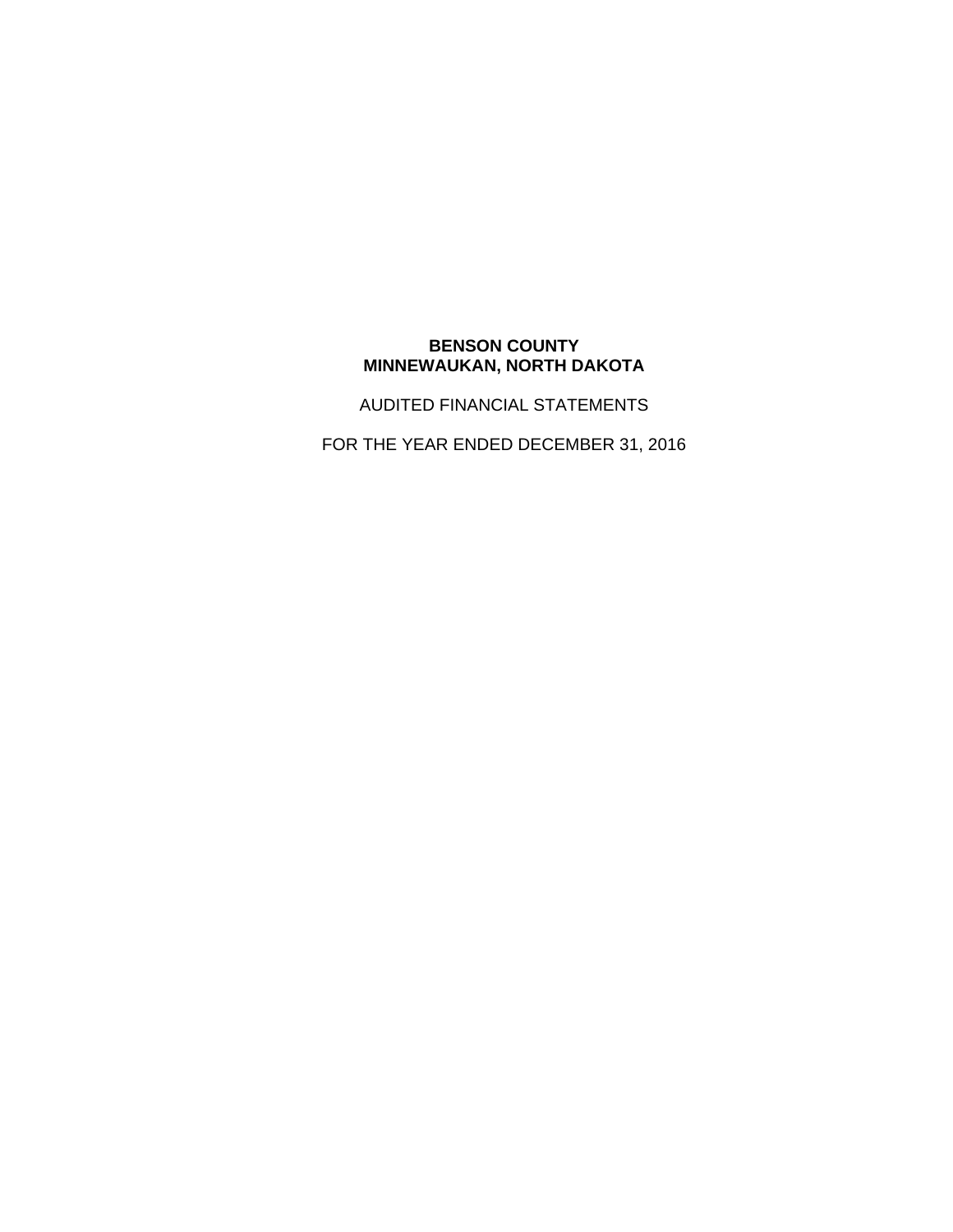**BENSON COUNTY**
**MINNEWAUKAN, NORTH DAKOTA**

AUDITED FINANCIAL STATEMENTS

FOR THE YEAR ENDED DECEMBER 31, 2016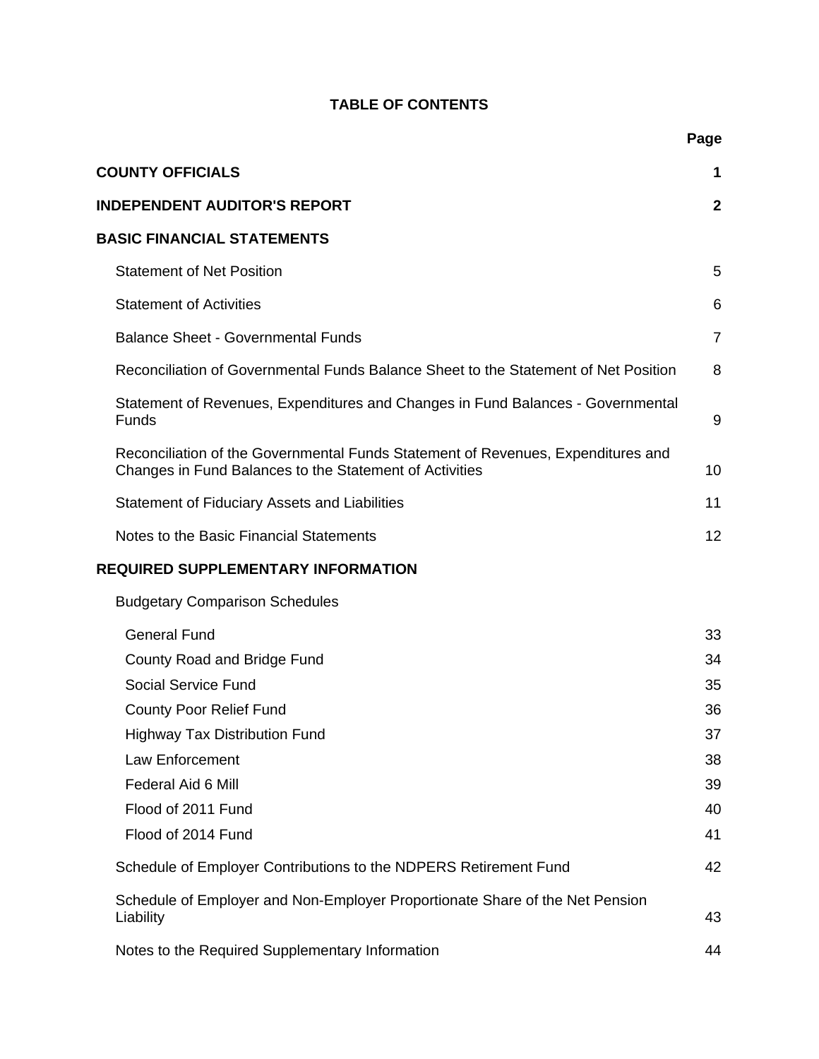# TABLE OF CONTENTS

| | Page |
|---|---|
| **COUNTY OFFICIALS** | **1** |
| **INDEPENDENT AUDITOR'S REPORT** | **2** |
| **BASIC FINANCIAL STATEMENTS** | |
| Statement of Net Position | 5 |
| Statement of Activities | 6 |
| Balance Sheet - Governmental Funds | 7 |
| Reconciliation of Governmental Funds Balance Sheet to the Statement of Net Position | 8 |
| Statement of Revenues, Expenditures and Changes in Fund Balances - Governmental Funds | 9 |
| Reconciliation of the Governmental Funds Statement of Revenues, Expenditures and Changes in Fund Balances to the Statement of Activities | 10 |
| Statement of Fiduciary Assets and Liabilities | 11 |
| Notes to the Basic Financial Statements | 12 |
| **REQUIRED SUPPLEMENTARY INFORMATION** | |
| Budgetary Comparison Schedules | |
| General Fund | 33 |
| County Road and Bridge Fund | 34 |
| Social Service Fund | 35 |
| County Poor Relief Fund | 36 |
| Highway Tax Distribution Fund | 37 |
| Law Enforcement | 38 |
| Federal Aid 6 Mill | 39 |
| Flood of 2011 Fund | 40 |
| Flood of 2014 Fund | 41 |
| Schedule of Employer Contributions to the NDPERS Retirement Fund | 42 |
| Schedule of Employer and Non-Employer Proportionate Share of the Net Pension Liability | 43 |
| Notes to the Required Supplementary Information | 44 |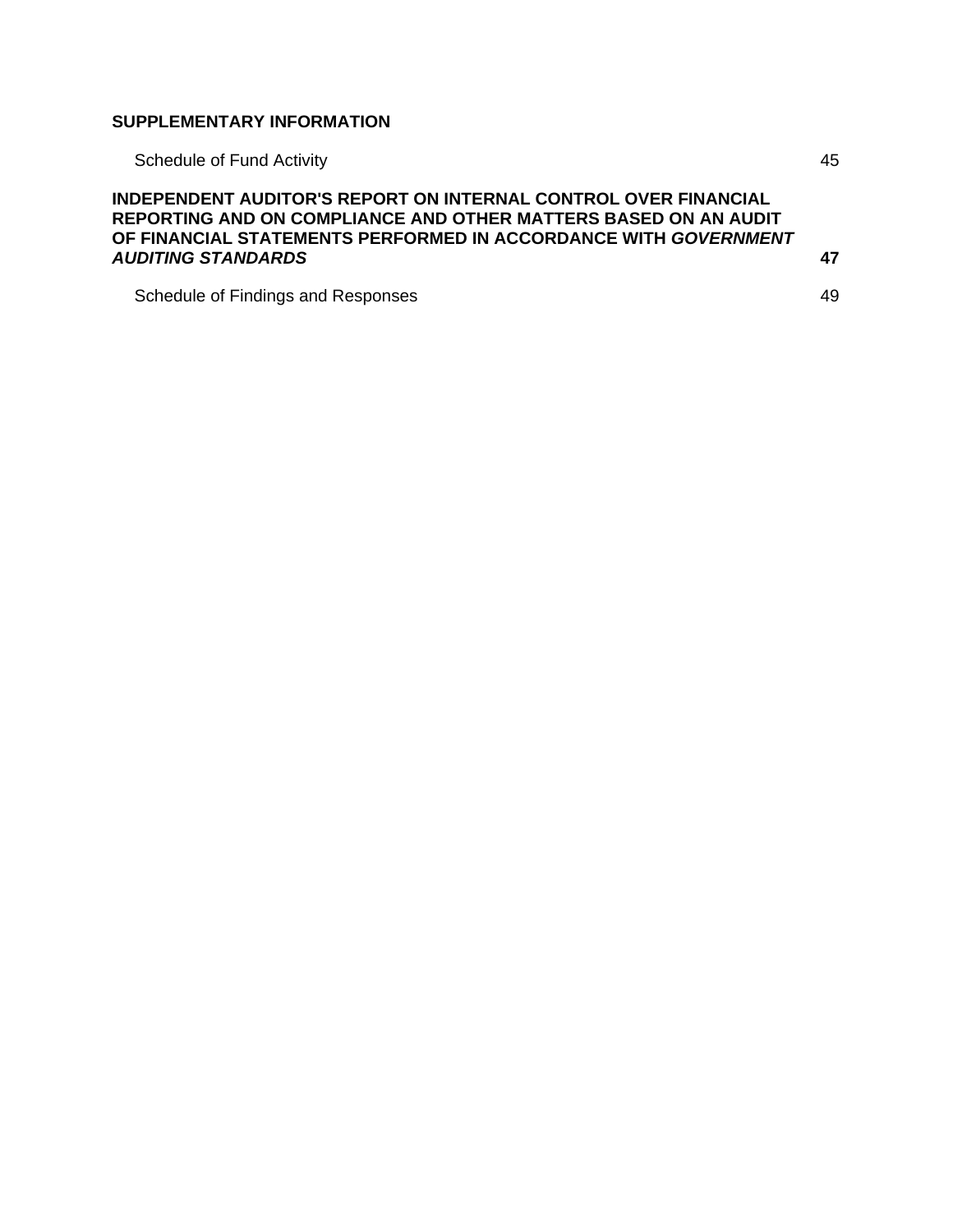**SUPPLEMENTARY INFORMATION**

| | |
|---|---|
| Schedule of Fund Activity | 45 |
| **INDEPENDENT AUDITOR'S REPORT ON INTERNAL CONTROL OVER FINANCIAL REPORTING AND ON COMPLIANCE AND OTHER MATTERS BASED ON AN AUDIT OF FINANCIAL STATEMENTS PERFORMED IN ACCORDANCE WITH *GOVERNMENT AUDITING STANDARDS*** | **47** |
| Schedule of Findings and Responses | 49 |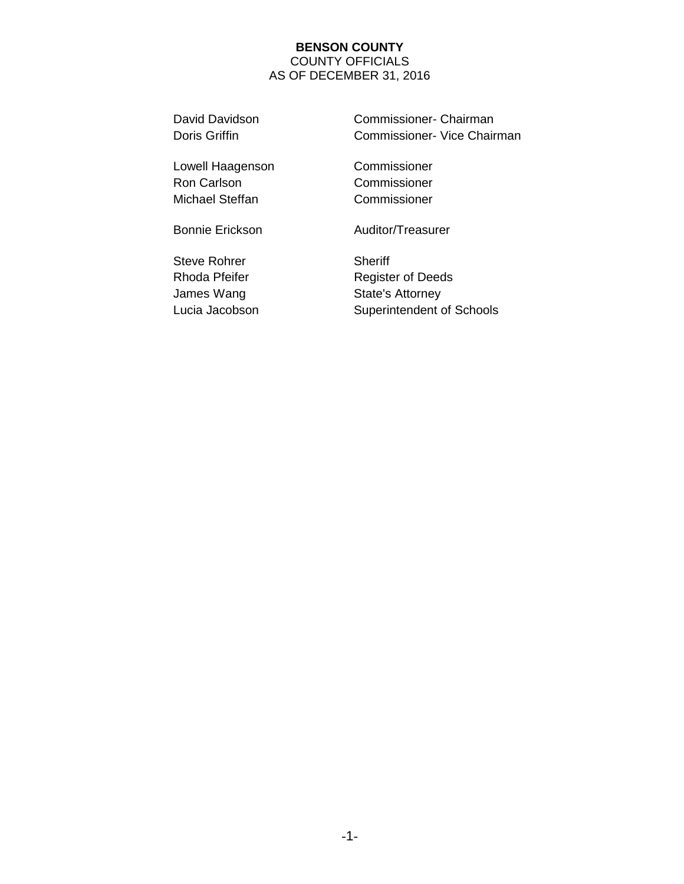**BENSON COUNTY**
COUNTY OFFICIALS
AS OF DECEMBER 31, 2016

| | |
|---|---|
| David Davidson | Commissioner- Chairman |
| Doris Griffin | Commissioner- Vice Chairman |
| Lowell Haagenson | Commissioner |
| Ron Carlson | Commissioner |
| Michael Steffan | Commissioner |
| Bonnie Erickson | Auditor/Treasurer |
| Steve Rohrer | Sheriff |
| Rhoda Pfeifer | Register of Deeds |
| James Wang | State's Attorney |
| Lucia Jacobson | Superintendent of Schools |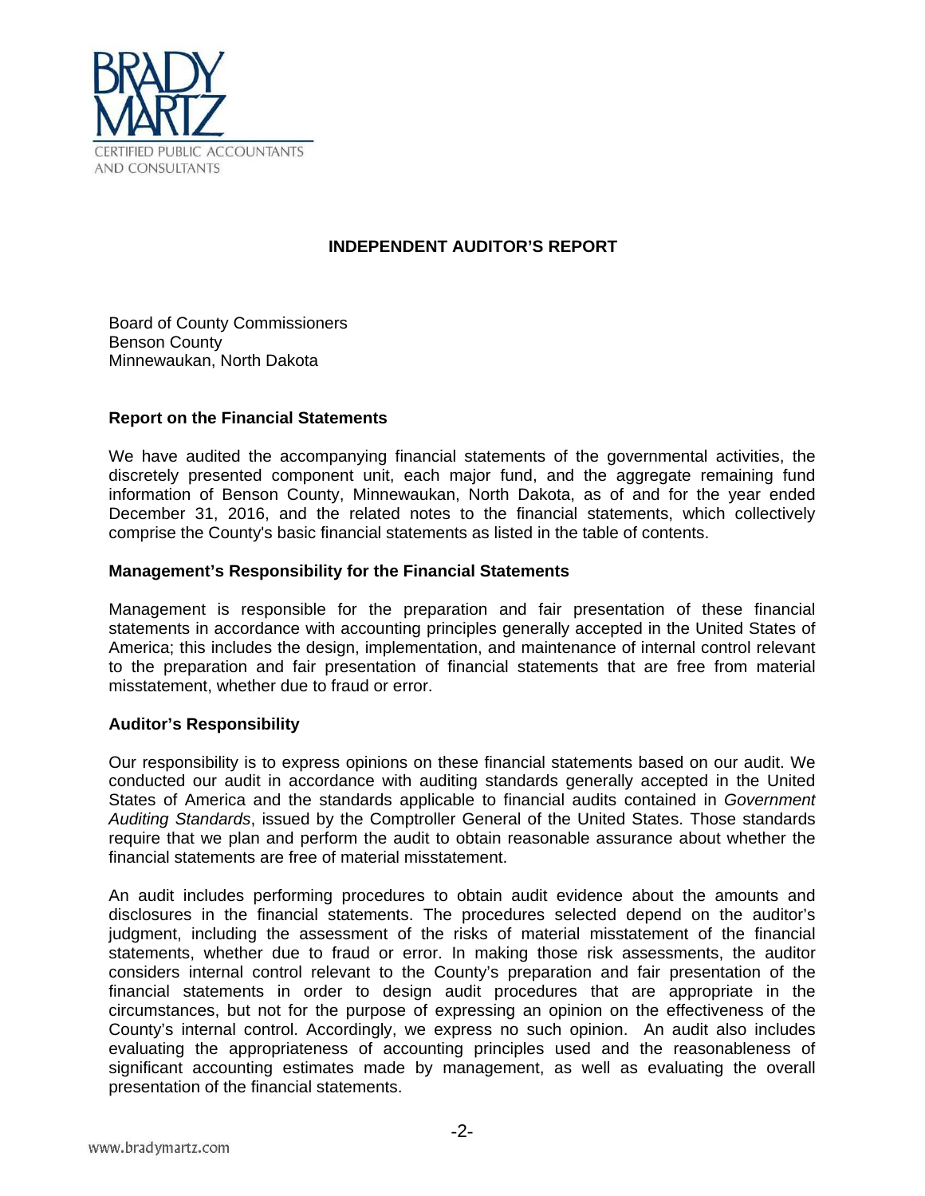BRADY MARTZ
CERTIFIED PUBLIC ACCOUNTANTS AND CONSULTANTS

## INDEPENDENT AUDITOR'S REPORT

Board of County Commissioners
Benson County
Minnewaukan, North Dakota

### Report on the Financial Statements

We have audited the accompanying financial statements of the governmental activities, the discretely presented component unit, each major fund, and the aggregate remaining fund information of Benson County, Minnewaukan, North Dakota, as of and for the year ended December 31, 2016, and the related notes to the financial statements, which collectively comprise the County's basic financial statements as listed in the table of contents.

### Management's Responsibility for the Financial Statements

Management is responsible for the preparation and fair presentation of these financial statements in accordance with accounting principles generally accepted in the United States of America; this includes the design, implementation, and maintenance of internal control relevant to the preparation and fair presentation of financial statements that are free from material misstatement, whether due to fraud or error.

### Auditor's Responsibility

Our responsibility is to express opinions on these financial statements based on our audit. We conducted our audit in accordance with auditing standards generally accepted in the United States of America and the standards applicable to financial audits contained in *Government Auditing Standards*, issued by the Comptroller General of the United States. Those standards require that we plan and perform the audit to obtain reasonable assurance about whether the financial statements are free of material misstatement.

An audit includes performing procedures to obtain audit evidence about the amounts and disclosures in the financial statements. The procedures selected depend on the auditor's judgment, including the assessment of the risks of material misstatement of the financial statements, whether due to fraud or error. In making those risk assessments, the auditor considers internal control relevant to the County's preparation and fair presentation of the financial statements in order to design audit procedures that are appropriate in the circumstances, but not for the purpose of expressing an opinion on the effectiveness of the County's internal control. Accordingly, we express no such opinion. An audit also includes evaluating the appropriateness of accounting principles used and the reasonableness of significant accounting estimates made by management, as well as evaluating the overall presentation of the financial statements.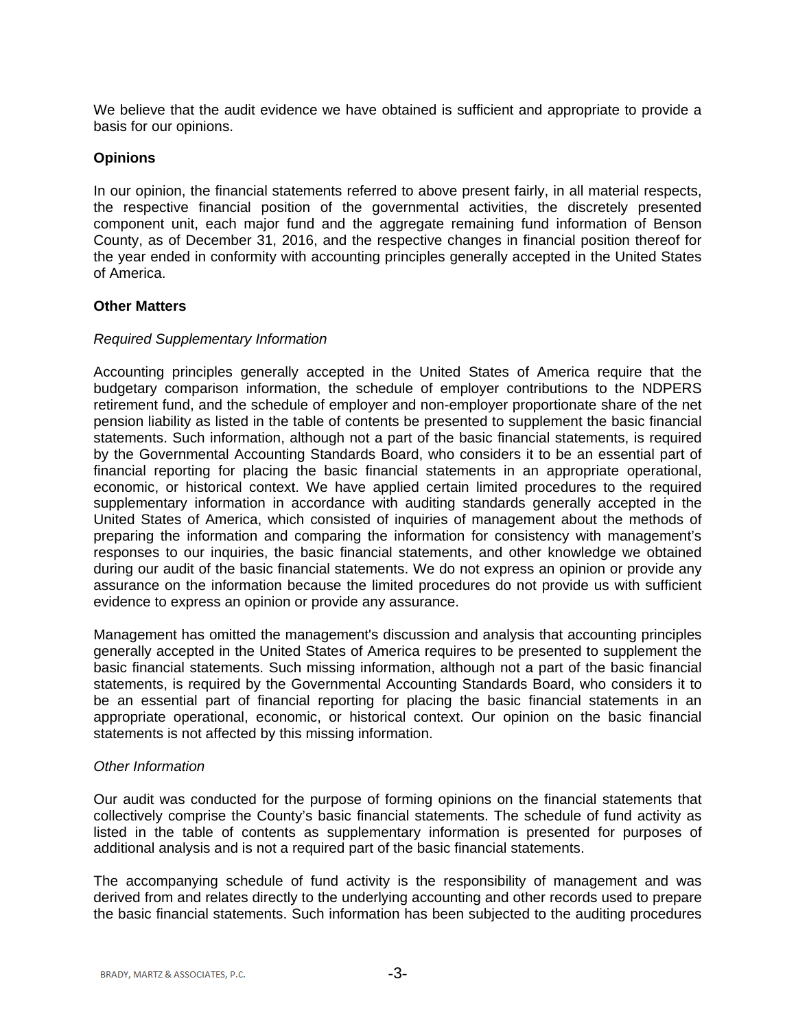We believe that the audit evidence we have obtained is sufficient and appropriate to provide a basis for our opinions.

**Opinions**

In our opinion, the financial statements referred to above present fairly, in all material respects, the respective financial position of the governmental activities, the discretely presented component unit, each major fund and the aggregate remaining fund information of Benson County, as of December 31, 2016, and the respective changes in financial position thereof for the year ended in conformity with accounting principles generally accepted in the United States of America.

**Other Matters**

*Required Supplementary Information*

Accounting principles generally accepted in the United States of America require that the budgetary comparison information, the schedule of employer contributions to the NDPERS retirement fund, and the schedule of employer and non-employer proportionate share of the net pension liability as listed in the table of contents be presented to supplement the basic financial statements. Such information, although not a part of the basic financial statements, is required by the Governmental Accounting Standards Board, who considers it to be an essential part of financial reporting for placing the basic financial statements in an appropriate operational, economic, or historical context. We have applied certain limited procedures to the required supplementary information in accordance with auditing standards generally accepted in the United States of America, which consisted of inquiries of management about the methods of preparing the information and comparing the information for consistency with management's responses to our inquiries, the basic financial statements, and other knowledge we obtained during our audit of the basic financial statements. We do not express an opinion or provide any assurance on the information because the limited procedures do not provide us with sufficient evidence to express an opinion or provide any assurance.

Management has omitted the management's discussion and analysis that accounting principles generally accepted in the United States of America requires to be presented to supplement the basic financial statements. Such missing information, although not a part of the basic financial statements, is required by the Governmental Accounting Standards Board, who considers it to be an essential part of financial reporting for placing the basic financial statements in an appropriate operational, economic, or historical context. Our opinion on the basic financial statements is not affected by this missing information.

*Other Information*

Our audit was conducted for the purpose of forming opinions on the financial statements that collectively comprise the County's basic financial statements. The schedule of fund activity as listed in the table of contents as supplementary information is presented for purposes of additional analysis and is not a required part of the basic financial statements.

The accompanying schedule of fund activity is the responsibility of management and was derived from and relates directly to the underlying accounting and other records used to prepare the basic financial statements. Such information has been subjected to the auditing procedures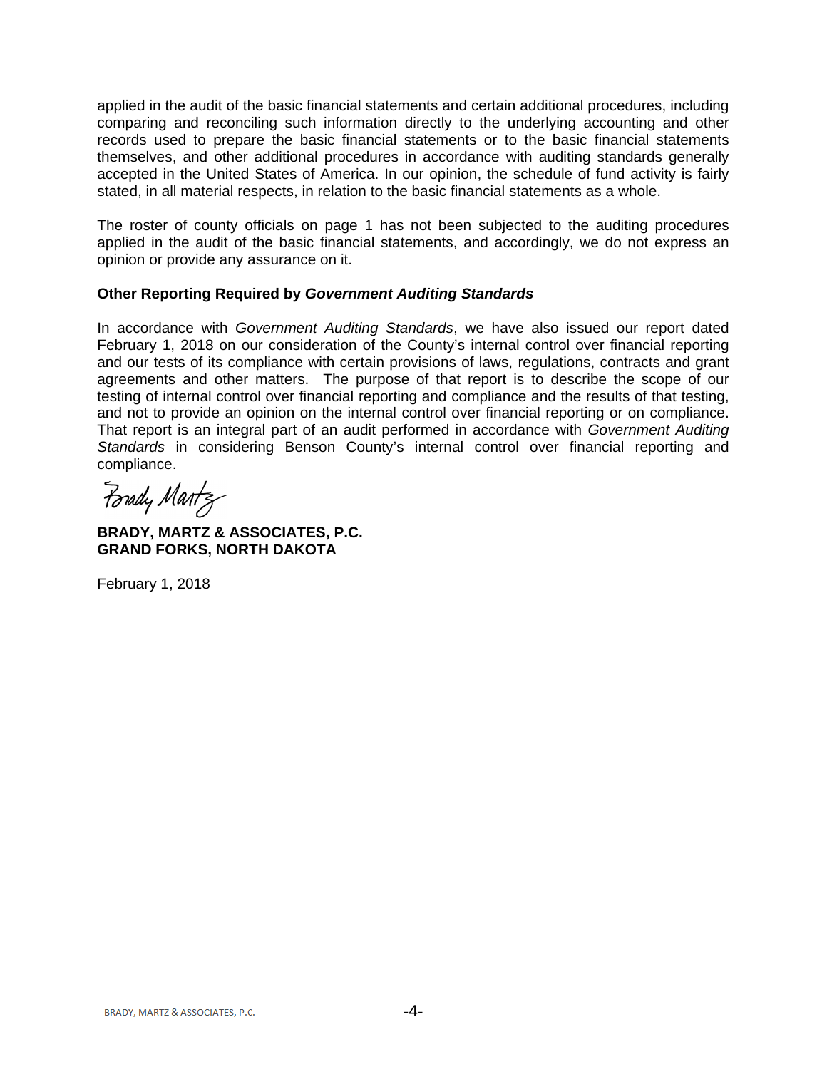applied in the audit of the basic financial statements and certain additional procedures, including comparing and reconciling such information directly to the underlying accounting and other records used to prepare the basic financial statements or to the basic financial statements themselves, and other additional procedures in accordance with auditing standards generally accepted in the United States of America. In our opinion, the schedule of fund activity is fairly stated, in all material respects, in relation to the basic financial statements as a whole.

The roster of county officials on page 1 has not been subjected to the auditing procedures applied in the audit of the basic financial statements, and accordingly, we do not express an opinion or provide any assurance on it.

### Other Reporting Required by *Government Auditing Standards*

In accordance with *Government Auditing Standards*, we have also issued our report dated February 1, 2018 on our consideration of the County's internal control over financial reporting and our tests of its compliance with certain provisions of laws, regulations, contracts and grant agreements and other matters. The purpose of that report is to describe the scope of our testing of internal control over financial reporting and compliance and the results of that testing, and not to provide an opinion on the internal control over financial reporting or on compliance. That report is an integral part of an audit performed in accordance with *Government Auditing Standards* in considering Benson County's internal control over financial reporting and compliance.

Brady Martz

**BRADY, MARTZ & ASSOCIATES, P.C.**
**GRAND FORKS, NORTH DAKOTA**

February 1, 2018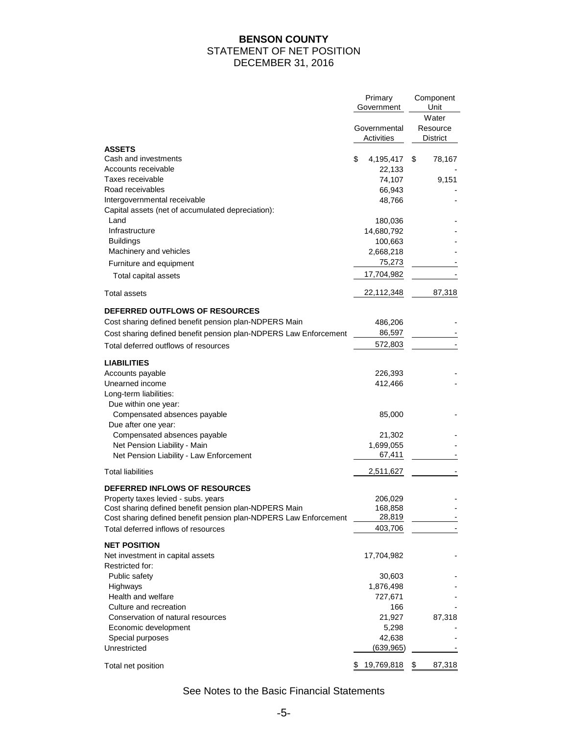# BENSON COUNTY
## STATEMENT OF NET POSITION
## DECEMBER 31, 2016

| | Primary Government | Component Unit |
|---|---|---|
| | Governmental Activities | Water Resource District |
| **ASSETS** | | |
| Cash and investments | $ 4,195,417 | $ 78,167 |
| Accounts receivable | 22,133 | - |
| Taxes receivable | 74,107 | 9,151 |
| Road receivables | 66,943 | - |
| Intergovernmental receivable | 48,766 | - |
| Capital assets (net of accumulated depreciation): | | |
| Land | 180,036 | - |
| Infrastructure | 14,680,792 | - |
| Buildings | 100,663 | - |
| Machinery and vehicles | 2,668,218 | - |
| Furniture and equipment | 75,273 | - |
| Total capital assets | 17,704,982 | - |
| Total assets | 22,112,348 | 87,318 |
| **DEFERRED OUTFLOWS OF RESOURCES** | | |
| Cost sharing defined benefit pension plan-NDPERS Main | 486,206 | - |
| Cost sharing defined benefit pension plan-NDPERS Law Enforcement | 86,597 | - |
| Total deferred outflows of resources | 572,803 | - |
| **LIABILITIES** | | |
| Accounts payable | 226,393 | - |
| Unearned income | 412,466 | - |
| Long-term liabilities: | | |
| Due within one year: | | |
| Compensated absences payable | 85,000 | - |
| Due after one year: | | |
| Compensated absences payable | 21,302 | - |
| Net Pension Liability - Main | 1,699,055 | - |
| Net Pension Liability - Law Enforcement | 67,411 | - |
| Total liabilities | 2,511,627 | - |
| **DEFERRED INFLOWS OF RESOURCES** | | |
| Property taxes levied - subs. years | 206,029 | - |
| Cost sharing defined benefit pension plan-NDPERS Main | 168,858 | - |
| Cost sharing defined benefit pension plan-NDPERS Law Enforcement | 28,819 | - |
| Total deferred inflows of resources | 403,706 | - |
| **NET POSITION** | | |
| Net investment in capital assets | 17,704,982 | - |
| Restricted for: | | |
| Public safety | 30,603 | - |
| Highways | 1,876,498 | - |
| Health and welfare | 727,671 | - |
| Culture and recreation | 166 | - |
| Conservation of natural resources | 21,927 | 87,318 |
| Economic development | 5,298 | - |
| Special purposes | 42,638 | - |
| Unrestricted | (639,965) | - |
| Total net position | $ 19,769,818 | $ 87,318 |

See Notes to the Basic Financial Statements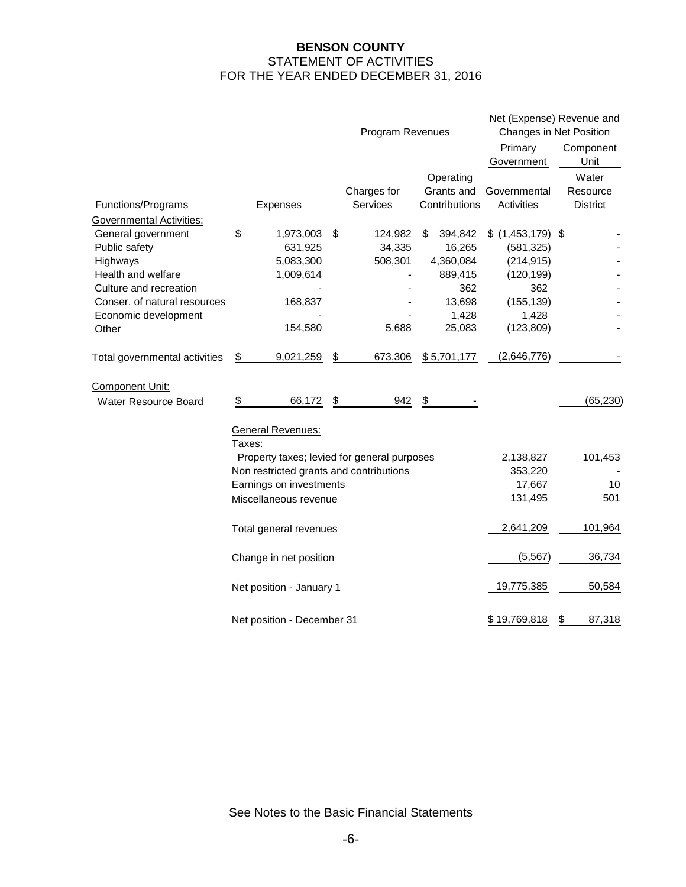# BENSON COUNTY
## STATEMENT OF ACTIVITIES
## FOR THE YEAR ENDED DECEMBER 31, 2016

| | | Program Revenues | | Net (Expense) Revenue and Changes in Net Position | |
|---|---|---|---|---|---|
| | | | | Primary Government | Component Unit |
| Functions/Programs | Expenses | Charges for Services | Operating Grants and Contributions | Governmental Activities | Water Resource District |
| Governmental Activities: | | | | | |
| General government | $ 1,973,003 | $ 124,982 | $ 394,842 | $ (1,453,179) | $ - |
| Public safety | 631,925 | 34,335 | 16,265 | (581,325) | - |
| Highways | 5,083,300 | 508,301 | 4,360,084 | (214,915) | - |
| Health and welfare | 1,009,614 | - | 889,415 | (120,199) | - |
| Culture and recreation | - | - | 362 | 362 | - |
| Conser. of natural resources | 168,837 | - | 13,698 | (155,139) | - |
| Economic development | - | - | 1,428 | 1,428 | - |
| Other | 154,580 | 5,688 | 25,083 | (123,809) | - |
| Total governmental activities | $ 9,021,259 | $ 673,306 | $ 5,701,177 | (2,646,776) | - |
| Component Unit: | | | | | |
| Water Resource Board | $ 66,172 | $ 942 | $ - | | (65,230) |
| | General Revenues: | | | | |
| | Taxes: | | | | |
| | Property taxes; levied for general purposes | | | 2,138,827 | 101,453 |
| | Non restricted grants and contributions | | | 353,220 | - |
| | Earnings on investments | | | 17,667 | 10 |
| | Miscellaneous revenue | | | 131,495 | 501 |
| | Total general revenues | | | 2,641,209 | 101,964 |
| | Change in net position | | | (5,567) | 36,734 |
| | Net position - January 1 | | | 19,775,385 | 50,584 |
| | Net position - December 31 | | | $ 19,769,818 | $ 87,318 |

See Notes to the Basic Financial Statements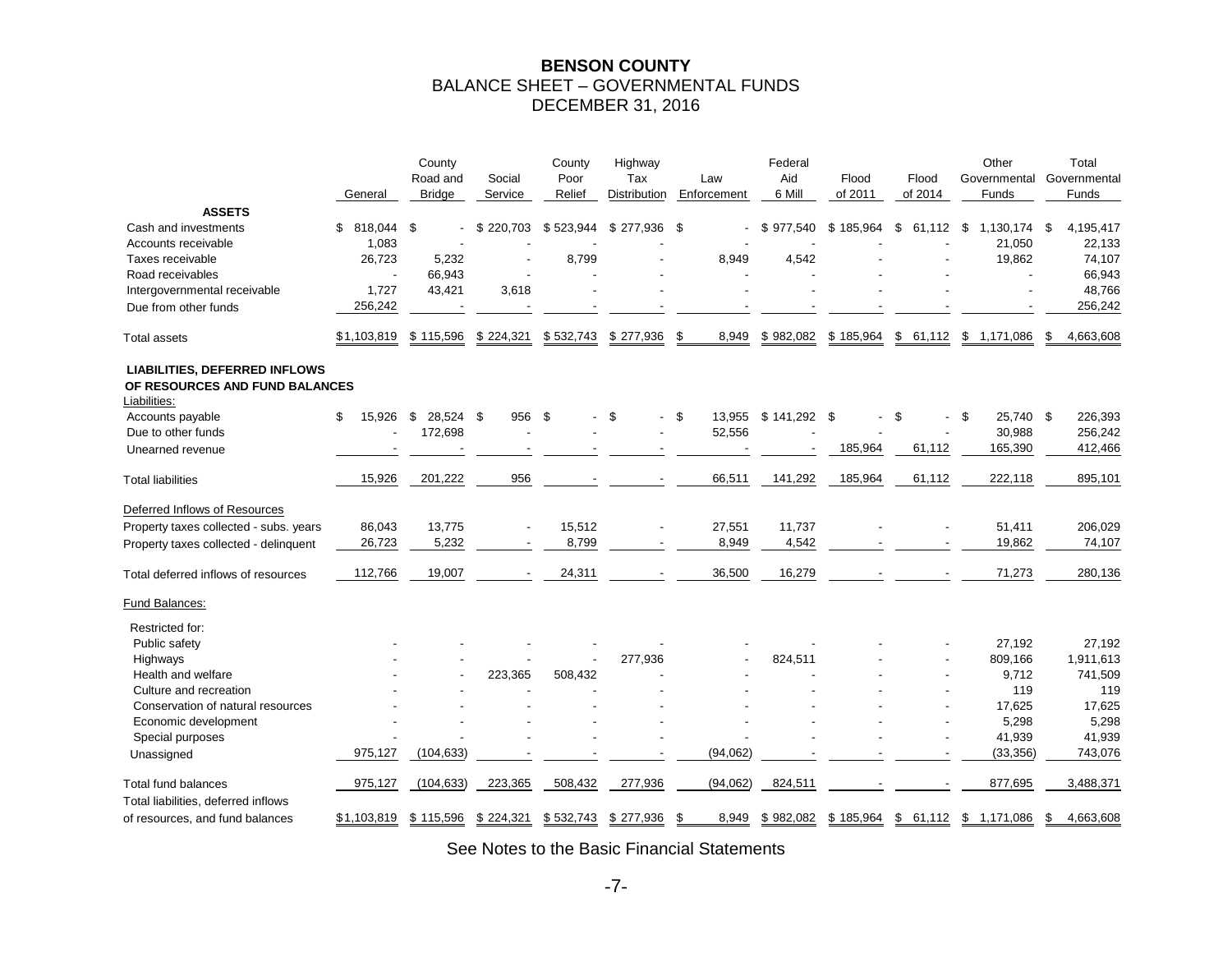# BENSON COUNTY
## BALANCE SHEET – GOVERNMENTAL FUNDS
## DECEMBER 31, 2016

| | General | County Road and Bridge | Social Service | County Poor Relief | Highway Tax Distribution | Law Enforcement | Federal Aid 6 Mill | Flood of 2011 | Flood of 2014 | Other Governmental Funds | Total Governmental Funds |
|---|---|---|---|---|---|---|---|---|---|---|---|
| **ASSETS** | | | | | | | | | | | |
| Cash and investments | $ 818,044 | $ - | $ 220,703 | $ 523,944 | $ 277,936 | $ - | $ 977,540 | $ 185,964 | $ 61,112 | $ 1,130,174 | $ 4,195,417 |
| Accounts receivable | 1,083 | - | - | - | - | - | - | - | - | 21,050 | 22,133 |
| Taxes receivable | 26,723 | 5,232 | - | 8,799 | - | 8,949 | 4,542 | - | - | 19,862 | 74,107 |
| Road receivables | - | 66,943 | - | - | - | - | - | - | - | - | 66,943 |
| Intergovernmental receivable | 1,727 | 43,421 | 3,618 | - | - | - | - | - | - | - | 48,766 |
| Due from other funds | 256,242 | - | - | - | - | - | - | - | - | - | 256,242 |
| Total assets | $1,103,819 | $ 115,596 | $ 224,321 | $ 532,743 | $ 277,936 | $ 8,949 | $ 982,082 | $ 185,964 | $ 61,112 | $ 1,171,086 | $ 4,663,608 |
| **LIABILITIES, DEFERRED INFLOWS OF RESOURCES AND FUND BALANCES** | | | | | | | | | | | |
| Liabilities: | | | | | | | | | | | |
| Accounts payable | $ 15,926 | $ 28,524 | $ 956 | $ - | $ - | $ 13,955 | $ 141,292 | $ - | $ - | $ 25,740 | $ 226,393 |
| Due to other funds | - | 172,698 | - | - | - | 52,556 | - | - | - | 30,988 | 256,242 |
| Unearned revenue | - | - | - | - | - | - | - | 185,964 | 61,112 | 165,390 | 412,466 |
| Total liabilities | 15,926 | 201,222 | 956 | - | - | 66,511 | 141,292 | 185,964 | 61,112 | 222,118 | 895,101 |
| Deferred Inflows of Resources | | | | | | | | | | | |
| Property taxes collected - subs. years | 86,043 | 13,775 | - | 15,512 | - | 27,551 | 11,737 | - | - | 51,411 | 206,029 |
| Property taxes collected - delinquent | 26,723 | 5,232 | - | 8,799 | - | 8,949 | 4,542 | - | - | 19,862 | 74,107 |
| Total deferred inflows of resources | 112,766 | 19,007 | - | 24,311 | - | 36,500 | 16,279 | - | - | 71,273 | 280,136 |
| Fund Balances: | | | | | | | | | | | |
| Restricted for: | | | | | | | | | | | |
| Public safety | - | - | - | - | - | - | - | - | - | 27,192 | 27,192 |
| Highways | - | - | - | - | 277,936 | - | 824,511 | - | - | 809,166 | 1,911,613 |
| Health and welfare | - | - | 223,365 | 508,432 | - | - | - | - | - | 9,712 | 741,509 |
| Culture and recreation | - | - | - | - | - | - | - | - | - | 119 | 119 |
| Conservation of natural resources | - | - | - | - | - | - | - | - | - | 17,625 | 17,625 |
| Economic development | - | - | - | - | - | - | - | - | - | 5,298 | 5,298 |
| Special purposes | - | - | - | - | - | - | - | - | - | 41,939 | 41,939 |
| Unassigned | 975,127 | (104,633) | - | - | - | (94,062) | - | - | - | (33,356) | 743,076 |
| Total fund balances | 975,127 | (104,633) | 223,365 | 508,432 | 277,936 | (94,062) | 824,511 | - | - | 877,695 | 3,488,371 |
| Total liabilities, deferred inflows of resources, and fund balances | $1,103,819 | $ 115,596 | $ 224,321 | $ 532,743 | $ 277,936 | $ 8,949 | $ 982,082 | $ 185,964 | $ 61,112 | $ 1,171,086 | $ 4,663,608 |

See Notes to the Basic Financial Statements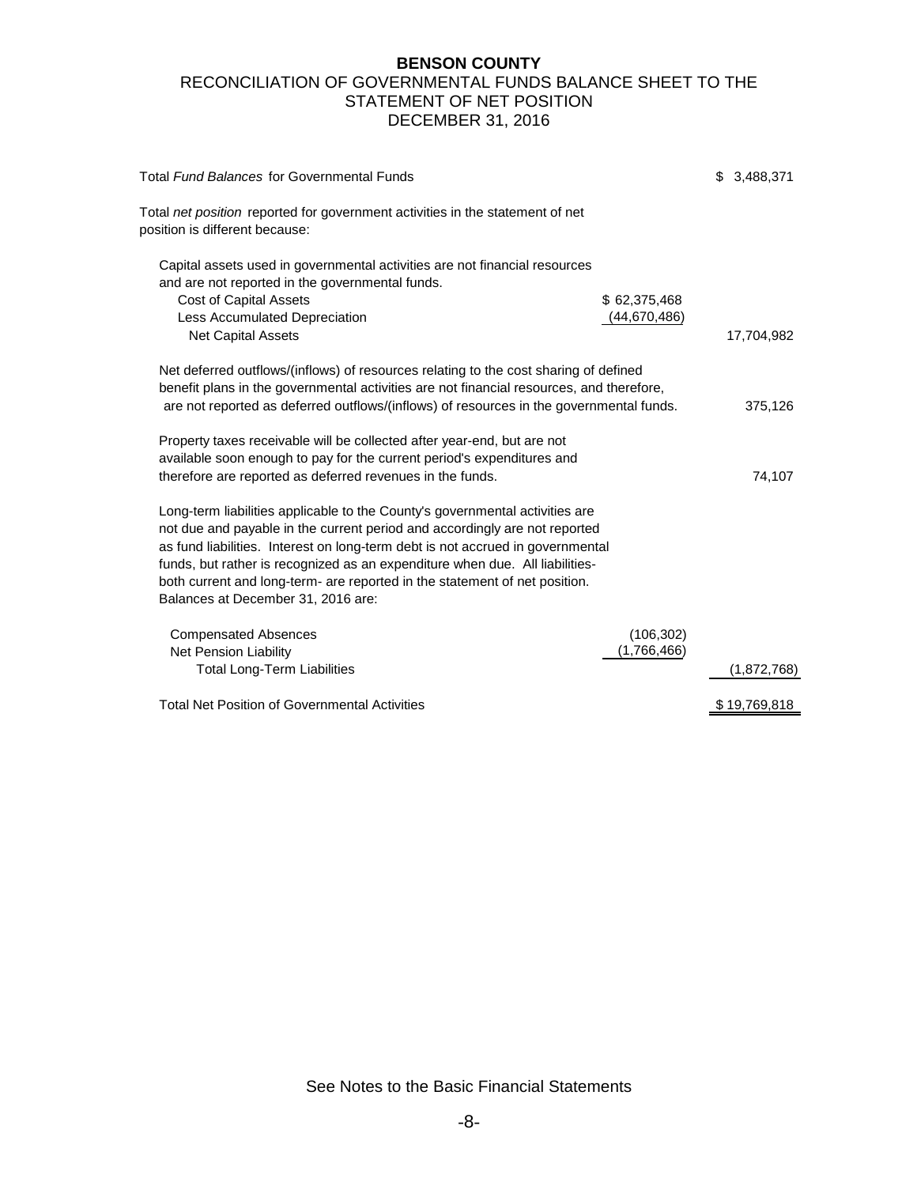# BENSON COUNTY

## RECONCILIATION OF GOVERNMENTAL FUNDS BALANCE SHEET TO THE STATEMENT OF NET POSITION

## DECEMBER 31, 2016

| | | |
|---|---|---|
| Total *Fund Balances* for Governmental Funds | | $ 3,488,371 |
| Total *net position* reported for government activities in the statement of net position is different because: | | |
| Capital assets used in governmental activities are not financial resources and are not reported in the governmental funds. | | |
| Cost of Capital Assets | $ 62,375,468 | |
| Less Accumulated Depreciation | (44,670,486) | |
| Net Capital Assets | | 17,704,982 |
| Net deferred outflows/(inflows) of resources relating to the cost sharing of defined benefit plans in the governmental activities are not financial resources, and therefore, are not reported as deferred outflows/(inflows) of resources in the governmental funds. | | 375,126 |
| Property taxes receivable will be collected after year-end, but are not available soon enough to pay for the current period's expenditures and therefore are reported as deferred revenues in the funds. | | 74,107 |
| Long-term liabilities applicable to the County's governmental activities are not due and payable in the current period and accordingly are not reported as fund liabilities. Interest on long-term debt is not accrued in governmental funds, but rather is recognized as an expenditure when due. All liabilities- both current and long-term- are reported in the statement of net position. Balances at December 31, 2016 are: | | |
| Compensated Absences | (106,302) | |
| Net Pension Liability | (1,766,466) | |
| Total Long-Term Liabilities | | (1,872,768) |
| Total Net Position of Governmental Activities | | $ 19,769,818 |

See Notes to the Basic Financial Statements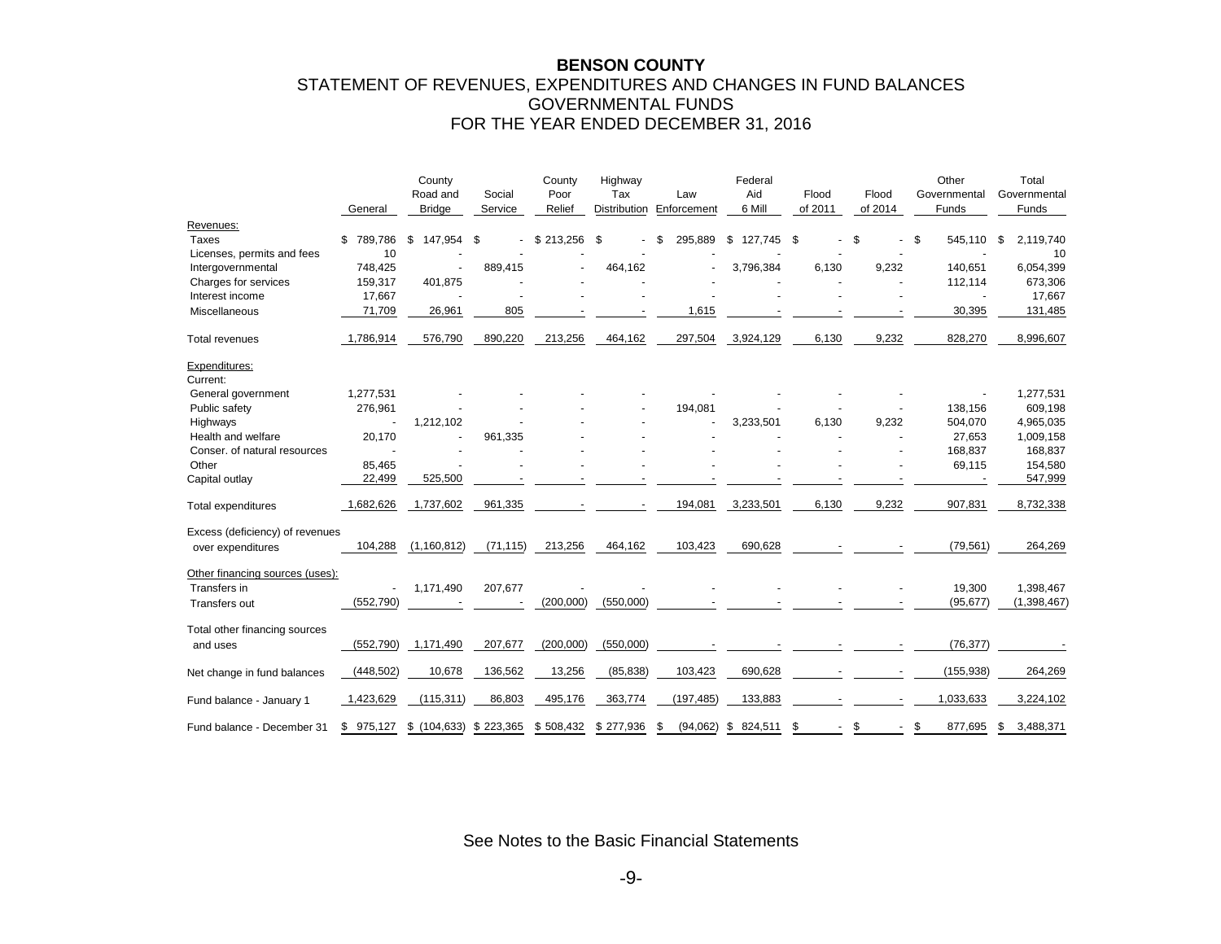# BENSON COUNTY

## STATEMENT OF REVENUES, EXPENDITURES AND CHANGES IN FUND BALANCES
## GOVERNMENTAL FUNDS
## FOR THE YEAR ENDED DECEMBER 31, 2016

| | General | County Road and Bridge | Social Service | County Poor Relief | Highway Tax Distribution | Law Enforcement | Federal Aid 6 Mill | Flood of 2011 | Flood of 2014 | Other Governmental Funds | Total Governmental Funds |
|---|---|---|---|---|---|---|---|---|---|---|---|
| Revenues: | | | | | | | | | | | |
| Taxes | $ 789,786 | $ 147,954 | $ - | $ 213,256 | $ - | $ 295,889 | $ 127,745 | $ - | $ - | $ 545,110 | $ 2,119,740 |
| Licenses, permits and fees | 10 | - | - | - | - | - | - | - | - | - | 10 |
| Intergovernmental | 748,425 | - | 889,415 | - | 464,162 | - | 3,796,384 | 6,130 | 9,232 | 140,651 | 6,054,399 |
| Charges for services | 159,317 | 401,875 | - | - | - | - | - | - | - | 112,114 | 673,306 |
| Interest income | 17,667 | - | - | - | - | - | - | - | - | - | 17,667 |
| Miscellaneous | 71,709 | 26,961 | 805 | - | - | 1,615 | - | - | - | 30,395 | 131,485 |
| Total revenues | 1,786,914 | 576,790 | 890,220 | 213,256 | 464,162 | 297,504 | 3,924,129 | 6,130 | 9,232 | 828,270 | 8,996,607 |
| Expenditures: | | | | | | | | | | | |
| Current: | | | | | | | | | | | |
| General government | 1,277,531 | - | - | - | - | - | - | - | - | - | 1,277,531 |
| Public safety | 276,961 | - | - | - | - | 194,081 | - | - | - | 138,156 | 609,198 |
| Highways | - | 1,212,102 | - | - | - | - | 3,233,501 | 6,130 | 9,232 | 504,070 | 4,965,035 |
| Health and welfare | 20,170 | - | 961,335 | - | - | - | - | - | - | 27,653 | 1,009,158 |
| Conser. of natural resources | - | - | - | - | - | - | - | - | - | 168,837 | 168,837 |
| Other | 85,465 | - | - | - | - | - | - | - | - | 69,115 | 154,580 |
| Capital outlay | 22,499 | 525,500 | - | - | - | - | - | - | - | - | 547,999 |
| Total expenditures | 1,682,626 | 1,737,602 | 961,335 | - | - | 194,081 | 3,233,501 | 6,130 | 9,232 | 907,831 | 8,732,338 |
| Excess (deficiency) of revenues over expenditures | 104,288 | (1,160,812) | (71,115) | 213,256 | 464,162 | 103,423 | 690,628 | - | - | (79,561) | 264,269 |
| Other financing sources (uses): | | | | | | | | | | | |
| Transfers in | - | 1,171,490 | 207,677 | - | - | - | - | - | - | 19,300 | 1,398,467 |
| Transfers out | (552,790) | - | - | (200,000) | (550,000) | - | - | - | - | (95,677) | (1,398,467) |
| Total other financing sources and uses | (552,790) | 1,171,490 | 207,677 | (200,000) | (550,000) | - | - | - | - | (76,377) | - |
| Net change in fund balances | (448,502) | 10,678 | 136,562 | 13,256 | (85,838) | 103,423 | 690,628 | - | - | (155,938) | 264,269 |
| Fund balance - January 1 | 1,423,629 | (115,311) | 86,803 | 495,176 | 363,774 | (197,485) | 133,883 | - | - | 1,033,633 | 3,224,102 |
| Fund balance - December 31 | $ 975,127 | $ (104,633) | $ 223,365 | $ 508,432 | $ 277,936 | $ (94,062) | $ 824,511 | $ - | $ - | $ 877,695 | $ 3,488,371 |

See Notes to the Basic Financial Statements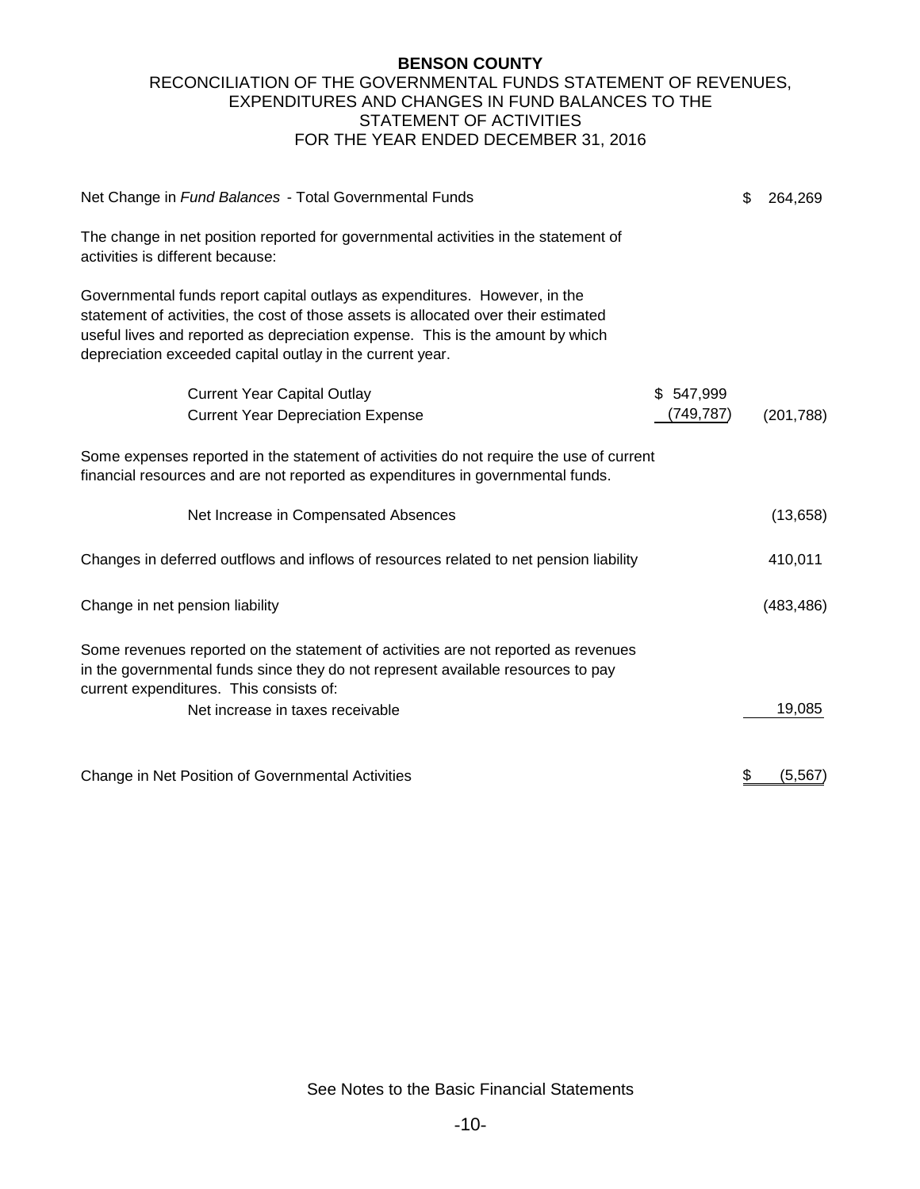# BENSON COUNTY

## RECONCILIATION OF THE GOVERNMENTAL FUNDS STATEMENT OF REVENUES, EXPENDITURES AND CHANGES IN FUND BALANCES TO THE STATEMENT OF ACTIVITIES

## FOR THE YEAR ENDED DECEMBER 31, 2016

| | | |
|---|---|---|
| Net Change in *Fund Balances* - Total Governmental Funds | | $ 264,269 |
| The change in net position reported for governmental activities in the statement of activities is different because: | | |
| Governmental funds report capital outlays as expenditures. However, in the statement of activities, the cost of those assets is allocated over their estimated useful lives and reported as depreciation expense. This is the amount by which depreciation exceeded capital outlay in the current year. | | |
| Current Year Capital Outlay | $ 547,999 | |
| Current Year Depreciation Expense | (749,787) | (201,788) |
| Some expenses reported in the statement of activities do not require the use of current financial resources and are not reported as expenditures in governmental funds. | | |
| Net Increase in Compensated Absences | | (13,658) |
| Changes in deferred outflows and inflows of resources related to net pension liability | | 410,011 |
| Change in net pension liability | | (483,486) |
| Some revenues reported on the statement of activities are not reported as revenues in the governmental funds since they do not represent available resources to pay current expenditures. This consists of: | | |
| Net increase in taxes receivable | | 19,085 |
| Change in Net Position of Governmental Activities | | $ (5,567) |

See Notes to the Basic Financial Statements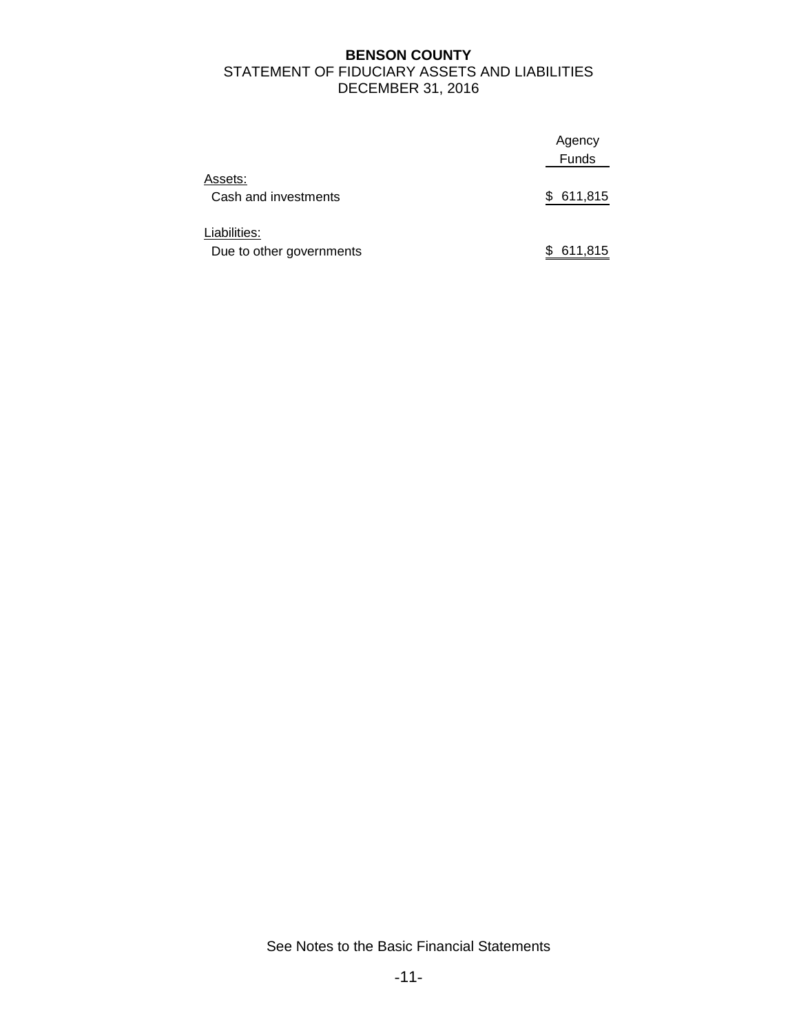**BENSON COUNTY**
STATEMENT OF FIDUCIARY ASSETS AND LIABILITIES
DECEMBER 31, 2016

| | Agency Funds |
|---|---|
| Assets: | |
| Cash and investments | $ 611,815 |
| Liabilities: | |
| Due to other governments | $ 611,815 |

See Notes to the Basic Financial Statements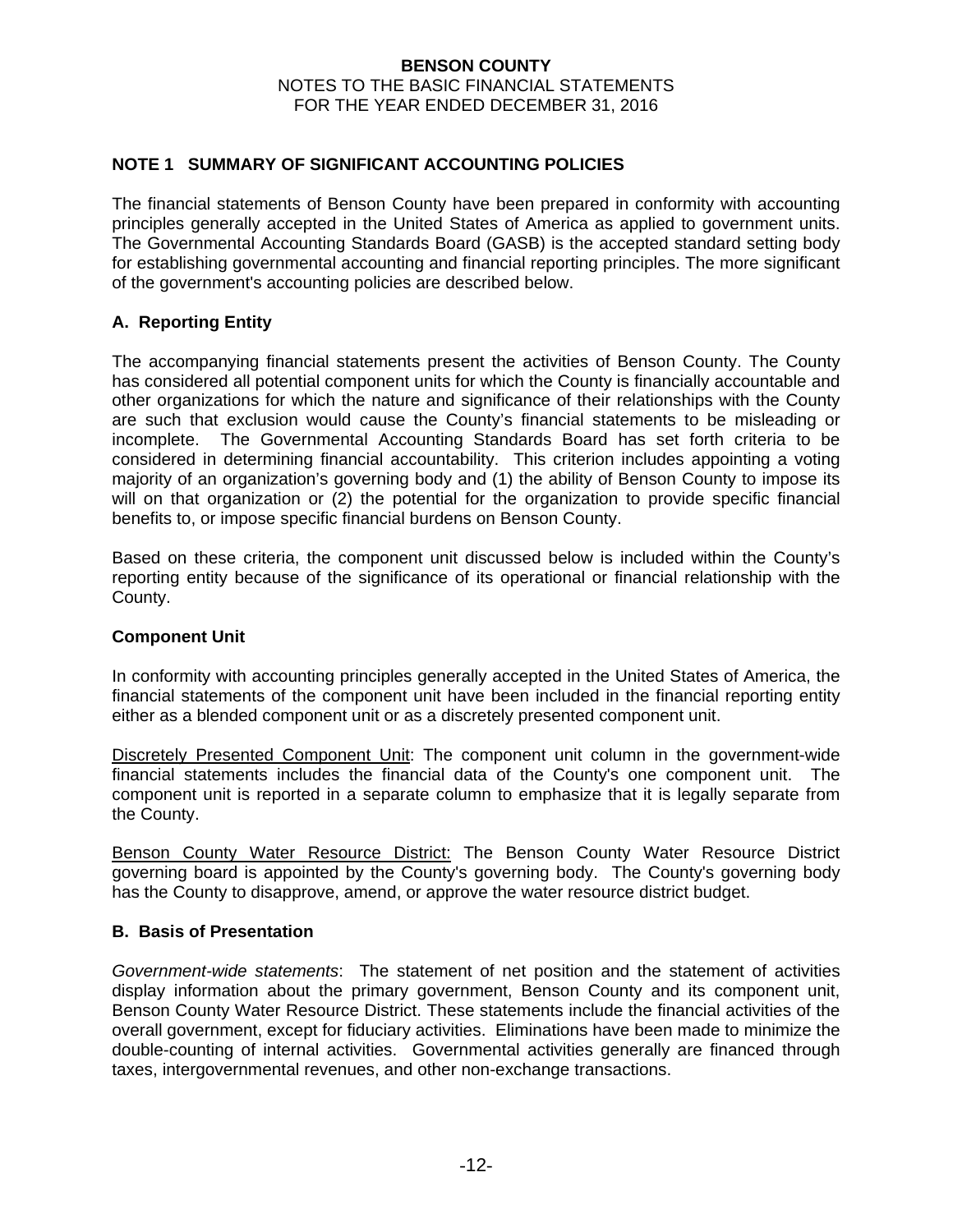## NOTE 1 SUMMARY OF SIGNIFICANT ACCOUNTING POLICIES

The financial statements of Benson County have been prepared in conformity with accounting principles generally accepted in the United States of America as applied to government units. The Governmental Accounting Standards Board (GASB) is the accepted standard setting body for establishing governmental accounting and financial reporting principles. The more significant of the government's accounting policies are described below.

### A. Reporting Entity

The accompanying financial statements present the activities of Benson County. The County has considered all potential component units for which the County is financially accountable and other organizations for which the nature and significance of their relationships with the County are such that exclusion would cause the County's financial statements to be misleading or incomplete. The Governmental Accounting Standards Board has set forth criteria to be considered in determining financial accountability. This criterion includes appointing a voting majority of an organization's governing body and (1) the ability of Benson County to impose its will on that organization or (2) the potential for the organization to provide specific financial benefits to, or impose specific financial burdens on Benson County.

Based on these criteria, the component unit discussed below is included within the County's reporting entity because of the significance of its operational or financial relationship with the County.

### Component Unit

In conformity with accounting principles generally accepted in the United States of America, the financial statements of the component unit have been included in the financial reporting entity either as a blended component unit or as a discretely presented component unit.

Discretely Presented Component Unit: The component unit column in the government-wide financial statements includes the financial data of the County's one component unit. The component unit is reported in a separate column to emphasize that it is legally separate from the County.

Benson County Water Resource District: The Benson County Water Resource District governing board is appointed by the County's governing body. The County's governing body has the County to disapprove, amend, or approve the water resource district budget.

### B. Basis of Presentation

*Government-wide statements*: The statement of net position and the statement of activities display information about the primary government, Benson County and its component unit, Benson County Water Resource District. These statements include the financial activities of the overall government, except for fiduciary activities. Eliminations have been made to minimize the double-counting of internal activities. Governmental activities generally are financed through taxes, intergovernmental revenues, and other non-exchange transactions.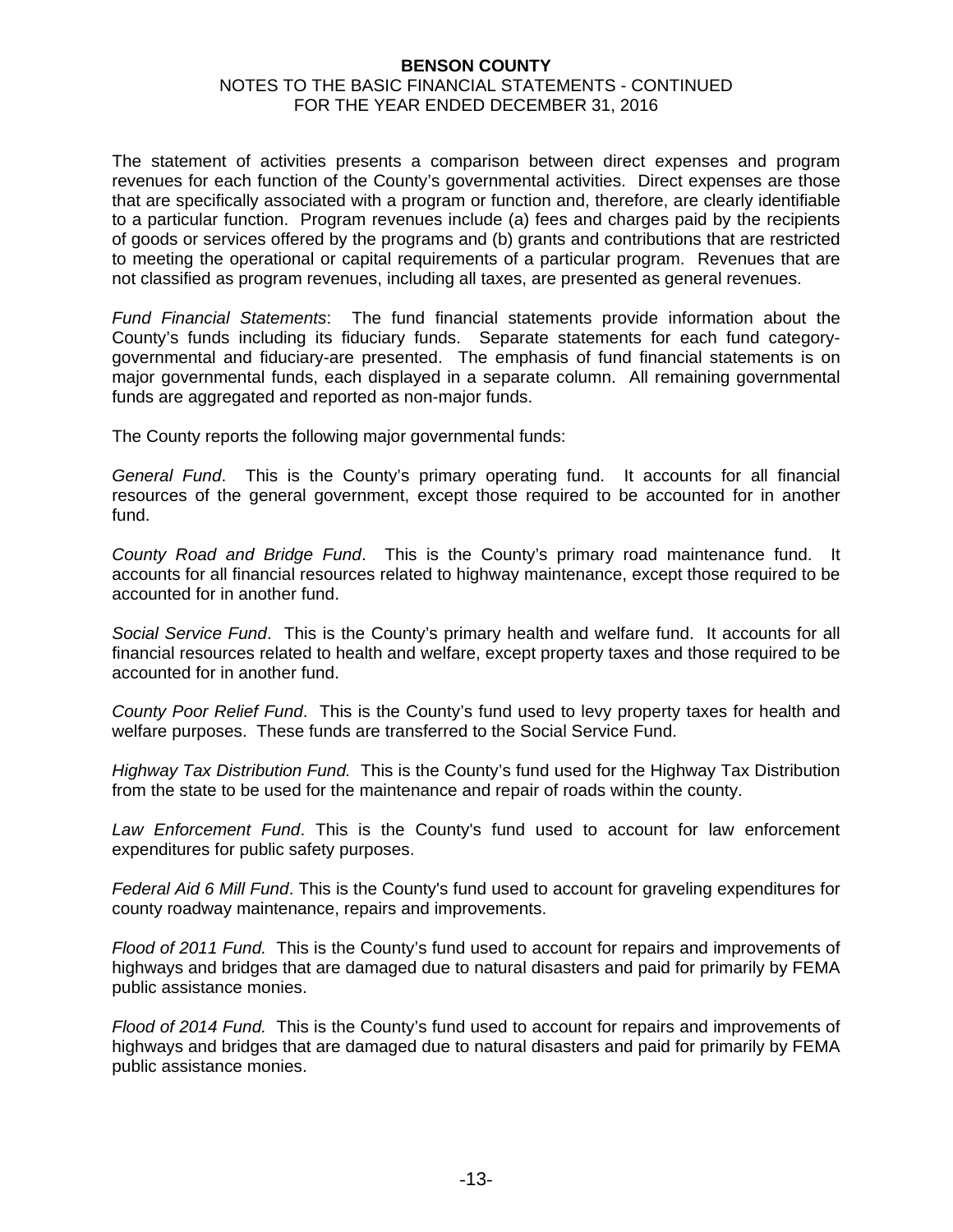The statement of activities presents a comparison between direct expenses and program revenues for each function of the County's governmental activities. Direct expenses are those that are specifically associated with a program or function and, therefore, are clearly identifiable to a particular function. Program revenues include (a) fees and charges paid by the recipients of goods or services offered by the programs and (b) grants and contributions that are restricted to meeting the operational or capital requirements of a particular program. Revenues that are not classified as program revenues, including all taxes, are presented as general revenues.

*Fund Financial Statements*: The fund financial statements provide information about the County's funds including its fiduciary funds. Separate statements for each fund category-governmental and fiduciary-are presented. The emphasis of fund financial statements is on major governmental funds, each displayed in a separate column. All remaining governmental funds are aggregated and reported as non-major funds.

The County reports the following major governmental funds:

*General Fund*. This is the County's primary operating fund. It accounts for all financial resources of the general government, except those required to be accounted for in another fund.

*County Road and Bridge Fund*. This is the County's primary road maintenance fund. It accounts for all financial resources related to highway maintenance, except those required to be accounted for in another fund.

*Social Service Fund*. This is the County's primary health and welfare fund. It accounts for all financial resources related to health and welfare, except property taxes and those required to be accounted for in another fund.

*County Poor Relief Fund*. This is the County's fund used to levy property taxes for health and welfare purposes. These funds are transferred to the Social Service Fund.

*Highway Tax Distribution Fund.* This is the County's fund used for the Highway Tax Distribution from the state to be used for the maintenance and repair of roads within the county.

*Law Enforcement Fund*. This is the County's fund used to account for law enforcement expenditures for public safety purposes.

*Federal Aid 6 Mill Fund*. This is the County's fund used to account for graveling expenditures for county roadway maintenance, repairs and improvements.

*Flood of 2011 Fund.* This is the County's fund used to account for repairs and improvements of highways and bridges that are damaged due to natural disasters and paid for primarily by FEMA public assistance monies.

*Flood of 2014 Fund.* This is the County's fund used to account for repairs and improvements of highways and bridges that are damaged due to natural disasters and paid for primarily by FEMA public assistance monies.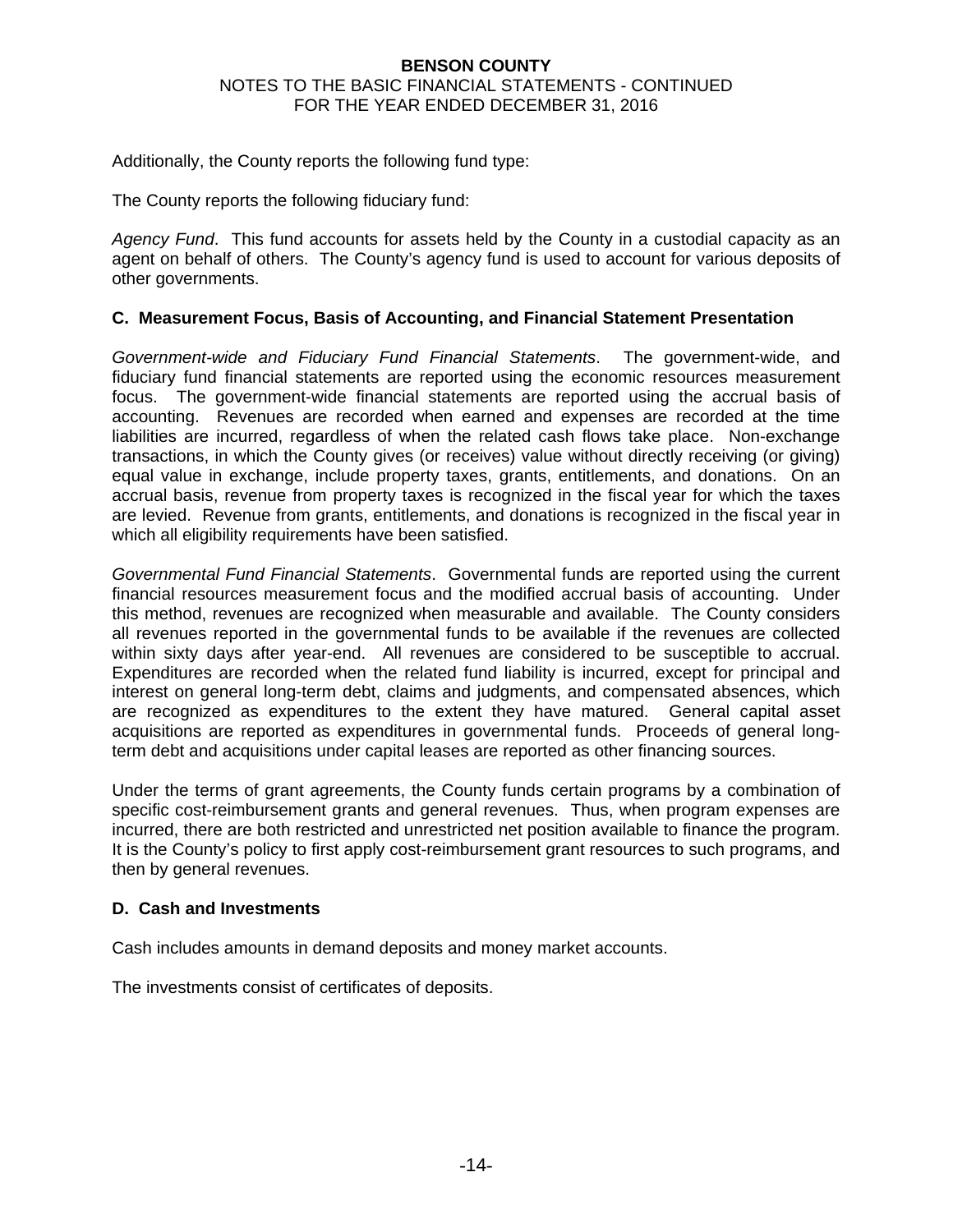Additionally, the County reports the following fund type:

The County reports the following fiduciary fund:

*Agency Fund*. This fund accounts for assets held by the County in a custodial capacity as an agent on behalf of others. The County's agency fund is used to account for various deposits of other governments.

### C. Measurement Focus, Basis of Accounting, and Financial Statement Presentation

*Government-wide and Fiduciary Fund Financial Statements*. The government-wide, and fiduciary fund financial statements are reported using the economic resources measurement focus. The government-wide financial statements are reported using the accrual basis of accounting. Revenues are recorded when earned and expenses are recorded at the time liabilities are incurred, regardless of when the related cash flows take place. Non-exchange transactions, in which the County gives (or receives) value without directly receiving (or giving) equal value in exchange, include property taxes, grants, entitlements, and donations. On an accrual basis, revenue from property taxes is recognized in the fiscal year for which the taxes are levied. Revenue from grants, entitlements, and donations is recognized in the fiscal year in which all eligibility requirements have been satisfied.

*Governmental Fund Financial Statements*. Governmental funds are reported using the current financial resources measurement focus and the modified accrual basis of accounting. Under this method, revenues are recognized when measurable and available. The County considers all revenues reported in the governmental funds to be available if the revenues are collected within sixty days after year-end. All revenues are considered to be susceptible to accrual. Expenditures are recorded when the related fund liability is incurred, except for principal and interest on general long-term debt, claims and judgments, and compensated absences, which are recognized as expenditures to the extent they have matured. General capital asset acquisitions are reported as expenditures in governmental funds. Proceeds of general long-term debt and acquisitions under capital leases are reported as other financing sources.

Under the terms of grant agreements, the County funds certain programs by a combination of specific cost-reimbursement grants and general revenues. Thus, when program expenses are incurred, there are both restricted and unrestricted net position available to finance the program. It is the County's policy to first apply cost-reimbursement grant resources to such programs, and then by general revenues.

### D. Cash and Investments

Cash includes amounts in demand deposits and money market accounts.

The investments consist of certificates of deposits.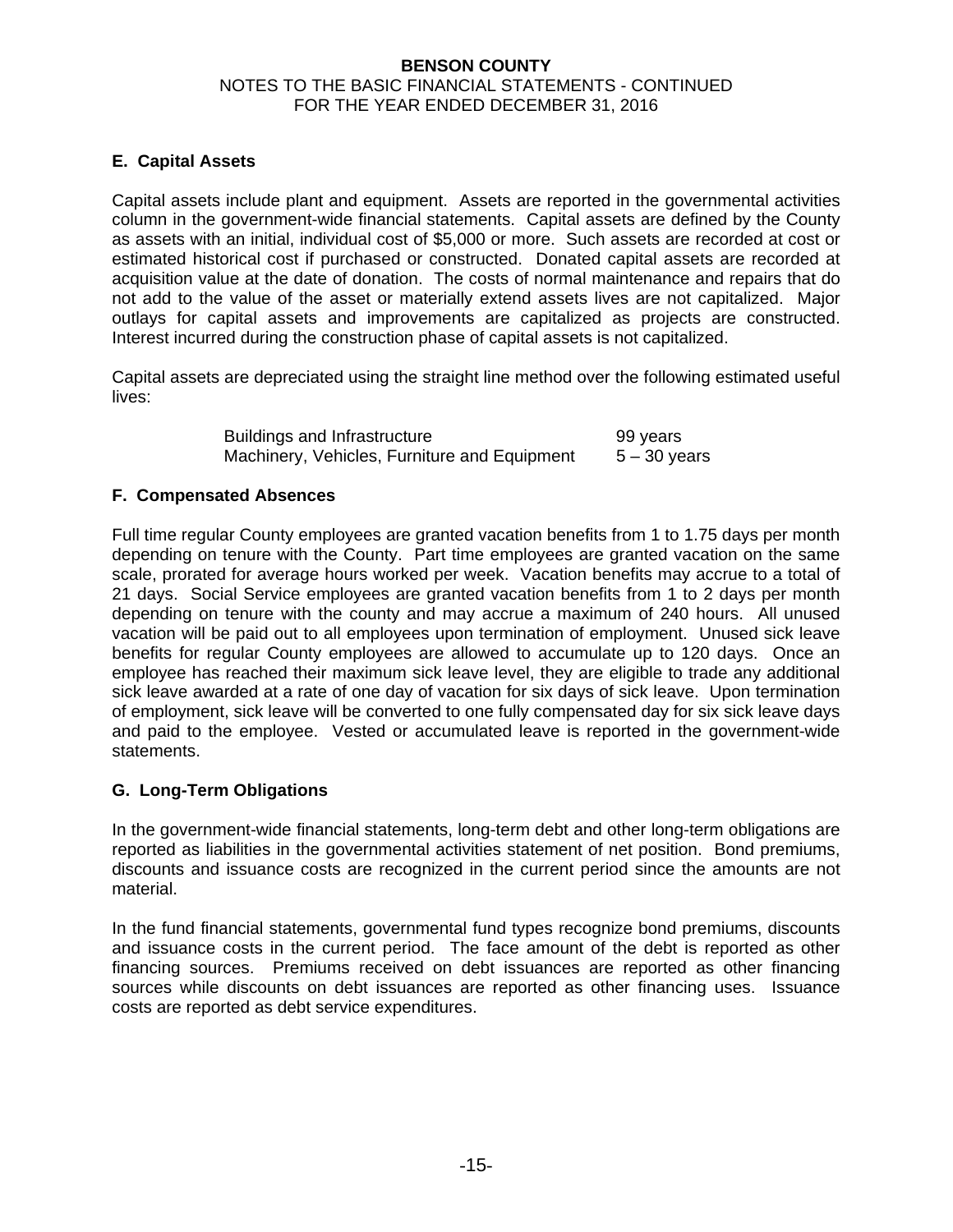## E. Capital Assets

Capital assets include plant and equipment. Assets are reported in the governmental activities column in the government-wide financial statements. Capital assets are defined by the County as assets with an initial, individual cost of $5,000 or more. Such assets are recorded at cost or estimated historical cost if purchased or constructed. Donated capital assets are recorded at acquisition value at the date of donation. The costs of normal maintenance and repairs that do not add to the value of the asset or materially extend assets lives are not capitalized. Major outlays for capital assets and improvements are capitalized as projects are constructed. Interest incurred during the construction phase of capital assets is not capitalized.

Capital assets are depreciated using the straight line method over the following estimated useful lives:

| | |
|---|---|
| Buildings and Infrastructure | 99 years |
| Machinery, Vehicles, Furniture and Equipment | 5 – 30 years |

## F. Compensated Absences

Full time regular County employees are granted vacation benefits from 1 to 1.75 days per month depending on tenure with the County. Part time employees are granted vacation on the same scale, prorated for average hours worked per week. Vacation benefits may accrue to a total of 21 days. Social Service employees are granted vacation benefits from 1 to 2 days per month depending on tenure with the county and may accrue a maximum of 240 hours. All unused vacation will be paid out to all employees upon termination of employment. Unused sick leave benefits for regular County employees are allowed to accumulate up to 120 days. Once an employee has reached their maximum sick leave level, they are eligible to trade any additional sick leave awarded at a rate of one day of vacation for six days of sick leave. Upon termination of employment, sick leave will be converted to one fully compensated day for six sick leave days and paid to the employee. Vested or accumulated leave is reported in the government-wide statements.

## G. Long-Term Obligations

In the government-wide financial statements, long-term debt and other long-term obligations are reported as liabilities in the governmental activities statement of net position. Bond premiums, discounts and issuance costs are recognized in the current period since the amounts are not material.

In the fund financial statements, governmental fund types recognize bond premiums, discounts and issuance costs in the current period. The face amount of the debt is reported as other financing sources. Premiums received on debt issuances are reported as other financing sources while discounts on debt issuances are reported as other financing uses. Issuance costs are reported as debt service expenditures.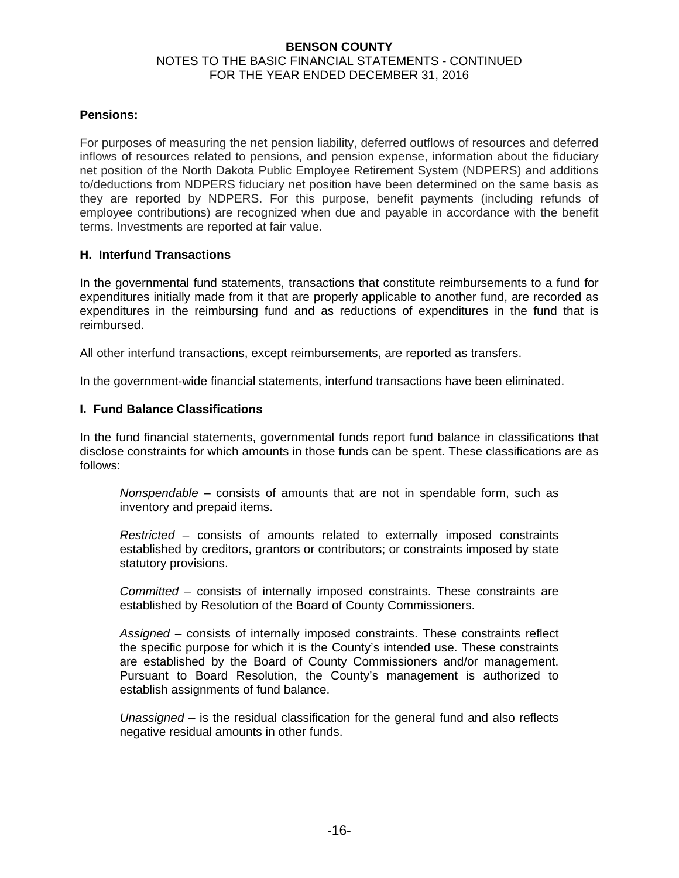**Pensions:**

For purposes of measuring the net pension liability, deferred outflows of resources and deferred inflows of resources related to pensions, and pension expense, information about the fiduciary net position of the North Dakota Public Employee Retirement System (NDPERS) and additions to/deductions from NDPERS fiduciary net position have been determined on the same basis as they are reported by NDPERS. For this purpose, benefit payments (including refunds of employee contributions) are recognized when due and payable in accordance with the benefit terms. Investments are reported at fair value.

### H. Interfund Transactions

In the governmental fund statements, transactions that constitute reimbursements to a fund for expenditures initially made from it that are properly applicable to another fund, are recorded as expenditures in the reimbursing fund and as reductions of expenditures in the fund that is reimbursed.

All other interfund transactions, except reimbursements, are reported as transfers.

In the government-wide financial statements, interfund transactions have been eliminated.

### I. Fund Balance Classifications

In the fund financial statements, governmental funds report fund balance in classifications that disclose constraints for which amounts in those funds can be spent. These classifications are as follows:

*Nonspendable* – consists of amounts that are not in spendable form, such as inventory and prepaid items.

*Restricted* – consists of amounts related to externally imposed constraints established by creditors, grantors or contributors; or constraints imposed by state statutory provisions.

*Committed* – consists of internally imposed constraints. These constraints are established by Resolution of the Board of County Commissioners.

*Assigned* – consists of internally imposed constraints. These constraints reflect the specific purpose for which it is the County's intended use. These constraints are established by the Board of County Commissioners and/or management. Pursuant to Board Resolution, the County's management is authorized to establish assignments of fund balance.

*Unassigned* – is the residual classification for the general fund and also reflects negative residual amounts in other funds.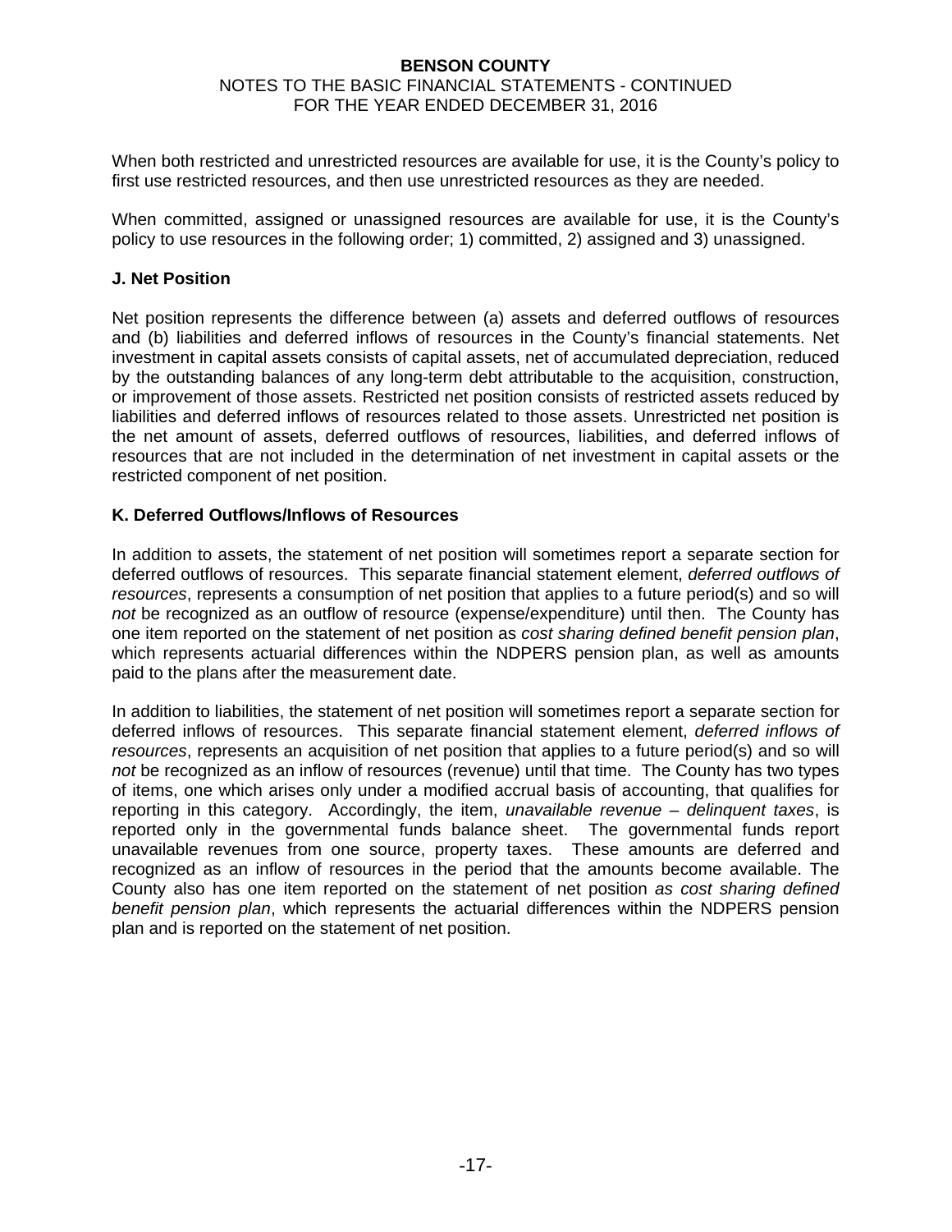When both restricted and unrestricted resources are available for use, it is the County's policy to first use restricted resources, and then use unrestricted resources as they are needed.

When committed, assigned or unassigned resources are available for use, it is the County's policy to use resources in the following order; 1) committed, 2) assigned and 3) unassigned.

**J. Net Position**

Net position represents the difference between (a) assets and deferred outflows of resources and (b) liabilities and deferred inflows of resources in the County's financial statements. Net investment in capital assets consists of capital assets, net of accumulated depreciation, reduced by the outstanding balances of any long-term debt attributable to the acquisition, construction, or improvement of those assets. Restricted net position consists of restricted assets reduced by liabilities and deferred inflows of resources related to those assets. Unrestricted net position is the net amount of assets, deferred outflows of resources, liabilities, and deferred inflows of resources that are not included in the determination of net investment in capital assets or the restricted component of net position.

**K. Deferred Outflows/Inflows of Resources**

In addition to assets, the statement of net position will sometimes report a separate section for deferred outflows of resources. This separate financial statement element, *deferred outflows of resources*, represents a consumption of net position that applies to a future period(s) and so will *not* be recognized as an outflow of resource (expense/expenditure) until then. The County has one item reported on the statement of net position as *cost sharing defined benefit pension plan*, which represents actuarial differences within the NDPERS pension plan, as well as amounts paid to the plans after the measurement date.

In addition to liabilities, the statement of net position will sometimes report a separate section for deferred inflows of resources. This separate financial statement element, *deferred inflows of resources*, represents an acquisition of net position that applies to a future period(s) and so will *not* be recognized as an inflow of resources (revenue) until that time. The County has two types of items, one which arises only under a modified accrual basis of accounting, that qualifies for reporting in this category. Accordingly, the item, *unavailable revenue – delinquent taxes*, is reported only in the governmental funds balance sheet. The governmental funds report unavailable revenues from one source, property taxes. These amounts are deferred and recognized as an inflow of resources in the period that the amounts become available. The County also has one item reported on the statement of net position *as cost sharing defined benefit pension plan*, which represents the actuarial differences within the NDPERS pension plan and is reported on the statement of net position.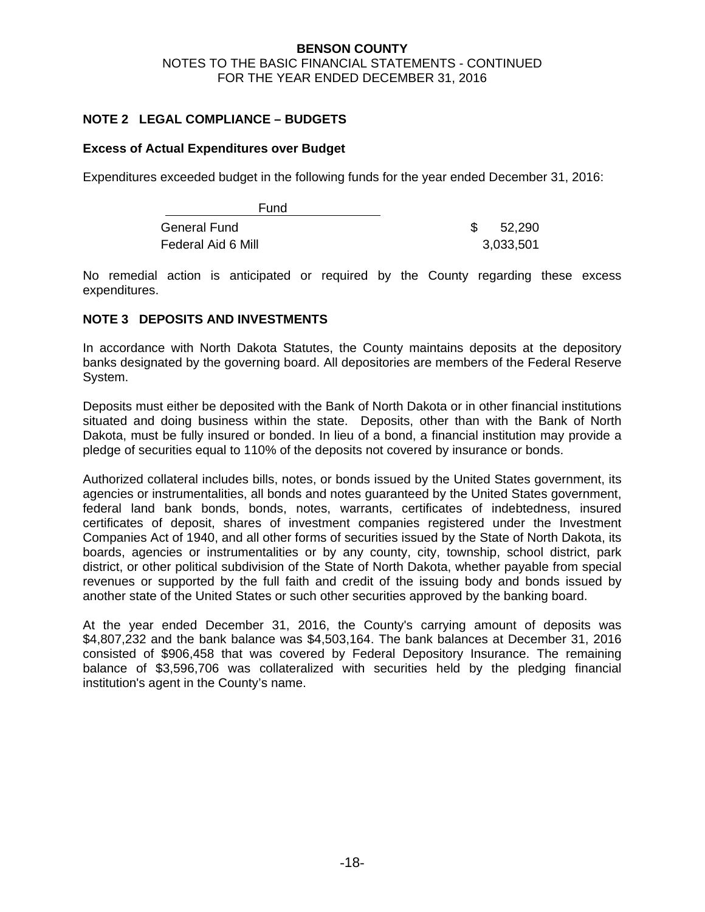## NOTE 2 LEGAL COMPLIANCE – BUDGETS

### Excess of Actual Expenditures over Budget

Expenditures exceeded budget in the following funds for the year ended December 31, 2016:

| Fund | |
|---|---|
| General Fund | $ 52,290 |
| Federal Aid 6 Mill | 3,033,501 |

No remedial action is anticipated or required by the County regarding these excess expenditures.

## NOTE 3 DEPOSITS AND INVESTMENTS

In accordance with North Dakota Statutes, the County maintains deposits at the depository banks designated by the governing board. All depositories are members of the Federal Reserve System.

Deposits must either be deposited with the Bank of North Dakota or in other financial institutions situated and doing business within the state. Deposits, other than with the Bank of North Dakota, must be fully insured or bonded. In lieu of a bond, a financial institution may provide a pledge of securities equal to 110% of the deposits not covered by insurance or bonds.

Authorized collateral includes bills, notes, or bonds issued by the United States government, its agencies or instrumentalities, all bonds and notes guaranteed by the United States government, federal land bank bonds, bonds, notes, warrants, certificates of indebtedness, insured certificates of deposit, shares of investment companies registered under the Investment Companies Act of 1940, and all other forms of securities issued by the State of North Dakota, its boards, agencies or instrumentalities or by any county, city, township, school district, park district, or other political subdivision of the State of North Dakota, whether payable from special revenues or supported by the full faith and credit of the issuing body and bonds issued by another state of the United States or such other securities approved by the banking board.

At the year ended December 31, 2016, the County's carrying amount of deposits was $4,807,232 and the bank balance was $4,503,164. The bank balances at December 31, 2016 consisted of $906,458 that was covered by Federal Depository Insurance. The remaining balance of $3,596,706 was collateralized with securities held by the pledging financial institution's agent in the County's name.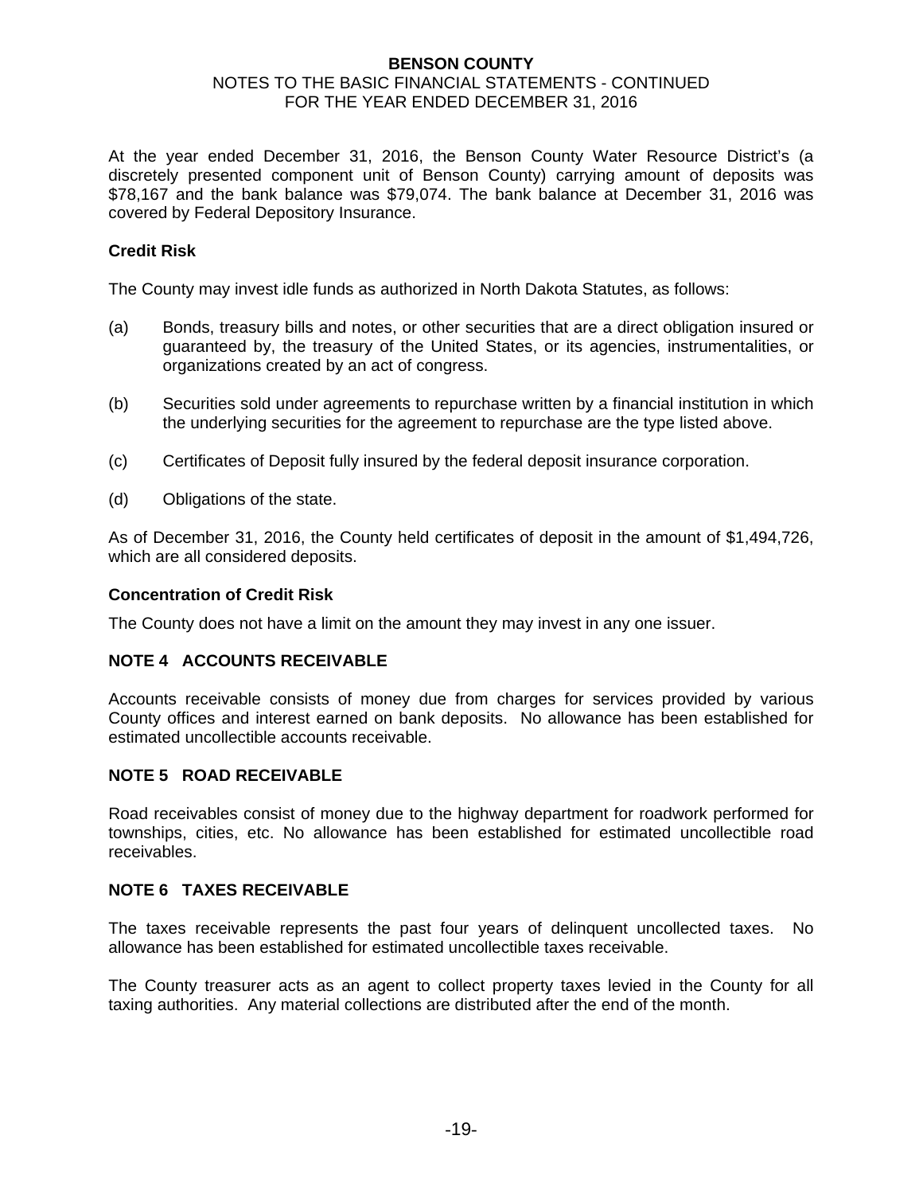At the year ended December 31, 2016, the Benson County Water Resource District's (a discretely presented component unit of Benson County) carrying amount of deposits was $78,167 and the bank balance was $79,074. The bank balance at December 31, 2016 was covered by Federal Depository Insurance.

**Credit Risk**

The County may invest idle funds as authorized in North Dakota Statutes, as follows:

(a) Bonds, treasury bills and notes, or other securities that are a direct obligation insured or guaranteed by, the treasury of the United States, or its agencies, instrumentalities, or organizations created by an act of congress.

(b) Securities sold under agreements to repurchase written by a financial institution in which the underlying securities for the agreement to repurchase are the type listed above.

(c) Certificates of Deposit fully insured by the federal deposit insurance corporation.

(d) Obligations of the state.

As of December 31, 2016, the County held certificates of deposit in the amount of $1,494,726, which are all considered deposits.

**Concentration of Credit Risk**

The County does not have a limit on the amount they may invest in any one issuer.

## NOTE 4 ACCOUNTS RECEIVABLE

Accounts receivable consists of money due from charges for services provided by various County offices and interest earned on bank deposits. No allowance has been established for estimated uncollectible accounts receivable.

## NOTE 5 ROAD RECEIVABLE

Road receivables consist of money due to the highway department for roadwork performed for townships, cities, etc. No allowance has been established for estimated uncollectible road receivables.

## NOTE 6 TAXES RECEIVABLE

The taxes receivable represents the past four years of delinquent uncollected taxes. No allowance has been established for estimated uncollectible taxes receivable.

The County treasurer acts as an agent to collect property taxes levied in the County for all taxing authorities. Any material collections are distributed after the end of the month.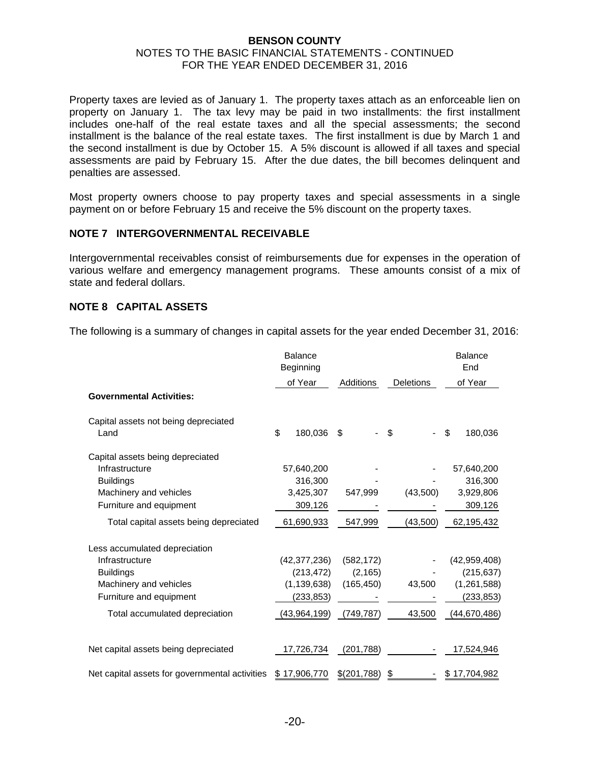Property taxes are levied as of January 1. The property taxes attach as an enforceable lien on property on January 1. The tax levy may be paid in two installments: the first installment includes one-half of the real estate taxes and all the special assessments; the second installment is the balance of the real estate taxes. The first installment is due by March 1 and the second installment is due by October 15. A 5% discount is allowed if all taxes and special assessments are paid by February 15. After the due dates, the bill becomes delinquent and penalties are assessed.

Most property owners choose to pay property taxes and special assessments in a single payment on or before February 15 and receive the 5% discount on the property taxes.

## NOTE 7 INTERGOVERNMENTAL RECEIVABLE

Intergovernmental receivables consist of reimbursements due for expenses in the operation of various welfare and emergency management programs. These amounts consist of a mix of state and federal dollars.

## NOTE 8 CAPITAL ASSETS

The following is a summary of changes in capital assets for the year ended December 31, 2016:

| | Balance Beginning of Year | Additions | Deletions | Balance End of Year |
|---|---|---|---|---|
| **Governmental Activities:** | | | | |
| Capital assets not being depreciated | | | | |
| Land | $ 180,036 | $ - | $ - | $ 180,036 |
| Capital assets being depreciated | | | | |
| Infrastructure | 57,640,200 | - | - | 57,640,200 |
| Buildings | 316,300 | - | - | 316,300 |
| Machinery and vehicles | 3,425,307 | 547,999 | (43,500) | 3,929,806 |
| Furniture and equipment | 309,126 | - | - | 309,126 |
| Total capital assets being depreciated | 61,690,933 | 547,999 | (43,500) | 62,195,432 |
| Less accumulated depreciation | | | | |
| Infrastructure | (42,377,236) | (582,172) | - | (42,959,408) |
| Buildings | (213,472) | (2,165) | - | (215,637) |
| Machinery and vehicles | (1,139,638) | (165,450) | 43,500 | (1,261,588) |
| Furniture and equipment | (233,853) | - | - | (233,853) |
| Total accumulated depreciation | (43,964,199) | (749,787) | 43,500 | (44,670,486) |
| Net capital assets being depreciated | 17,726,734 | (201,788) | - | 17,524,946 |
| Net capital assets for governmental activities | $ 17,906,770 | $(201,788) | $ - | $ 17,704,982 |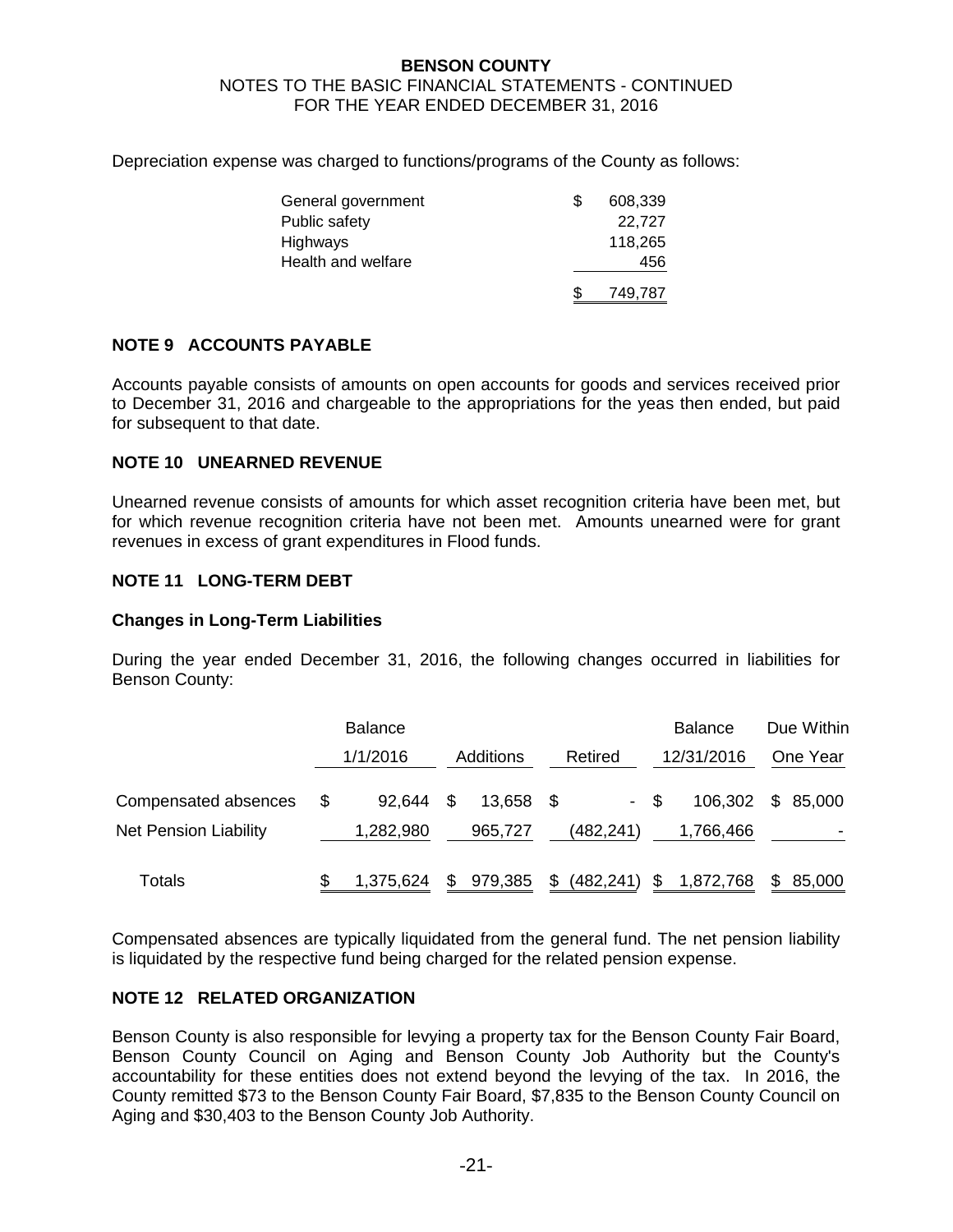Depreciation expense was charged to functions/programs of the County as follows:

| | |
|---|---|
| General government | $ 608,339 |
| Public safety | 22,727 |
| Highways | 118,265 |
| Health and welfare | 456 |
| | $ 749,787 |

## NOTE 9 ACCOUNTS PAYABLE

Accounts payable consists of amounts on open accounts for goods and services received prior to December 31, 2016 and chargeable to the appropriations for the yeas then ended, but paid for subsequent to that date.

## NOTE 10 UNEARNED REVENUE

Unearned revenue consists of amounts for which asset recognition criteria have been met, but for which revenue recognition criteria have not been met. Amounts unearned were for grant revenues in excess of grant expenditures in Flood funds.

## NOTE 11 LONG-TERM DEBT

### Changes in Long-Term Liabilities

During the year ended December 31, 2016, the following changes occurred in liabilities for Benson County:

| | Balance 1/1/2016 | Additions | Retired | Balance 12/31/2016 | Due Within One Year |
|---|---|---|---|---|---|
| Compensated absences | $ 92,644 | $ 13,658 | $ - | $ 106,302 | $ 85,000 |
| Net Pension Liability | 1,282,980 | 965,727 | (482,241) | 1,766,466 | - |
| Totals | $ 1,375,624 | $ 979,385 | $ (482,241) | $ 1,872,768 | $ 85,000 |

Compensated absences are typically liquidated from the general fund. The net pension liability is liquidated by the respective fund being charged for the related pension expense.

## NOTE 12 RELATED ORGANIZATION

Benson County is also responsible for levying a property tax for the Benson County Fair Board, Benson County Council on Aging and Benson County Job Authority but the County's accountability for these entities does not extend beyond the levying of the tax. In 2016, the County remitted $73 to the Benson County Fair Board, $7,835 to the Benson County Council on Aging and $30,403 to the Benson County Job Authority.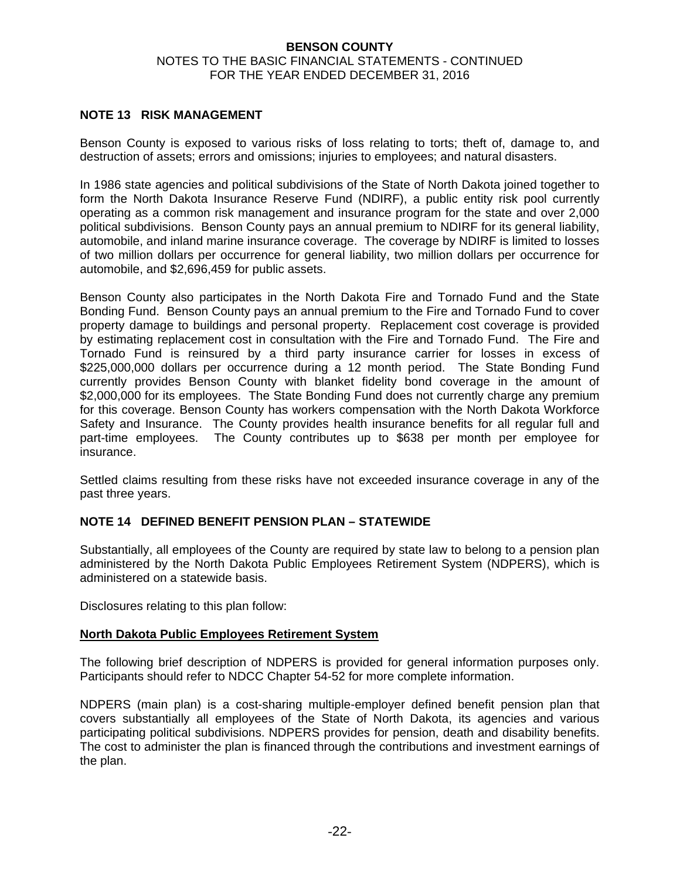## NOTE 13 RISK MANAGEMENT

Benson County is exposed to various risks of loss relating to torts; theft of, damage to, and destruction of assets; errors and omissions; injuries to employees; and natural disasters.

In 1986 state agencies and political subdivisions of the State of North Dakota joined together to form the North Dakota Insurance Reserve Fund (NDIRF), a public entity risk pool currently operating as a common risk management and insurance program for the state and over 2,000 political subdivisions. Benson County pays an annual premium to NDIRF for its general liability, automobile, and inland marine insurance coverage. The coverage by NDIRF is limited to losses of two million dollars per occurrence for general liability, two million dollars per occurrence for automobile, and $2,696,459 for public assets.

Benson County also participates in the North Dakota Fire and Tornado Fund and the State Bonding Fund. Benson County pays an annual premium to the Fire and Tornado Fund to cover property damage to buildings and personal property. Replacement cost coverage is provided by estimating replacement cost in consultation with the Fire and Tornado Fund. The Fire and Tornado Fund is reinsured by a third party insurance carrier for losses in excess of $225,000,000 dollars per occurrence during a 12 month period. The State Bonding Fund currently provides Benson County with blanket fidelity bond coverage in the amount of $2,000,000 for its employees. The State Bonding Fund does not currently charge any premium for this coverage. Benson County has workers compensation with the North Dakota Workforce Safety and Insurance. The County provides health insurance benefits for all regular full and part-time employees. The County contributes up to $638 per month per employee for insurance.

Settled claims resulting from these risks have not exceeded insurance coverage in any of the past three years.

## NOTE 14 DEFINED BENEFIT PENSION PLAN – STATEWIDE

Substantially, all employees of the County are required by state law to belong to a pension plan administered by the North Dakota Public Employees Retirement System (NDPERS), which is administered on a statewide basis.

Disclosures relating to this plan follow:

**North Dakota Public Employees Retirement System**

The following brief description of NDPERS is provided for general information purposes only. Participants should refer to NDCC Chapter 54-52 for more complete information.

NDPERS (main plan) is a cost-sharing multiple-employer defined benefit pension plan that covers substantially all employees of the State of North Dakota, its agencies and various participating political subdivisions. NDPERS provides for pension, death and disability benefits. The cost to administer the plan is financed through the contributions and investment earnings of the plan.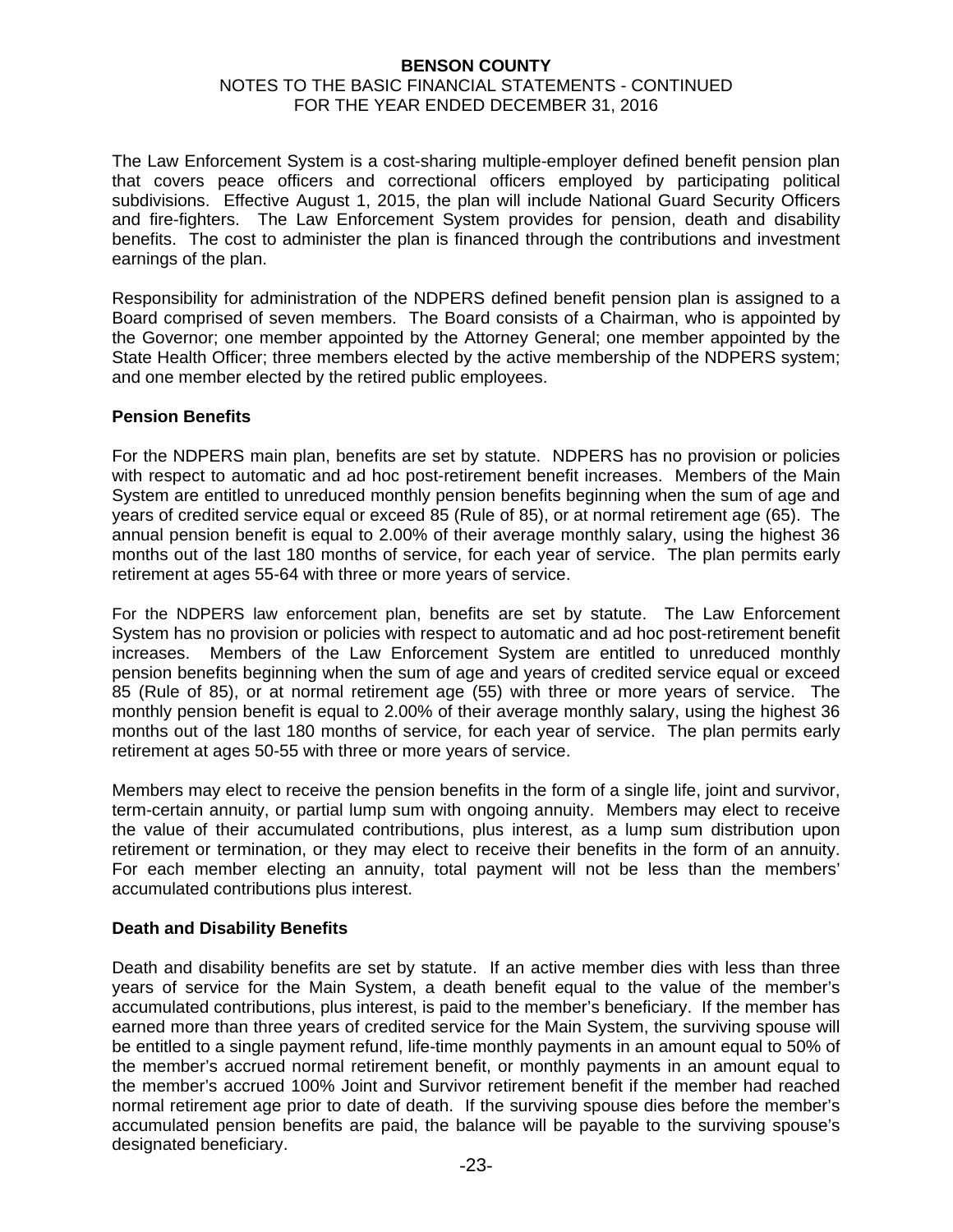The Law Enforcement System is a cost-sharing multiple-employer defined benefit pension plan that covers peace officers and correctional officers employed by participating political subdivisions. Effective August 1, 2015, the plan will include National Guard Security Officers and fire-fighters. The Law Enforcement System provides for pension, death and disability benefits. The cost to administer the plan is financed through the contributions and investment earnings of the plan.

Responsibility for administration of the NDPERS defined benefit pension plan is assigned to a Board comprised of seven members. The Board consists of a Chairman, who is appointed by the Governor; one member appointed by the Attorney General; one member appointed by the State Health Officer; three members elected by the active membership of the NDPERS system; and one member elected by the retired public employees.

**Pension Benefits**

For the NDPERS main plan, benefits are set by statute. NDPERS has no provision or policies with respect to automatic and ad hoc post-retirement benefit increases. Members of the Main System are entitled to unreduced monthly pension benefits beginning when the sum of age and years of credited service equal or exceed 85 (Rule of 85), or at normal retirement age (65). The annual pension benefit is equal to 2.00% of their average monthly salary, using the highest 36 months out of the last 180 months of service, for each year of service. The plan permits early retirement at ages 55-64 with three or more years of service.

For the NDPERS law enforcement plan, benefits are set by statute. The Law Enforcement System has no provision or policies with respect to automatic and ad hoc post-retirement benefit increases. Members of the Law Enforcement System are entitled to unreduced monthly pension benefits beginning when the sum of age and years of credited service equal or exceed 85 (Rule of 85), or at normal retirement age (55) with three or more years of service. The monthly pension benefit is equal to 2.00% of their average monthly salary, using the highest 36 months out of the last 180 months of service, for each year of service. The plan permits early retirement at ages 50-55 with three or more years of service.

Members may elect to receive the pension benefits in the form of a single life, joint and survivor, term-certain annuity, or partial lump sum with ongoing annuity. Members may elect to receive the value of their accumulated contributions, plus interest, as a lump sum distribution upon retirement or termination, or they may elect to receive their benefits in the form of an annuity. For each member electing an annuity, total payment will not be less than the members' accumulated contributions plus interest.

**Death and Disability Benefits**

Death and disability benefits are set by statute. If an active member dies with less than three years of service for the Main System, a death benefit equal to the value of the member's accumulated contributions, plus interest, is paid to the member's beneficiary. If the member has earned more than three years of credited service for the Main System, the surviving spouse will be entitled to a single payment refund, life-time monthly payments in an amount equal to 50% of the member's accrued normal retirement benefit, or monthly payments in an amount equal to the member's accrued 100% Joint and Survivor retirement benefit if the member had reached normal retirement age prior to date of death. If the surviving spouse dies before the member's accumulated pension benefits are paid, the balance will be payable to the surviving spouse's designated beneficiary.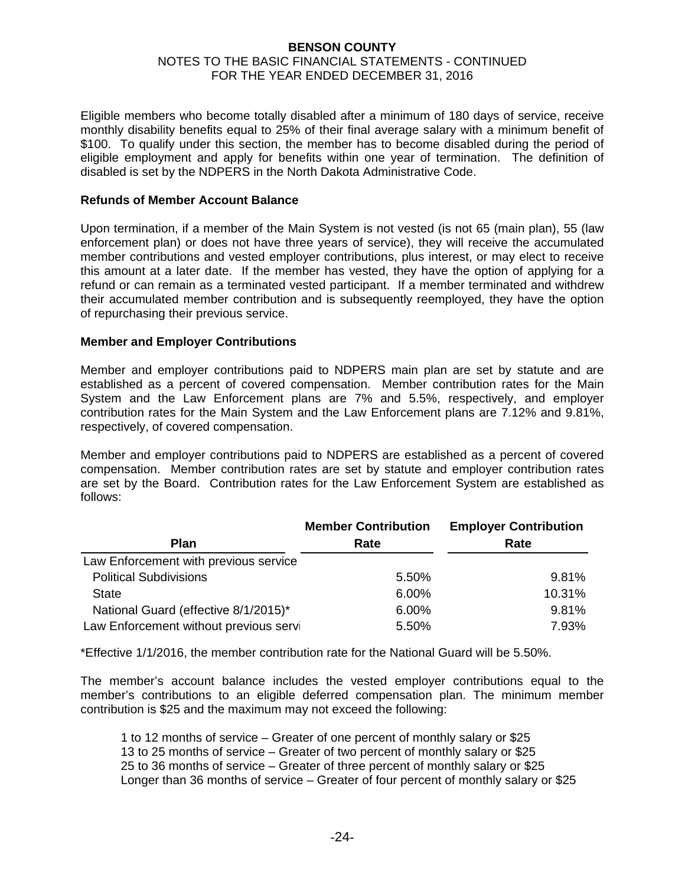Eligible members who become totally disabled after a minimum of 180 days of service, receive monthly disability benefits equal to 25% of their final average salary with a minimum benefit of $100. To qualify under this section, the member has to become disabled during the period of eligible employment and apply for benefits within one year of termination. The definition of disabled is set by the NDPERS in the North Dakota Administrative Code.

**Refunds of Member Account Balance**

Upon termination, if a member of the Main System is not vested (is not 65 (main plan), 55 (law enforcement plan) or does not have three years of service), they will receive the accumulated member contributions and vested employer contributions, plus interest, or may elect to receive this amount at a later date. If the member has vested, they have the option of applying for a refund or can remain as a terminated vested participant. If a member terminated and withdrew their accumulated member contribution and is subsequently reemployed, they have the option of repurchasing their previous service.

**Member and Employer Contributions**

Member and employer contributions paid to NDPERS main plan are set by statute and are established as a percent of covered compensation. Member contribution rates for the Main System and the Law Enforcement plans are 7% and 5.5%, respectively, and employer contribution rates for the Main System and the Law Enforcement plans are 7.12% and 9.81%, respectively, of covered compensation.

Member and employer contributions paid to NDPERS are established as a percent of covered compensation. Member contribution rates are set by statute and employer contribution rates are set by the Board. Contribution rates for the Law Enforcement System are established as follows:

| Plan | Member Contribution Rate | Employer Contribution Rate |
|---|---|---|
| Law Enforcement with previous service | | |
| Political Subdivisions | 5.50% | 9.81% |
| State | 6.00% | 10.31% |
| National Guard (effective 8/1/2015)* | 6.00% | 9.81% |
| Law Enforcement without previous servi | 5.50% | 7.93% |

*Effective 1/1/2016, the member contribution rate for the National Guard will be 5.50%.

The member's account balance includes the vested employer contributions equal to the member's contributions to an eligible deferred compensation plan. The minimum member contribution is $25 and the maximum may not exceed the following:

1 to 12 months of service – Greater of one percent of monthly salary or $25
13 to 25 months of service – Greater of two percent of monthly salary or $25
25 to 36 months of service – Greater of three percent of monthly salary or $25
Longer than 36 months of service – Greater of four percent of monthly salary or $25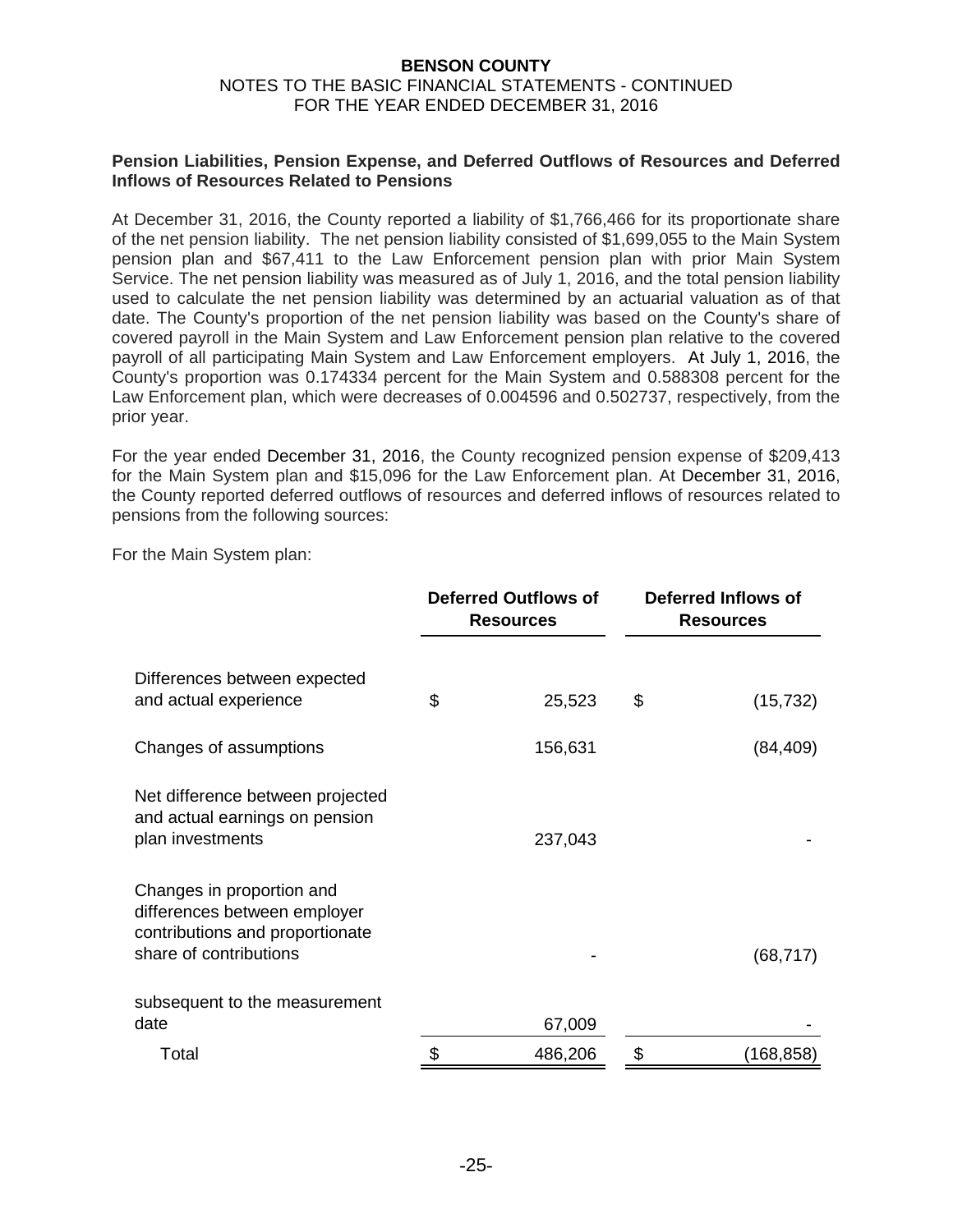**Pension Liabilities, Pension Expense, and Deferred Outflows of Resources and Deferred Inflows of Resources Related to Pensions**

At December 31, 2016, the County reported a liability of $1,766,466 for its proportionate share of the net pension liability. The net pension liability consisted of $1,699,055 to the Main System pension plan and $67,411 to the Law Enforcement pension plan with prior Main System Service. The net pension liability was measured as of July 1, 2016, and the total pension liability used to calculate the net pension liability was determined by an actuarial valuation as of that date. The County's proportion of the net pension liability was based on the County's share of covered payroll in the Main System and Law Enforcement pension plan relative to the covered payroll of all participating Main System and Law Enforcement employers. At July 1, 2016, the County's proportion was 0.174334 percent for the Main System and 0.588308 percent for the Law Enforcement plan, which were decreases of 0.004596 and 0.502737, respectively, from the prior year.

For the year ended December 31, 2016, the County recognized pension expense of $209,413 for the Main System plan and $15,096 for the Law Enforcement plan. At December 31, 2016, the County reported deferred outflows of resources and deferred inflows of resources related to pensions from the following sources:

For the Main System plan:

| | Deferred Outflows of Resources | Deferred Inflows of Resources |
|---|---|---|
| Differences between expected and actual experience | $ 25,523 | $ (15,732) |
| Changes of assumptions | 156,631 | (84,409) |
| Net difference between projected and actual earnings on pension plan investments | 237,043 | - |
| Changes in proportion and differences between employer contributions and proportionate share of contributions | - | (68,717) |
| subsequent to the measurement date | 67,009 | - |
| Total | $ 486,206 | $ (168,858) |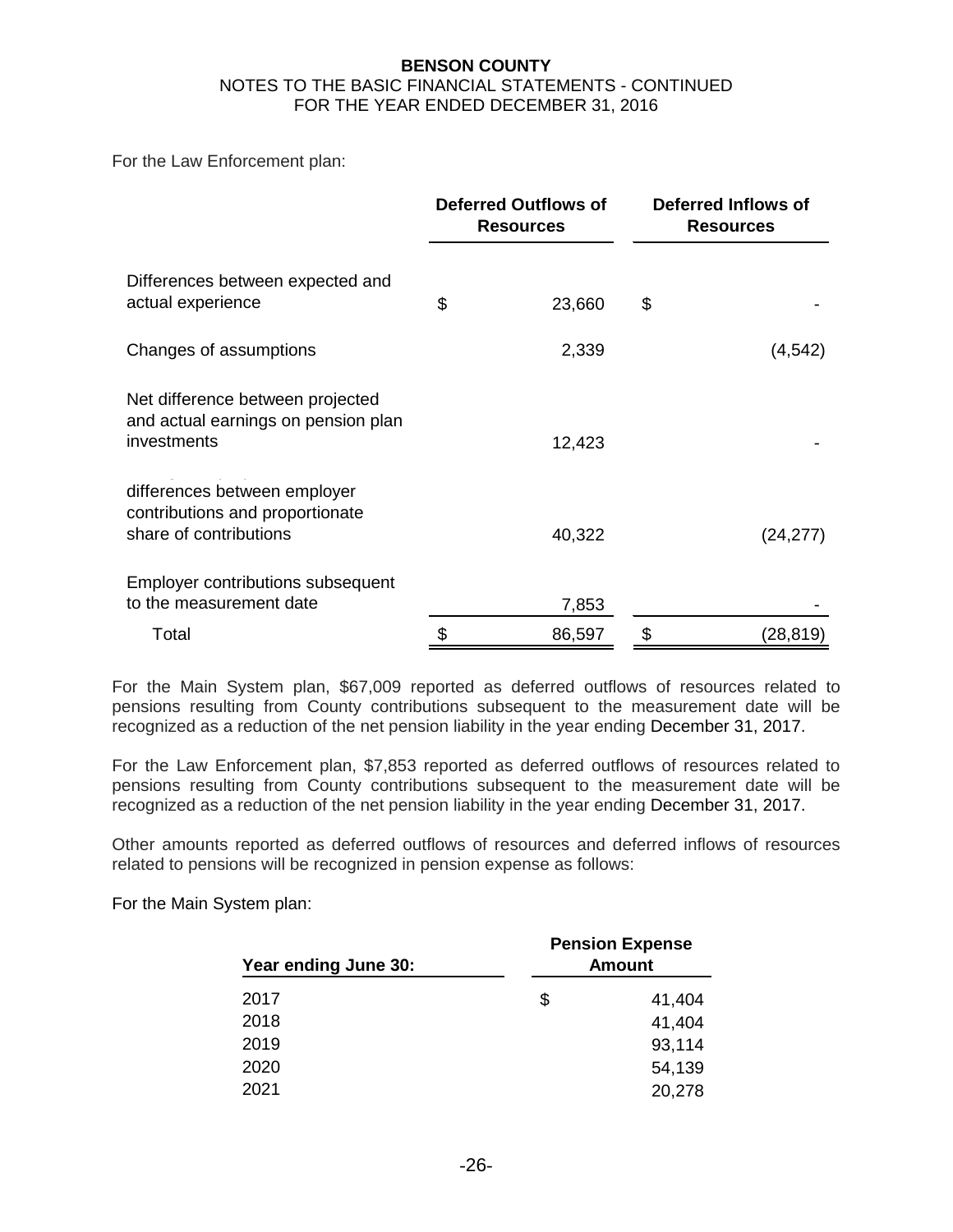For the Law Enforcement plan:

| | Deferred Outflows of Resources | Deferred Inflows of Resources |
|---|---|---|
| Differences between expected and actual experience | $ 23,660 | $ - |
| Changes of assumptions | 2,339 | (4,542) |
| Net difference between projected and actual earnings on pension plan investments | 12,423 | - |
| differences between employer contributions and proportionate share of contributions | 40,322 | (24,277) |
| Employer contributions subsequent to the measurement date | 7,853 | - |
| Total | $ 86,597 | $ (28,819) |

For the Main System plan, $67,009 reported as deferred outflows of resources related to pensions resulting from County contributions subsequent to the measurement date will be recognized as a reduction of the net pension liability in the year ending December 31, 2017.

For the Law Enforcement plan, $7,853 reported as deferred outflows of resources related to pensions resulting from County contributions subsequent to the measurement date will be recognized as a reduction of the net pension liability in the year ending December 31, 2017.

Other amounts reported as deferred outflows of resources and deferred inflows of resources related to pensions will be recognized in pension expense as follows:

For the Main System plan:

| Year ending June 30: | Pension Expense Amount |
|---|---|
| 2017 | $ 41,404 |
| 2018 | 41,404 |
| 2019 | 93,114 |
| 2020 | 54,139 |
| 2021 | 20,278 |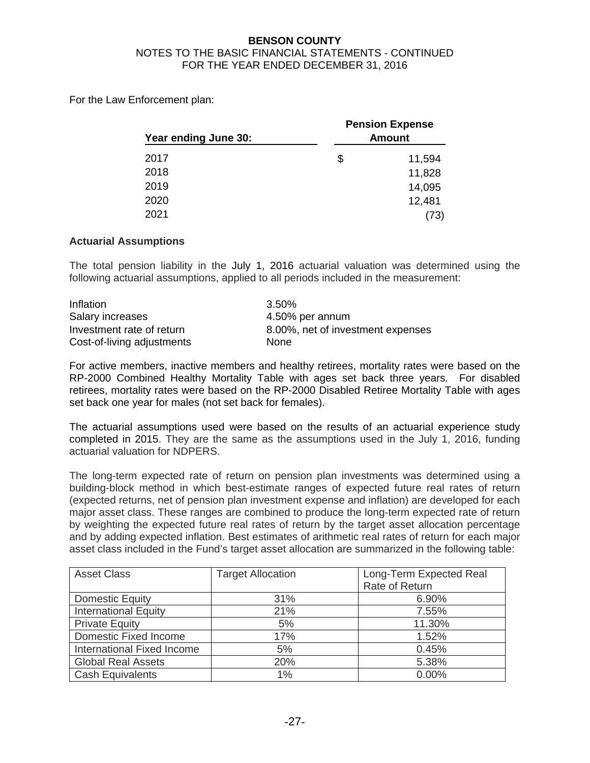For the Law Enforcement plan:

| Year ending June 30: | Pension Expense Amount |
|---|---|
| 2017 | $ 11,594 |
| 2018 | 11,828 |
| 2019 | 14,095 |
| 2020 | 12,481 |
| 2021 | (73) |

**Actuarial Assumptions**

The total pension liability in the July 1, 2016 actuarial valuation was determined using the following actuarial assumptions, applied to all periods included in the measurement:

| | |
|---|---|
| Inflation | 3.50% |
| Salary increases | 4.50% per annum |
| Investment rate of return | 8.00%, net of investment expenses |
| Cost-of-living adjustments | None |

For active members, inactive members and healthy retirees, mortality rates were based on the RP-2000 Combined Healthy Mortality Table with ages set back three years. For disabled retirees, mortality rates were based on the RP-2000 Disabled Retiree Mortality Table with ages set back one year for males (not set back for females).

The actuarial assumptions used were based on the results of an actuarial experience study completed in 2015. They are the same as the assumptions used in the July 1, 2016, funding actuarial valuation for NDPERS.

The long-term expected rate of return on pension plan investments was determined using a building-block method in which best-estimate ranges of expected future real rates of return (expected returns, net of pension plan investment expense and inflation) are developed for each major asset class. These ranges are combined to produce the long-term expected rate of return by weighting the expected future real rates of return by the target asset allocation percentage and by adding expected inflation. Best estimates of arithmetic real rates of return for each major asset class included in the Fund's target asset allocation are summarized in the following table:

| Asset Class | Target Allocation | Long-Term Expected Real Rate of Return |
|---|---|---|
| Domestic Equity | 31% | 6.90% |
| International Equity | 21% | 7.55% |
| Private Equity | 5% | 11.30% |
| Domestic Fixed Income | 17% | 1.52% |
| International Fixed Income | 5% | 0.45% |
| Global Real Assets | 20% | 5.38% |
| Cash Equivalents | 1% | 0.00% |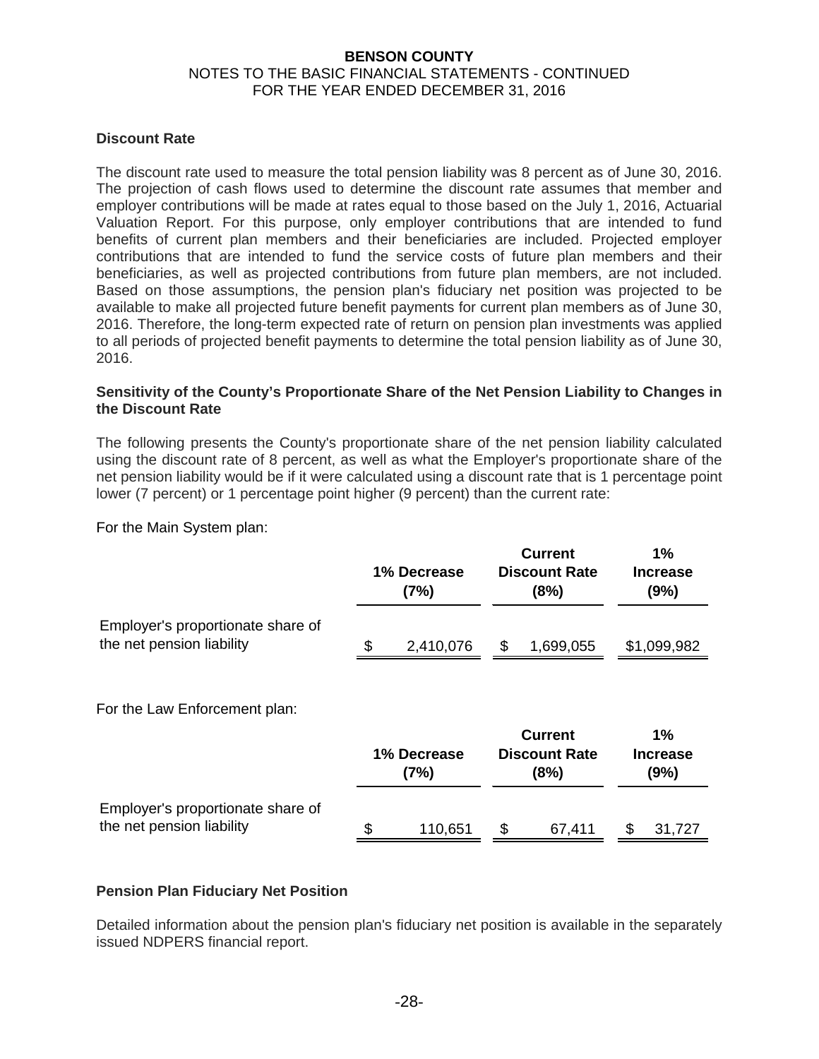### Discount Rate

The discount rate used to measure the total pension liability was 8 percent as of June 30, 2016. The projection of cash flows used to determine the discount rate assumes that member and employer contributions will be made at rates equal to those based on the July 1, 2016, Actuarial Valuation Report. For this purpose, only employer contributions that are intended to fund benefits of current plan members and their beneficiaries are included. Projected employer contributions that are intended to fund the service costs of future plan members and their beneficiaries, as well as projected contributions from future plan members, are not included. Based on those assumptions, the pension plan's fiduciary net position was projected to be available to make all projected future benefit payments for current plan members as of June 30, 2016. Therefore, the long-term expected rate of return on pension plan investments was applied to all periods of projected benefit payments to determine the total pension liability as of June 30, 2016.

### Sensitivity of the County's Proportionate Share of the Net Pension Liability to Changes in the Discount Rate

The following presents the County's proportionate share of the net pension liability calculated using the discount rate of 8 percent, as well as what the Employer's proportionate share of the net pension liability would be if it were calculated using a discount rate that is 1 percentage point lower (7 percent) or 1 percentage point higher (9 percent) than the current rate:

For the Main System plan:

| | 1% Decrease (7%) | Current Discount Rate (8%) | 1% Increase (9%) |
|---|---|---|---|
| Employer's proportionate share of the net pension liability | $ 2,410,076 | $ 1,699,055 | $1,099,982 |

For the Law Enforcement plan:

| | 1% Decrease (7%) | Current Discount Rate (8%) | 1% Increase (9%) |
|---|---|---|---|
| Employer's proportionate share of the net pension liability | $ 110,651 | $ 67,411 | $ 31,727 |

### Pension Plan Fiduciary Net Position

Detailed information about the pension plan's fiduciary net position is available in the separately issued NDPERS financial report.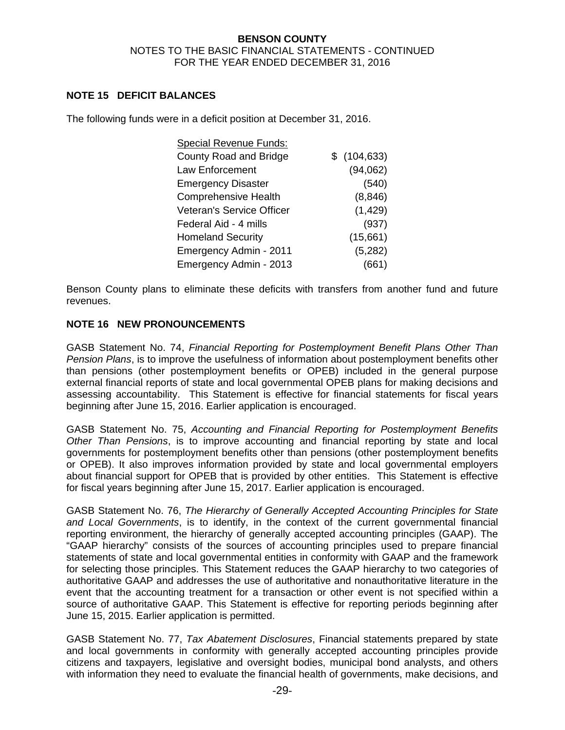## NOTE 15 DEFICIT BALANCES

The following funds were in a deficit position at December 31, 2016.

| Special Revenue Funds: | |
|---|---|
| County Road and Bridge | $ (104,633) |
| Law Enforcement | (94,062) |
| Emergency Disaster | (540) |
| Comprehensive Health | (8,846) |
| Veteran's Service Officer | (1,429) |
| Federal Aid - 4 mills | (937) |
| Homeland Security | (15,661) |
| Emergency Admin - 2011 | (5,282) |
| Emergency Admin - 2013 | (661) |

Benson County plans to eliminate these deficits with transfers from another fund and future revenues.

## NOTE 16 NEW PRONOUNCEMENTS

GASB Statement No. 74, *Financial Reporting for Postemployment Benefit Plans Other Than Pension Plans*, is to improve the usefulness of information about postemployment benefits other than pensions (other postemployment benefits or OPEB) included in the general purpose external financial reports of state and local governmental OPEB plans for making decisions and assessing accountability. This Statement is effective for financial statements for fiscal years beginning after June 15, 2016. Earlier application is encouraged.

GASB Statement No. 75, *Accounting and Financial Reporting for Postemployment Benefits Other Than Pensions*, is to improve accounting and financial reporting by state and local governments for postemployment benefits other than pensions (other postemployment benefits or OPEB). It also improves information provided by state and local governmental employers about financial support for OPEB that is provided by other entities. This Statement is effective for fiscal years beginning after June 15, 2017. Earlier application is encouraged.

GASB Statement No. 76, *The Hierarchy of Generally Accepted Accounting Principles for State and Local Governments*, is to identify, in the context of the current governmental financial reporting environment, the hierarchy of generally accepted accounting principles (GAAP). The "GAAP hierarchy" consists of the sources of accounting principles used to prepare financial statements of state and local governmental entities in conformity with GAAP and the framework for selecting those principles. This Statement reduces the GAAP hierarchy to two categories of authoritative GAAP and addresses the use of authoritative and nonauthoritative literature in the event that the accounting treatment for a transaction or other event is not specified within a source of authoritative GAAP. This Statement is effective for reporting periods beginning after June 15, 2015. Earlier application is permitted.

GASB Statement No. 77, *Tax Abatement Disclosures*, Financial statements prepared by state and local governments in conformity with generally accepted accounting principles provide citizens and taxpayers, legislative and oversight bodies, municipal bond analysts, and others with information they need to evaluate the financial health of governments, make decisions, and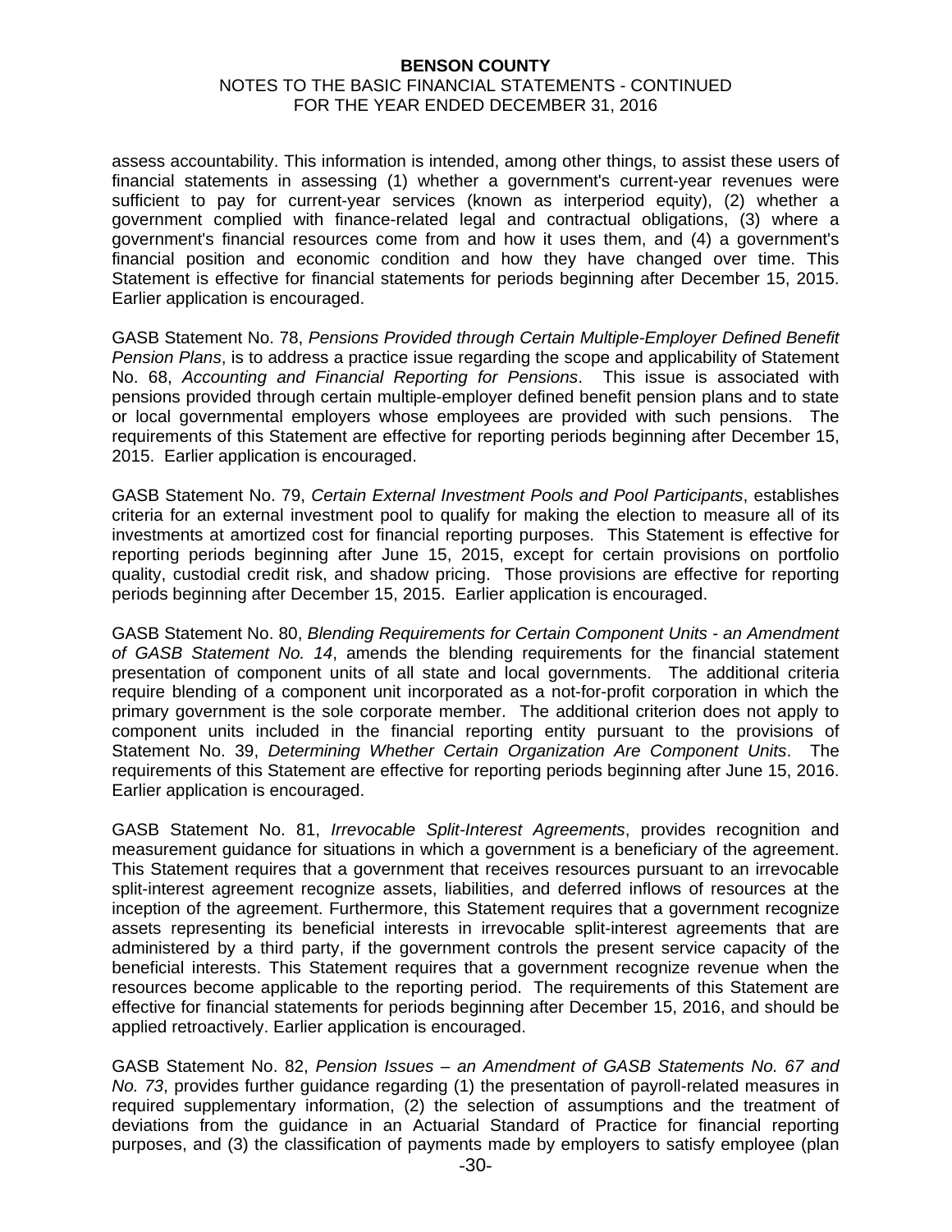assess accountability. This information is intended, among other things, to assist these users of financial statements in assessing (1) whether a government's current-year revenues were sufficient to pay for current-year services (known as interperiod equity), (2) whether a government complied with finance-related legal and contractual obligations, (3) where a government's financial resources come from and how it uses them, and (4) a government's financial position and economic condition and how they have changed over time. This Statement is effective for financial statements for periods beginning after December 15, 2015. Earlier application is encouraged.

GASB Statement No. 78, *Pensions Provided through Certain Multiple-Employer Defined Benefit Pension Plans*, is to address a practice issue regarding the scope and applicability of Statement No. 68, *Accounting and Financial Reporting for Pensions*. This issue is associated with pensions provided through certain multiple-employer defined benefit pension plans and to state or local governmental employers whose employees are provided with such pensions. The requirements of this Statement are effective for reporting periods beginning after December 15, 2015. Earlier application is encouraged.

GASB Statement No. 79, *Certain External Investment Pools and Pool Participants*, establishes criteria for an external investment pool to qualify for making the election to measure all of its investments at amortized cost for financial reporting purposes. This Statement is effective for reporting periods beginning after June 15, 2015, except for certain provisions on portfolio quality, custodial credit risk, and shadow pricing. Those provisions are effective for reporting periods beginning after December 15, 2015. Earlier application is encouraged.

GASB Statement No. 80, *Blending Requirements for Certain Component Units - an Amendment of GASB Statement No. 14*, amends the blending requirements for the financial statement presentation of component units of all state and local governments. The additional criteria require blending of a component unit incorporated as a not-for-profit corporation in which the primary government is the sole corporate member. The additional criterion does not apply to component units included in the financial reporting entity pursuant to the provisions of Statement No. 39, *Determining Whether Certain Organization Are Component Units*. The requirements of this Statement are effective for reporting periods beginning after June 15, 2016. Earlier application is encouraged.

GASB Statement No. 81, *Irrevocable Split-Interest Agreements*, provides recognition and measurement guidance for situations in which a government is a beneficiary of the agreement. This Statement requires that a government that receives resources pursuant to an irrevocable split-interest agreement recognize assets, liabilities, and deferred inflows of resources at the inception of the agreement. Furthermore, this Statement requires that a government recognize assets representing its beneficial interests in irrevocable split-interest agreements that are administered by a third party, if the government controls the present service capacity of the beneficial interests. This Statement requires that a government recognize revenue when the resources become applicable to the reporting period. The requirements of this Statement are effective for financial statements for periods beginning after December 15, 2016, and should be applied retroactively. Earlier application is encouraged.

GASB Statement No. 82, *Pension Issues – an Amendment of GASB Statements No. 67 and No. 73*, provides further guidance regarding (1) the presentation of payroll-related measures in required supplementary information, (2) the selection of assumptions and the treatment of deviations from the guidance in an Actuarial Standard of Practice for financial reporting purposes, and (3) the classification of payments made by employers to satisfy employee (plan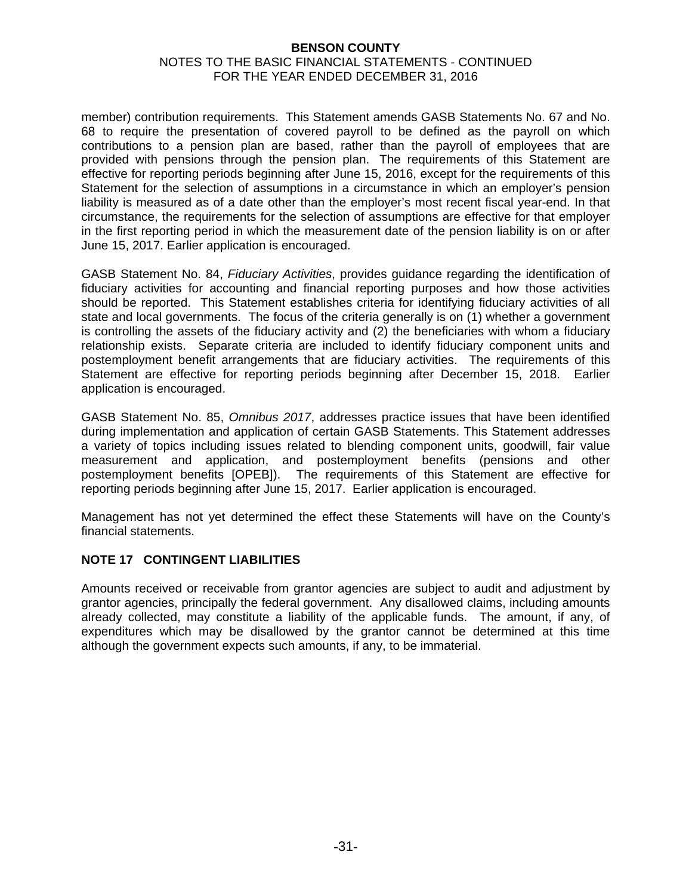member) contribution requirements. This Statement amends GASB Statements No. 67 and No. 68 to require the presentation of covered payroll to be defined as the payroll on which contributions to a pension plan are based, rather than the payroll of employees that are provided with pensions through the pension plan. The requirements of this Statement are effective for reporting periods beginning after June 15, 2016, except for the requirements of this Statement for the selection of assumptions in a circumstance in which an employer's pension liability is measured as of a date other than the employer's most recent fiscal year-end. In that circumstance, the requirements for the selection of assumptions are effective for that employer in the first reporting period in which the measurement date of the pension liability is on or after June 15, 2017. Earlier application is encouraged.

GASB Statement No. 84, *Fiduciary Activities*, provides guidance regarding the identification of fiduciary activities for accounting and financial reporting purposes and how those activities should be reported. This Statement establishes criteria for identifying fiduciary activities of all state and local governments. The focus of the criteria generally is on (1) whether a government is controlling the assets of the fiduciary activity and (2) the beneficiaries with whom a fiduciary relationship exists. Separate criteria are included to identify fiduciary component units and postemployment benefit arrangements that are fiduciary activities. The requirements of this Statement are effective for reporting periods beginning after December 15, 2018. Earlier application is encouraged.

GASB Statement No. 85, *Omnibus 2017*, addresses practice issues that have been identified during implementation and application of certain GASB Statements. This Statement addresses a variety of topics including issues related to blending component units, goodwill, fair value measurement and application, and postemployment benefits (pensions and other postemployment benefits [OPEB]). The requirements of this Statement are effective for reporting periods beginning after June 15, 2017. Earlier application is encouraged.

Management has not yet determined the effect these Statements will have on the County's financial statements.

## NOTE 17 CONTINGENT LIABILITIES

Amounts received or receivable from grantor agencies are subject to audit and adjustment by grantor agencies, principally the federal government. Any disallowed claims, including amounts already collected, may constitute a liability of the applicable funds. The amount, if any, of expenditures which may be disallowed by the grantor cannot be determined at this time although the government expects such amounts, if any, to be immaterial.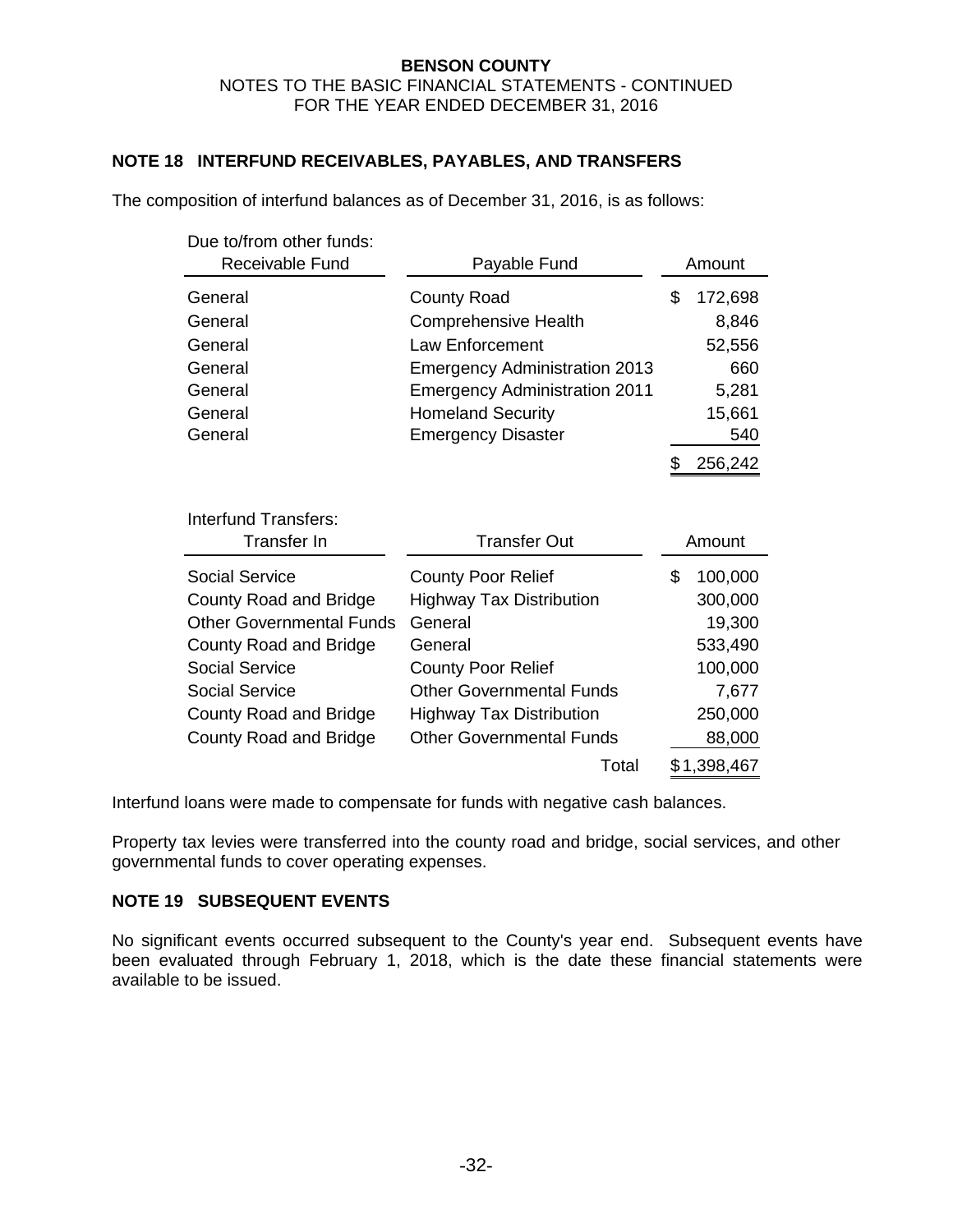## NOTE 18 INTERFUND RECEIVABLES, PAYABLES, AND TRANSFERS

The composition of interfund balances as of December 31, 2016, is as follows:

Due to/from other funds:

| Receivable Fund | Payable Fund | Amount |
|---|---|---|
| General | County Road | $ 172,698 |
| General | Comprehensive Health | 8,846 |
| General | Law Enforcement | 52,556 |
| General | Emergency Administration 2013 | 660 |
| General | Emergency Administration 2011 | 5,281 |
| General | Homeland Security | 15,661 |
| General | Emergency Disaster | 540 |
| | | $ 256,242 |

Interfund Transfers:

| Transfer In | Transfer Out | Amount |
|---|---|---|
| Social Service | County Poor Relief | $ 100,000 |
| County Road and Bridge | Highway Tax Distribution | 300,000 |
| Other Governmental Funds | General | 19,300 |
| County Road and Bridge | General | 533,490 |
| Social Service | County Poor Relief | 100,000 |
| Social Service | Other Governmental Funds | 7,677 |
| County Road and Bridge | Highway Tax Distribution | 250,000 |
| County Road and Bridge | Other Governmental Funds | 88,000 |
| | Total | $1,398,467 |

Interfund loans were made to compensate for funds with negative cash balances.

Property tax levies were transferred into the county road and bridge, social services, and other governmental funds to cover operating expenses.

## NOTE 19 SUBSEQUENT EVENTS

No significant events occurred subsequent to the County's year end. Subsequent events have been evaluated through February 1, 2018, which is the date these financial statements were available to be issued.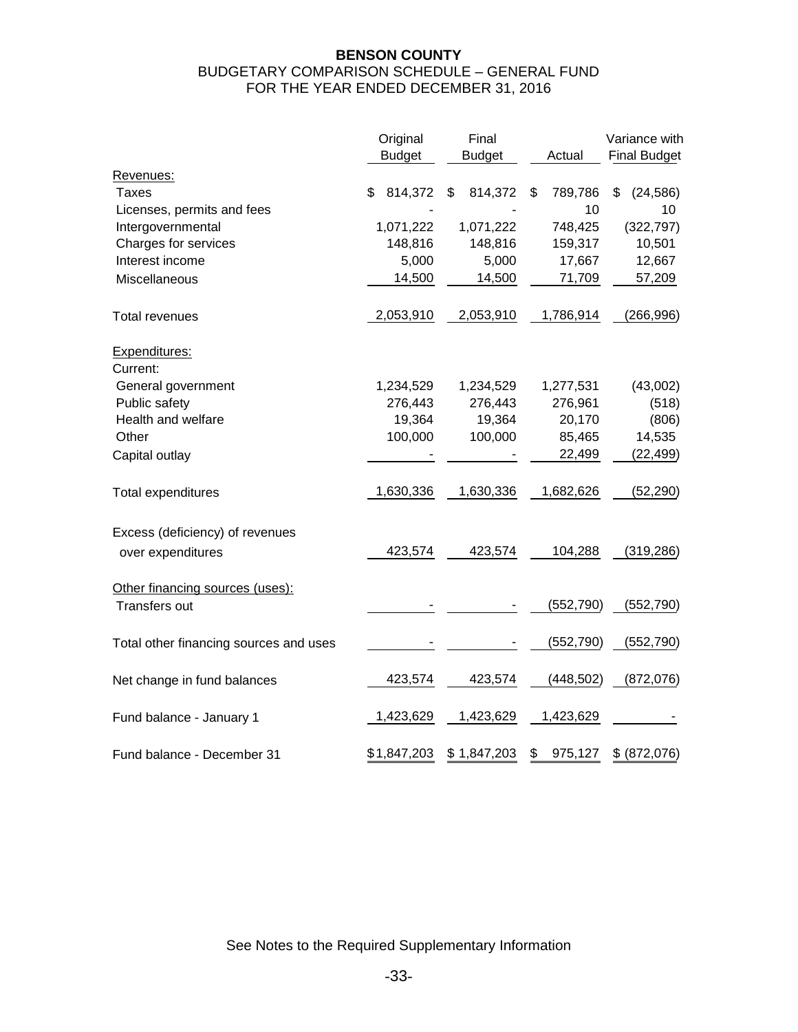**BENSON COUNTY**

BUDGETARY COMPARISON SCHEDULE – GENERAL FUND

FOR THE YEAR ENDED DECEMBER 31, 2016

| | Original Budget | Final Budget | Actual | Variance with Final Budget |
|---|---|---|---|---|
| Revenues: | | | | |
| Taxes | $ 814,372 | $ 814,372 | $ 789,786 | $ (24,586) |
| Licenses, permits and fees | - | - | 10 | 10 |
| Intergovernmental | 1,071,222 | 1,071,222 | 748,425 | (322,797) |
| Charges for services | 148,816 | 148,816 | 159,317 | 10,501 |
| Interest income | 5,000 | 5,000 | 17,667 | 12,667 |
| Miscellaneous | 14,500 | 14,500 | 71,709 | 57,209 |
| Total revenues | 2,053,910 | 2,053,910 | 1,786,914 | (266,996) |
| Expenditures: | | | | |
| Current: | | | | |
| General government | 1,234,529 | 1,234,529 | 1,277,531 | (43,002) |
| Public safety | 276,443 | 276,443 | 276,961 | (518) |
| Health and welfare | 19,364 | 19,364 | 20,170 | (806) |
| Other | 100,000 | 100,000 | 85,465 | 14,535 |
| Capital outlay | - | - | 22,499 | (22,499) |
| Total expenditures | 1,630,336 | 1,630,336 | 1,682,626 | (52,290) |
| Excess (deficiency) of revenues over expenditures | 423,574 | 423,574 | 104,288 | (319,286) |
| Other financing sources (uses): | | | | |
| Transfers out | - | - | (552,790) | (552,790) |
| Total other financing sources and uses | - | - | (552,790) | (552,790) |
| Net change in fund balances | 423,574 | 423,574 | (448,502) | (872,076) |
| Fund balance - January 1 | 1,423,629 | 1,423,629 | 1,423,629 | - |
| Fund balance - December 31 | $1,847,203 | $ 1,847,203 | $ 975,127 | $ (872,076) |

See Notes to the Required Supplementary Information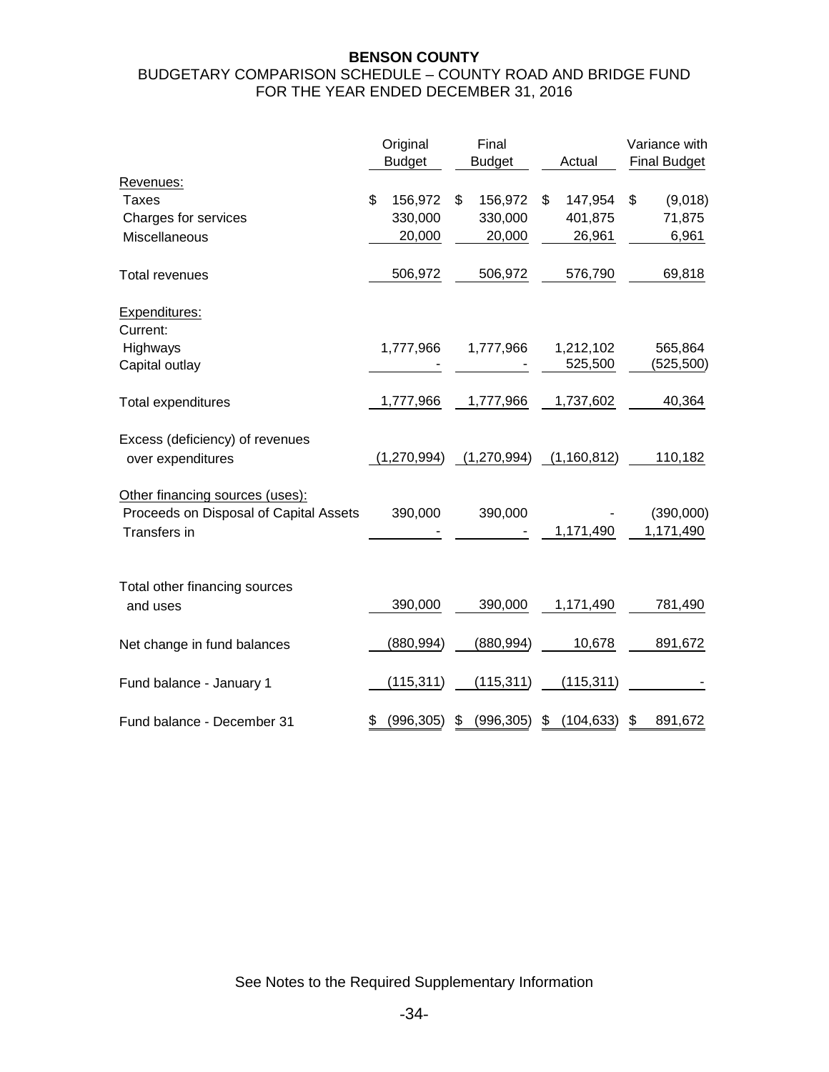**BENSON COUNTY**

BUDGETARY COMPARISON SCHEDULE – COUNTY ROAD AND BRIDGE FUND

FOR THE YEAR ENDED DECEMBER 31, 2016

| | Original Budget | Final Budget | Actual | Variance with Final Budget |
|---|---|---|---|---|
| Revenues: | | | | |
| Taxes | $ 156,972 | $ 156,972 | $ 147,954 | $ (9,018) |
| Charges for services | 330,000 | 330,000 | 401,875 | 71,875 |
| Miscellaneous | 20,000 | 20,000 | 26,961 | 6,961 |
| Total revenues | 506,972 | 506,972 | 576,790 | 69,818 |
| Expenditures: | | | | |
| Current: | | | | |
| Highways | 1,777,966 | 1,777,966 | 1,212,102 | 565,864 |
| Capital outlay | - | - | 525,500 | (525,500) |
| Total expenditures | 1,777,966 | 1,777,966 | 1,737,602 | 40,364 |
| Excess (deficiency) of revenues over expenditures | (1,270,994) | (1,270,994) | (1,160,812) | 110,182 |
| Other financing sources (uses): | | | | |
| Proceeds on Disposal of Capital Assets | 390,000 | 390,000 | - | (390,000) |
| Transfers in | - | - | 1,171,490 | 1,171,490 |
| Total other financing sources and uses | 390,000 | 390,000 | 1,171,490 | 781,490 |
| Net change in fund balances | (880,994) | (880,994) | 10,678 | 891,672 |
| Fund balance - January 1 | (115,311) | (115,311) | (115,311) | - |
| Fund balance - December 31 | $ (996,305) | $ (996,305) | $ (104,633) | $ 891,672 |

See Notes to the Required Supplementary Information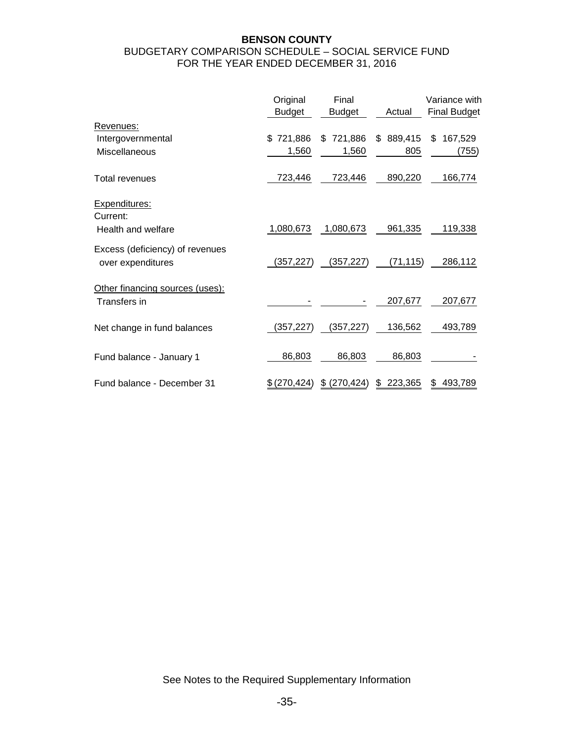**BENSON COUNTY**
BUDGETARY COMPARISON SCHEDULE – SOCIAL SERVICE FUND
FOR THE YEAR ENDED DECEMBER 31, 2016

| | Original Budget | Final Budget | Actual | Variance with Final Budget |
|---|---|---|---|---|
| Revenues: | | | | |
| Intergovernmental | $ 721,886 | $ 721,886 | $ 889,415 | $ 167,529 |
| Miscellaneous | 1,560 | 1,560 | 805 | (755) |
| Total revenues | 723,446 | 723,446 | 890,220 | 166,774 |
| Expenditures: | | | | |
| Current: | | | | |
| Health and welfare | 1,080,673 | 1,080,673 | 961,335 | 119,338 |
| Excess (deficiency) of revenues over expenditures | (357,227) | (357,227) | (71,115) | 286,112 |
| Other financing sources (uses): | | | | |
| Transfers in | - | - | 207,677 | 207,677 |
| Net change in fund balances | (357,227) | (357,227) | 136,562 | 493,789 |
| Fund balance - January 1 | 86,803 | 86,803 | 86,803 | - |
| Fund balance - December 31 | $ (270,424) | $ (270,424) | $ 223,365 | $ 493,789 |

See Notes to the Required Supplementary Information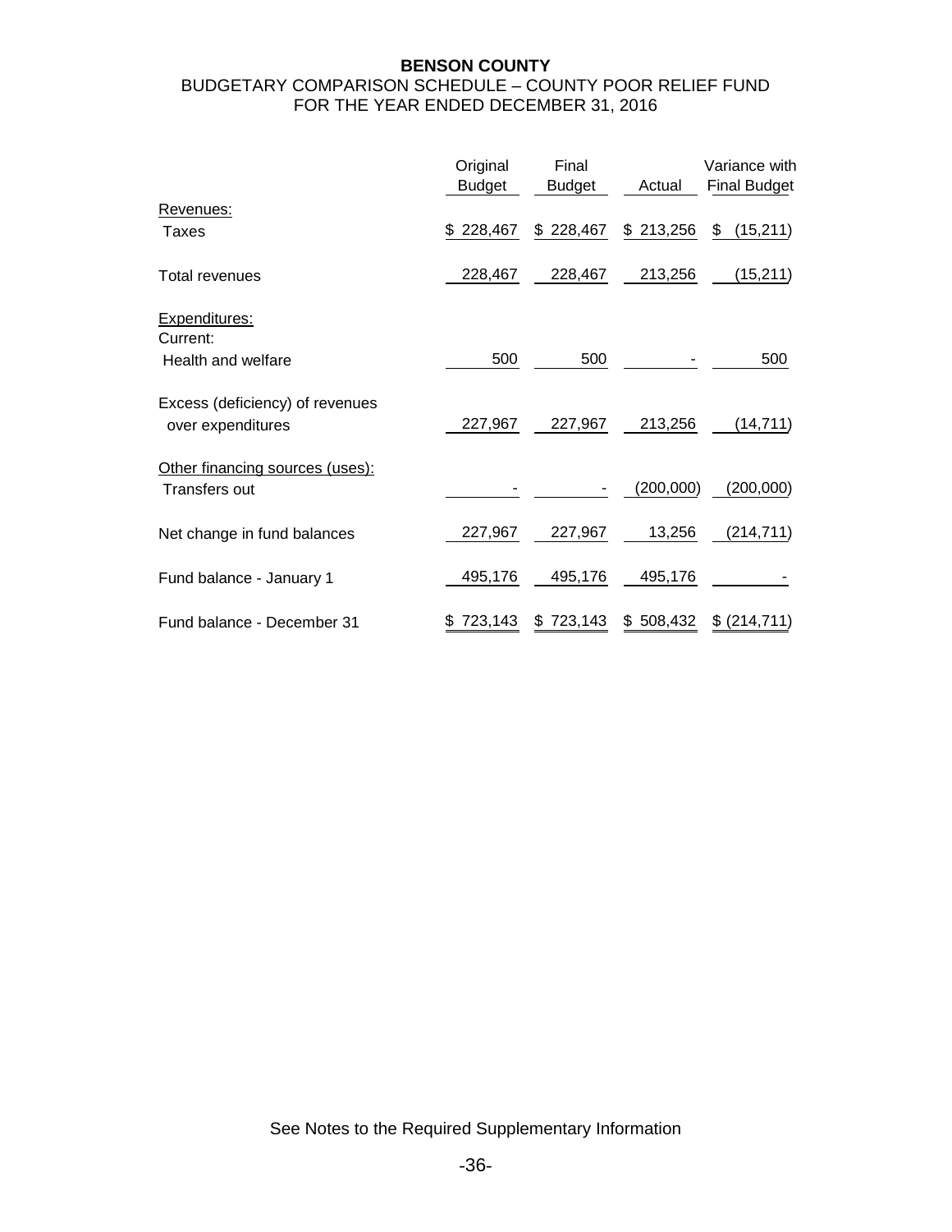**BENSON COUNTY**

BUDGETARY COMPARISON SCHEDULE – COUNTY POOR RELIEF FUND
FOR THE YEAR ENDED DECEMBER 31, 2016

| | Original Budget | Final Budget | Actual | Variance with Final Budget |
|---|---|---|---|---|
| Revenues: | | | | |
| Taxes | $ 228,467 | $ 228,467 | $ 213,256 | $ (15,211) |
| Total revenues | 228,467 | 228,467 | 213,256 | (15,211) |
| Expenditures: | | | | |
| Current: | | | | |
| Health and welfare | 500 | 500 | - | 500 |
| Excess (deficiency) of revenues over expenditures | 227,967 | 227,967 | 213,256 | (14,711) |
| Other financing sources (uses): | | | | |
| Transfers out | - | - | (200,000) | (200,000) |
| Net change in fund balances | 227,967 | 227,967 | 13,256 | (214,711) |
| Fund balance - January 1 | 495,176 | 495,176 | 495,176 | - |
| Fund balance - December 31 | $ 723,143 | $ 723,143 | $ 508,432 | $ (214,711) |

See Notes to the Required Supplementary Information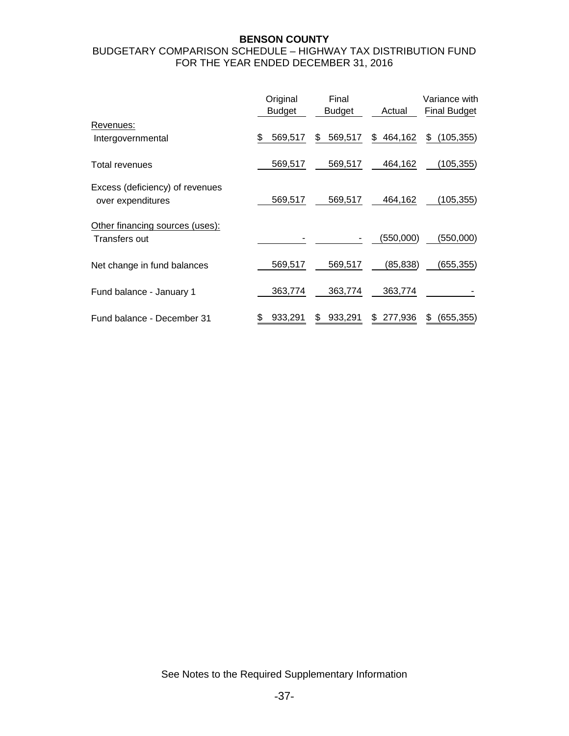**BENSON COUNTY**

BUDGETARY COMPARISON SCHEDULE – HIGHWAY TAX DISTRIBUTION FUND
FOR THE YEAR ENDED DECEMBER 31, 2016

| | Original Budget | Final Budget | Actual | Variance with Final Budget |
|---|---|---|---|---|
| Revenues: | | | | |
| Intergovernmental | $ 569,517 | $ 569,517 | $ 464,162 | $ (105,355) |
| Total revenues | 569,517 | 569,517 | 464,162 | (105,355) |
| Excess (deficiency) of revenues over expenditures | 569,517 | 569,517 | 464,162 | (105,355) |
| Other financing sources (uses): | | | | |
| Transfers out | - | - | (550,000) | (550,000) |
| Net change in fund balances | 569,517 | 569,517 | (85,838) | (655,355) |
| Fund balance - January 1 | 363,774 | 363,774 | 363,774 | - |
| Fund balance - December 31 | $ 933,291 | $ 933,291 | $ 277,936 | $ (655,355) |

See Notes to the Required Supplementary Information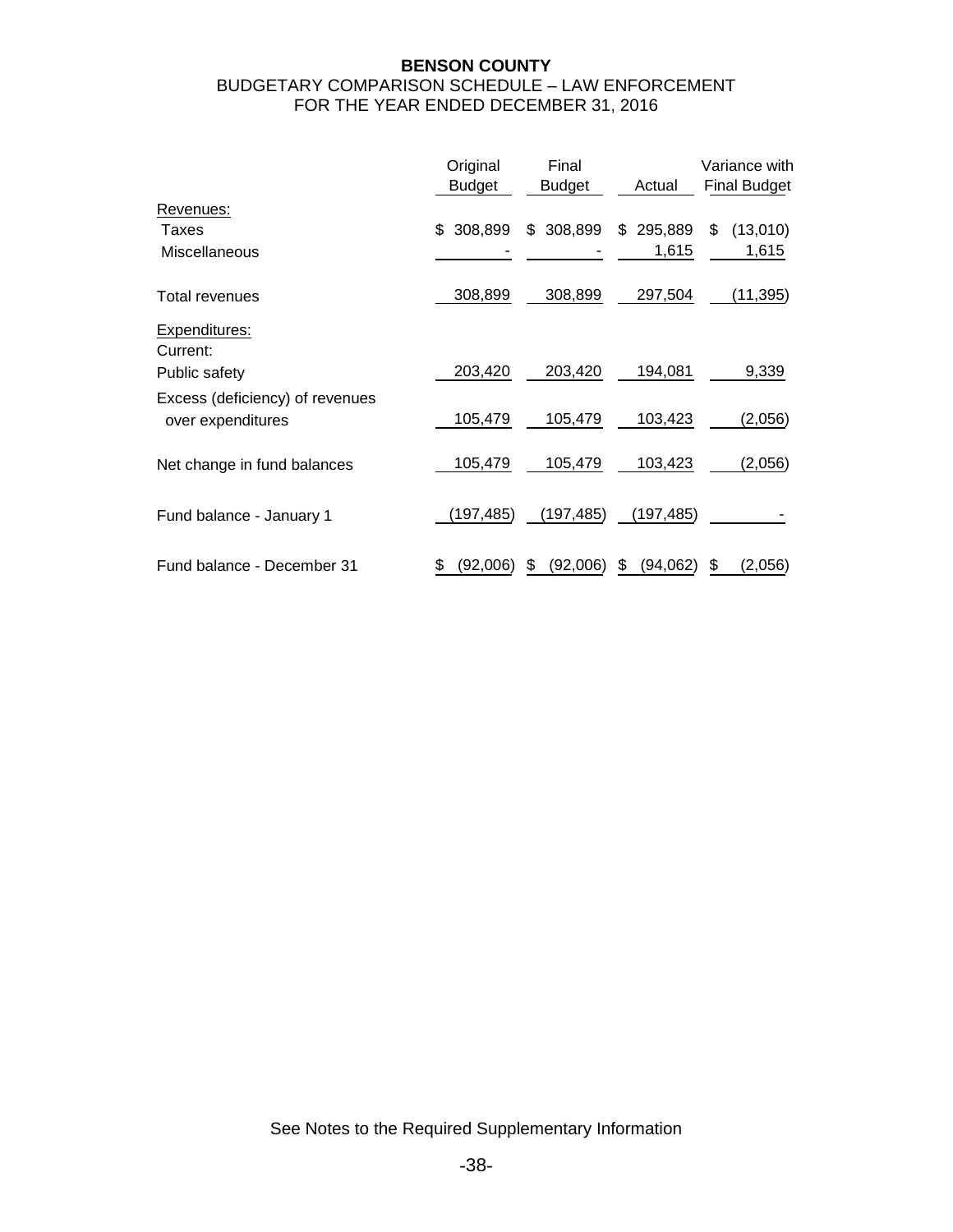**BENSON COUNTY**
BUDGETARY COMPARISON SCHEDULE – LAW ENFORCEMENT
FOR THE YEAR ENDED DECEMBER 31, 2016

| | Original Budget | Final Budget | Actual | Variance with Final Budget |
|---|---|---|---|---|
| Revenues: | | | | |
| Taxes | $ 308,899 | $ 308,899 | $ 295,889 | $ (13,010) |
| Miscellaneous | - | - | 1,615 | 1,615 |
| Total revenues | 308,899 | 308,899 | 297,504 | (11,395) |
| Expenditures: | | | | |
| Current: | | | | |
| Public safety | 203,420 | 203,420 | 194,081 | 9,339 |
| Excess (deficiency) of revenues over expenditures | 105,479 | 105,479 | 103,423 | (2,056) |
| Net change in fund balances | 105,479 | 105,479 | 103,423 | (2,056) |
| Fund balance - January 1 | (197,485) | (197,485) | (197,485) | - |
| Fund balance - December 31 | $ (92,006) | $ (92,006) | $ (94,062) | $ (2,056) |

See Notes to the Required Supplementary Information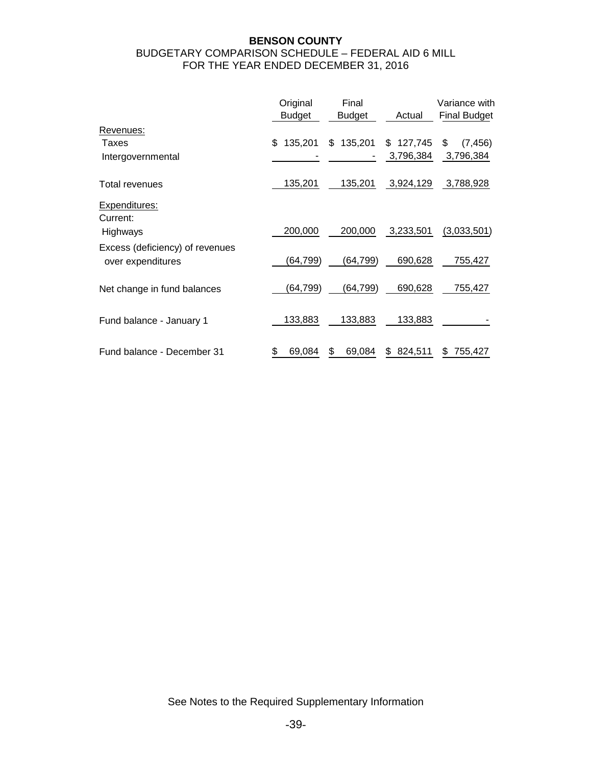**BENSON COUNTY**

BUDGETARY COMPARISON SCHEDULE – FEDERAL AID 6 MILL

FOR THE YEAR ENDED DECEMBER 31, 2016

| | Original Budget | Final Budget | Actual | Variance with Final Budget |
|---|---|---|---|---|
| Revenues: | | | | |
| Taxes | $ 135,201 | $ 135,201 | $ 127,745 | $ (7,456) |
| Intergovernmental | - | - | 3,796,384 | 3,796,384 |
| Total revenues | 135,201 | 135,201 | 3,924,129 | 3,788,928 |
| Expenditures: | | | | |
| Current: | | | | |
| Highways | 200,000 | 200,000 | 3,233,501 | (3,033,501) |
| Excess (deficiency) of revenues over expenditures | (64,799) | (64,799) | 690,628 | 755,427 |
| Net change in fund balances | (64,799) | (64,799) | 690,628 | 755,427 |
| Fund balance - January 1 | 133,883 | 133,883 | 133,883 | - |
| Fund balance - December 31 | $ 69,084 | $ 69,084 | $ 824,511 | $ 755,427 |

See Notes to the Required Supplementary Information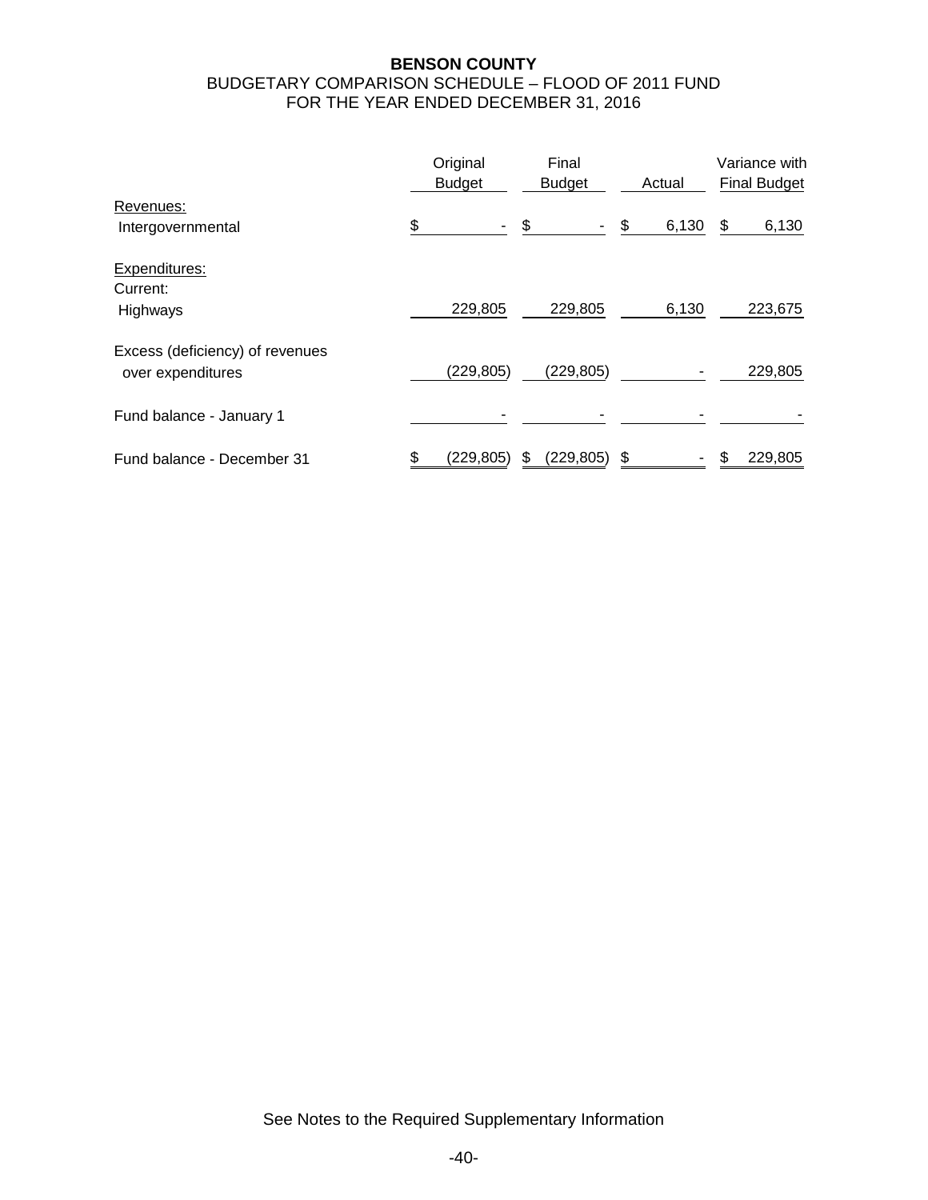**BENSON COUNTY**
BUDGETARY COMPARISON SCHEDULE – FLOOD OF 2011 FUND
FOR THE YEAR ENDED DECEMBER 31, 2016

| | Original Budget | Final Budget | Actual | Variance with Final Budget |
|---|---|---|---|---|
| Revenues: | | | | |
| Intergovernmental | $ - | $ - | $ 6,130 | $ 6,130 |
| Expenditures: | | | | |
| Current: | | | | |
| Highways | 229,805 | 229,805 | 6,130 | 223,675 |
| Excess (deficiency) of revenues over expenditures | (229,805) | (229,805) | - | 229,805 |
| Fund balance - January 1 | - | - | - | - |
| Fund balance - December 31 | $ (229,805) | $ (229,805) | $ - | $ 229,805 |

See Notes to the Required Supplementary Information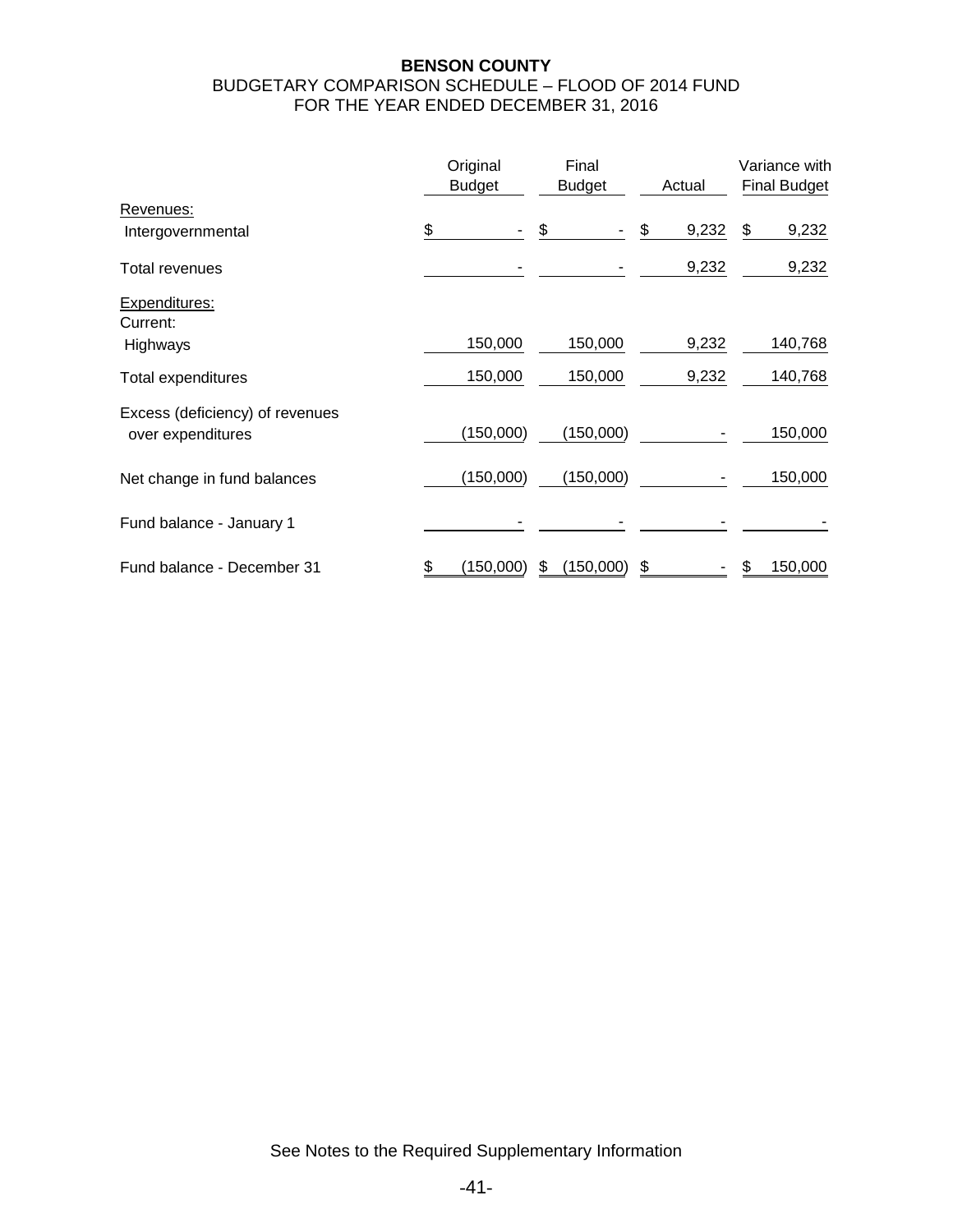**BENSON COUNTY**

BUDGETARY COMPARISON SCHEDULE – FLOOD OF 2014 FUND

FOR THE YEAR ENDED DECEMBER 31, 2016

| | Original Budget | Final Budget | Actual | Variance with Final Budget |
|---|---|---|---|---|
| Revenues: | | | | |
| Intergovernmental | $ - | $ - | $ 9,232 | $ 9,232 |
| Total revenues | - | - | 9,232 | 9,232 |
| Expenditures: | | | | |
| Current: | | | | |
| Highways | 150,000 | 150,000 | 9,232 | 140,768 |
| Total expenditures | 150,000 | 150,000 | 9,232 | 140,768 |
| Excess (deficiency) of revenues over expenditures | (150,000) | (150,000) | - | 150,000 |
| Net change in fund balances | (150,000) | (150,000) | - | 150,000 |
| Fund balance - January 1 | - | - | - | - |
| Fund balance - December 31 | $ (150,000) | $ (150,000) | $ - | $ 150,000 |

See Notes to the Required Supplementary Information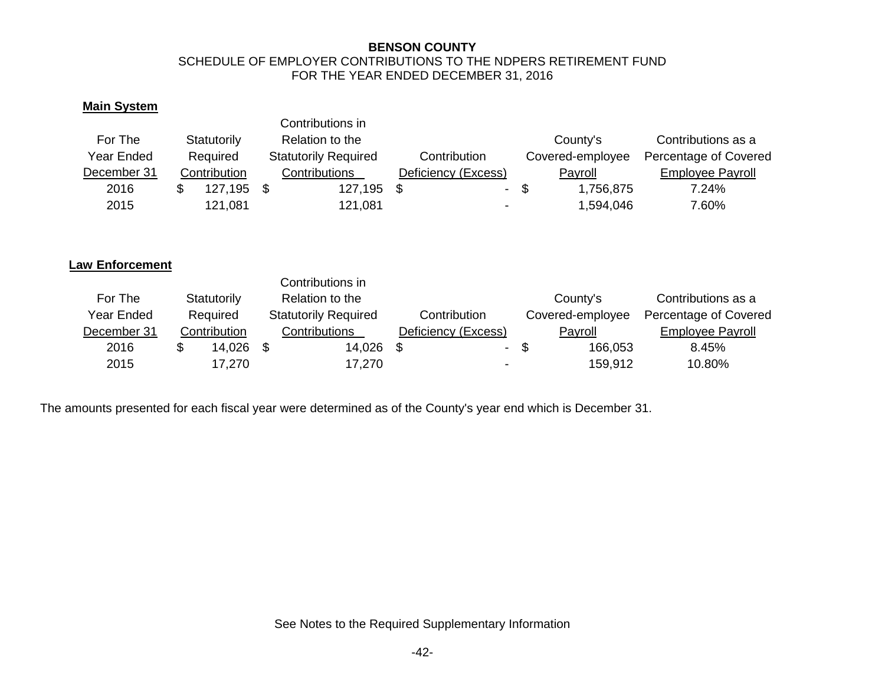**BENSON COUNTY**
SCHEDULE OF EMPLOYER CONTRIBUTIONS TO THE NDPERS RETIREMENT FUND
FOR THE YEAR ENDED DECEMBER 31, 2016

**Main System**

| For The Year Ended December 31 | Statutorily Required Contribution | Contributions in Relation to the Statutorily Required Contributions | Contribution Deficiency (Excess) | County's Covered-employee Payroll | Contributions as a Percentage of Covered Employee Payroll |
|---|---|---|---|---|---|
| 2016 | $ 127,195 | $ 127,195 | $ - | $ 1,756,875 | 7.24% |
| 2015 | 121,081 | 121,081 | - | 1,594,046 | 7.60% |

**Law Enforcement**

| For The Year Ended December 31 | Statutorily Required Contribution | Contributions in Relation to the Statutorily Required Contributions | Contribution Deficiency (Excess) | County's Covered-employee Payroll | Contributions as a Percentage of Covered Employee Payroll |
|---|---|---|---|---|---|
| 2016 | $ 14,026 | $ 14,026 | $ - | $ 166,053 | 8.45% |
| 2015 | 17,270 | 17,270 | - | 159,912 | 10.80% |

The amounts presented for each fiscal year were determined as of the County's year end which is December 31.

See Notes to the Required Supplementary Information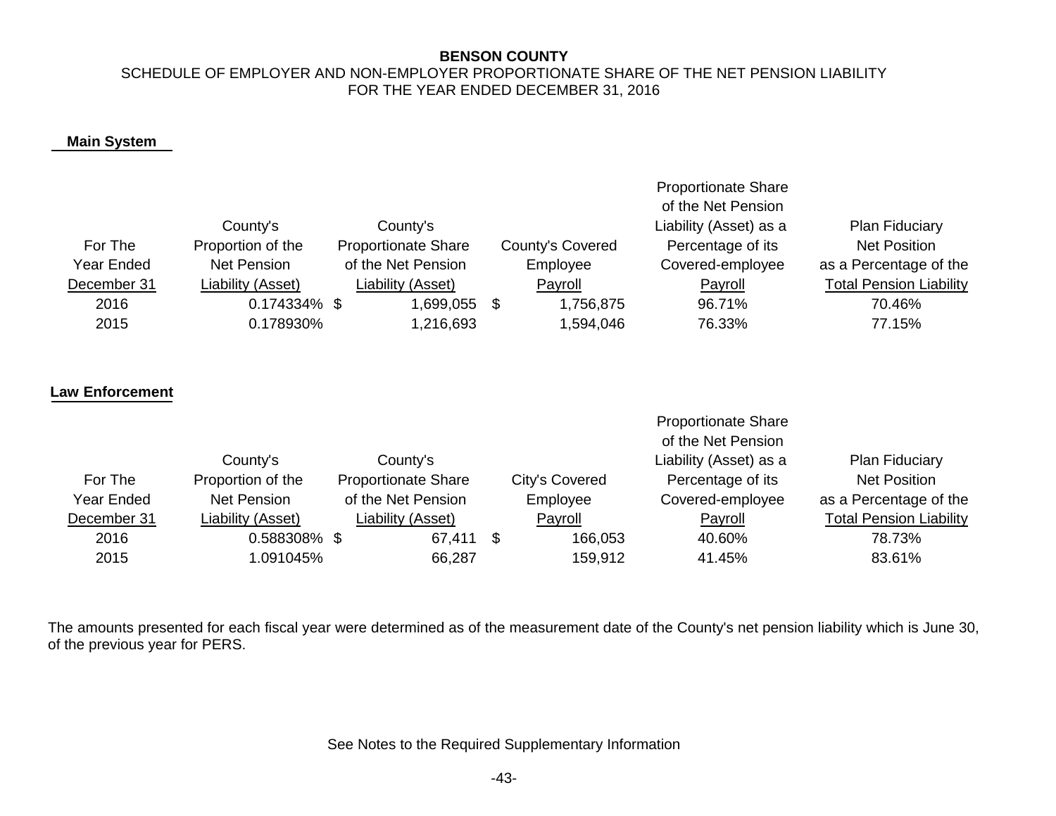**BENSON COUNTY**

SCHEDULE OF EMPLOYER AND NON-EMPLOYER PROPORTIONATE SHARE OF THE NET PENSION LIABILITY

FOR THE YEAR ENDED DECEMBER 31, 2016

**Main System**

| For The Year Ended December 31 | County's Proportion of the Net Pension Liability (Asset) | County's Proportionate Share of the Net Pension Liability (Asset) | County's Covered Employee Payroll | Proportionate Share of the Net Pension Liability (Asset) as a Percentage of its Covered-employee Payroll | Plan Fiduciary Net Position as a Percentage of the Total Pension Liability |
|---|---|---|---|---|---|
| 2016 | 0.174334% | $ 1,699,055 | $ 1,756,875 | 96.71% | 70.46% |
| 2015 | 0.178930% | 1,216,693 | 1,594,046 | 76.33% | 77.15% |

**Law Enforcement**

| For The Year Ended December 31 | County's Proportion of the Net Pension Liability (Asset) | County's Proportionate Share of the Net Pension Liability (Asset) | City's Covered Employee Payroll | Proportionate Share of the Net Pension Liability (Asset) as a Percentage of its Covered-employee Payroll | Plan Fiduciary Net Position as a Percentage of the Total Pension Liability |
|---|---|---|---|---|---|
| 2016 | 0.588308% | $ 67,411 | $ 166,053 | 40.60% | 78.73% |
| 2015 | 1.091045% | 66,287 | 159,912 | 41.45% | 83.61% |

The amounts presented for each fiscal year were determined as of the measurement date of the County's net pension liability which is June 30, of the previous year for PERS.

See Notes to the Required Supplementary Information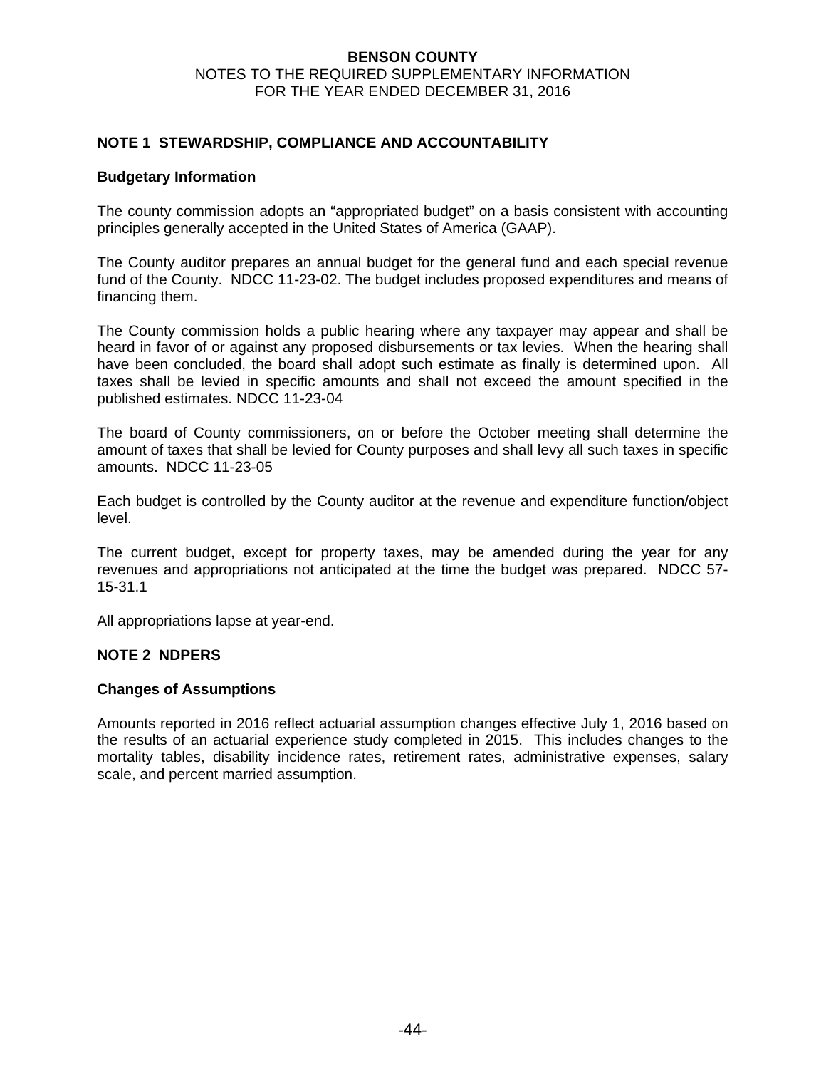**BENSON COUNTY**
NOTES TO THE REQUIRED SUPPLEMENTARY INFORMATION
FOR THE YEAR ENDED DECEMBER 31, 2016

## NOTE 1 STEWARDSHIP, COMPLIANCE AND ACCOUNTABILITY

### Budgetary Information

The county commission adopts an "appropriated budget" on a basis consistent with accounting principles generally accepted in the United States of America (GAAP).

The County auditor prepares an annual budget for the general fund and each special revenue fund of the County. NDCC 11-23-02. The budget includes proposed expenditures and means of financing them.

The County commission holds a public hearing where any taxpayer may appear and shall be heard in favor of or against any proposed disbursements or tax levies. When the hearing shall have been concluded, the board shall adopt such estimate as finally is determined upon. All taxes shall be levied in specific amounts and shall not exceed the amount specified in the published estimates. NDCC 11-23-04

The board of County commissioners, on or before the October meeting shall determine the amount of taxes that shall be levied for County purposes and shall levy all such taxes in specific amounts. NDCC 11-23-05

Each budget is controlled by the County auditor at the revenue and expenditure function/object level.

The current budget, except for property taxes, may be amended during the year for any revenues and appropriations not anticipated at the time the budget was prepared. NDCC 57-15-31.1

All appropriations lapse at year-end.

## NOTE 2 NDPERS

### Changes of Assumptions

Amounts reported in 2016 reflect actuarial assumption changes effective July 1, 2016 based on the results of an actuarial experience study completed in 2015. This includes changes to the mortality tables, disability incidence rates, retirement rates, administrative expenses, salary scale, and percent married assumption.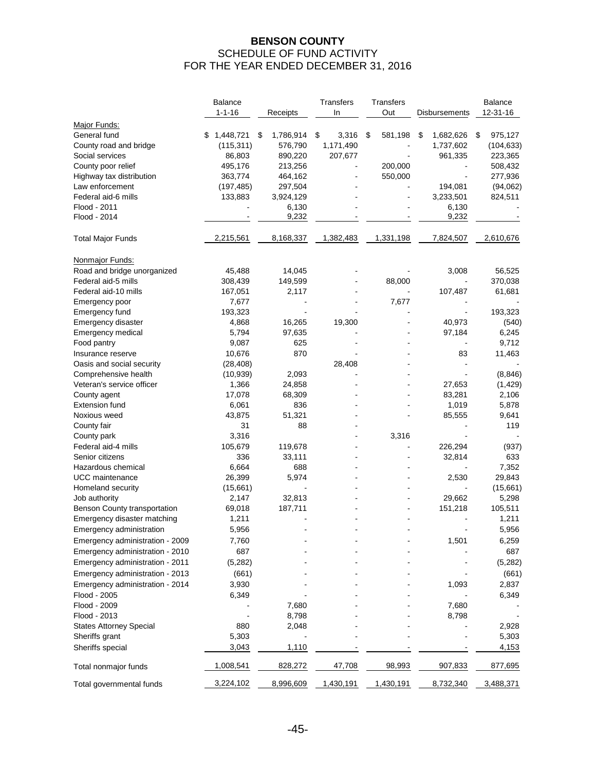# BENSON COUNTY
## SCHEDULE OF FUND ACTIVITY
## FOR THE YEAR ENDED DECEMBER 31, 2016

| | Balance 1-1-16 | Receipts | Transfers In | Transfers Out | Disbursements | Balance 12-31-16 |
|---|---|---|---|---|---|---|
| Major Funds: | | | | | | |
| General fund | $ 1,448,721 | $ 1,786,914 | $ 3,316 | $ 581,198 | $ 1,682,626 | $ 975,127 |
| County road and bridge | (115,311) | 576,790 | 1,171,490 | - | 1,737,602 | (104,633) |
| Social services | 86,803 | 890,220 | 207,677 | - | 961,335 | 223,365 |
| County poor relief | 495,176 | 213,256 | - | 200,000 | - | 508,432 |
| Highway tax distribution | 363,774 | 464,162 | - | 550,000 | - | 277,936 |
| Law enforcement | (197,485) | 297,504 | - | - | 194,081 | (94,062) |
| Federal aid-6 mills | 133,883 | 3,924,129 | - | - | 3,233,501 | 824,511 |
| Flood - 2011 | - | 6,130 | - | - | 6,130 | - |
| Flood - 2014 | - | 9,232 | - | - | 9,232 | - |
| Total Major Funds | 2,215,561 | 8,168,337 | 1,382,483 | 1,331,198 | 7,824,507 | 2,610,676 |
| Nonmajor Funds: | | | | | | |
| Road and bridge unorganized | 45,488 | 14,045 | - | - | 3,008 | 56,525 |
| Federal aid-5 mills | 308,439 | 149,599 | - | 88,000 | - | 370,038 |
| Federal aid-10 mills | 167,051 | 2,117 | - | - | 107,487 | 61,681 |
| Emergency poor | 7,677 | - | - | 7,677 | - | - |
| Emergency fund | 193,323 | - | - | - | - | 193,323 |
| Emergency disaster | 4,868 | 16,265 | 19,300 | - | 40,973 | (540) |
| Emergency medical | 5,794 | 97,635 | - | - | 97,184 | 6,245 |
| Food pantry | 9,087 | 625 | - | - | - | 9,712 |
| Insurance reserve | 10,676 | 870 | - | - | 83 | 11,463 |
| Oasis and social security | (28,408) | | 28,408 | - | - | - |
| Comprehensive health | (10,939) | 2,093 | - | - | - | (8,846) |
| Veteran's service officer | 1,366 | 24,858 | - | - | 27,653 | (1,429) |
| County agent | 17,078 | 68,309 | - | - | 83,281 | 2,106 |
| Extension fund | 6,061 | 836 | - | - | 1,019 | 5,878 |
| Noxious weed | 43,875 | 51,321 | - | - | 85,555 | 9,641 |
| County fair | 31 | 88 | - | - | - | 119 |
| County park | 3,316 | | - | 3,316 | - | - |
| Federal aid-4 mills | 105,679 | 119,678 | - | - | 226,294 | (937) |
| Senior citizens | 336 | 33,111 | - | - | 32,814 | 633 |
| Hazardous chemical | 6,664 | 688 | - | - | - | 7,352 |
| UCC maintenance | 26,399 | 5,974 | - | - | 2,530 | 29,843 |
| Homeland security | (15,661) | - | - | - | - | (15,661) |
| Job authority | 2,147 | 32,813 | - | - | 29,662 | 5,298 |
| Benson County transportation | 69,018 | 187,711 | - | - | 151,218 | 105,511 |
| Emergency disaster matching | 1,211 | - | - | - | - | 1,211 |
| Emergency administration | 5,956 | - | - | - | - | 5,956 |
| Emergency administration - 2009 | 7,760 | - | - | - | 1,501 | 6,259 |
| Emergency administration - 2010 | 687 | - | - | - | - | 687 |
| Emergency administration - 2011 | (5,282) | - | - | - | - | (5,282) |
| Emergency administration - 2013 | (661) | - | - | - | - | (661) |
| Emergency administration - 2014 | 3,930 | - | - | - | 1,093 | 2,837 |
| Flood - 2005 | 6,349 | - | - | - | - | 6,349 |
| Flood - 2009 | - | 7,680 | - | - | 7,680 | - |
| Flood - 2013 | - | 8,798 | - | - | 8,798 | - |
| States Attorney Special | 880 | 2,048 | - | - | - | 2,928 |
| Sheriffs grant | 5,303 | - | - | - | - | 5,303 |
| Sheriffs special | 3,043 | 1,110 | - | - | - | 4,153 |
| Total nonmajor funds | 1,008,541 | 828,272 | 47,708 | 98,993 | 907,833 | 877,695 |
| Total governmental funds | 3,224,102 | 8,996,609 | 1,430,191 | 1,430,191 | 8,732,340 | 3,488,371 |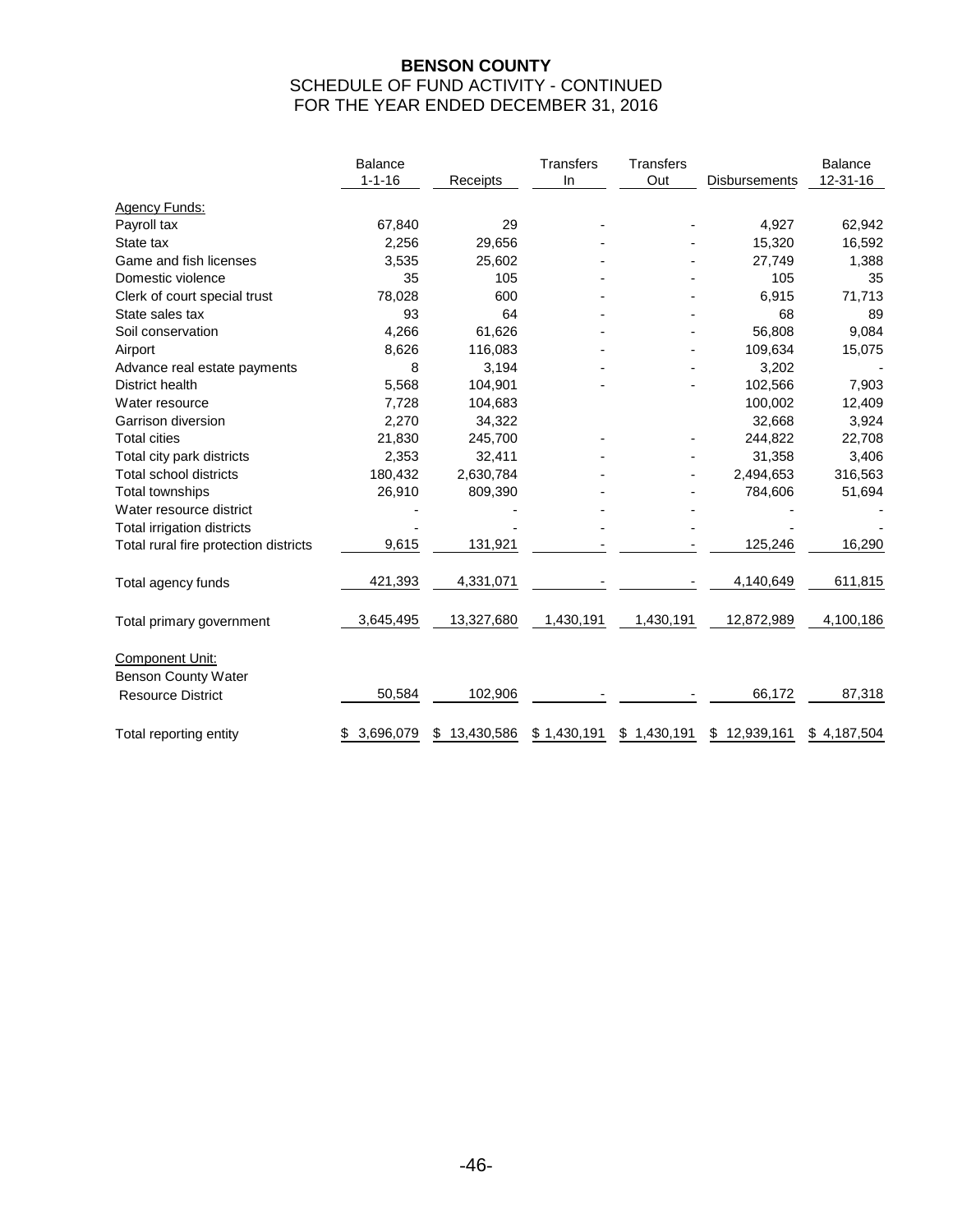# BENSON COUNTY

## SCHEDULE OF FUND ACTIVITY - CONTINUED

## FOR THE YEAR ENDED DECEMBER 31, 2016

| | Balance 1-1-16 | Receipts | Transfers In | Transfers Out | Disbursements | Balance 12-31-16 |
|---|---|---|---|---|---|---|
| Agency Funds: | | | | | | |
| Payroll tax | 67,840 | 29 | - | - | 4,927 | 62,942 |
| State tax | 2,256 | 29,656 | - | - | 15,320 | 16,592 |
| Game and fish licenses | 3,535 | 25,602 | - | - | 27,749 | 1,388 |
| Domestic violence | 35 | 105 | - | - | 105 | 35 |
| Clerk of court special trust | 78,028 | 600 | - | - | 6,915 | 71,713 |
| State sales tax | 93 | 64 | - | - | 68 | 89 |
| Soil conservation | 4,266 | 61,626 | - | - | 56,808 | 9,084 |
| Airport | 8,626 | 116,083 | - | - | 109,634 | 15,075 |
| Advance real estate payments | 8 | 3,194 | - | - | 3,202 | - |
| District health | 5,568 | 104,901 | - | - | 102,566 | 7,903 |
| Water resource | 7,728 | 104,683 | | | 100,002 | 12,409 |
| Garrison diversion | 2,270 | 34,322 | | | 32,668 | 3,924 |
| Total cities | 21,830 | 245,700 | - | - | 244,822 | 22,708 |
| Total city park districts | 2,353 | 32,411 | - | - | 31,358 | 3,406 |
| Total school districts | 180,432 | 2,630,784 | - | - | 2,494,653 | 316,563 |
| Total townships | 26,910 | 809,390 | - | - | 784,606 | 51,694 |
| Water resource district | - | - | - | - | - | - |
| Total irrigation districts | - | - | - | - | - | - |
| Total rural fire protection districts | 9,615 | 131,921 | - | - | 125,246 | 16,290 |
| Total agency funds | 421,393 | 4,331,071 | - | - | 4,140,649 | 611,815 |
| Total primary government | 3,645,495 | 13,327,680 | 1,430,191 | 1,430,191 | 12,872,989 | 4,100,186 |
| Component Unit: | | | | | | |
| Benson County Water Resource District | 50,584 | 102,906 | - | - | 66,172 | 87,318 |
| Total reporting entity | $ 3,696,079 | $ 13,430,586 | $ 1,430,191 | $ 1,430,191 | $ 12,939,161 | $ 4,187,504 |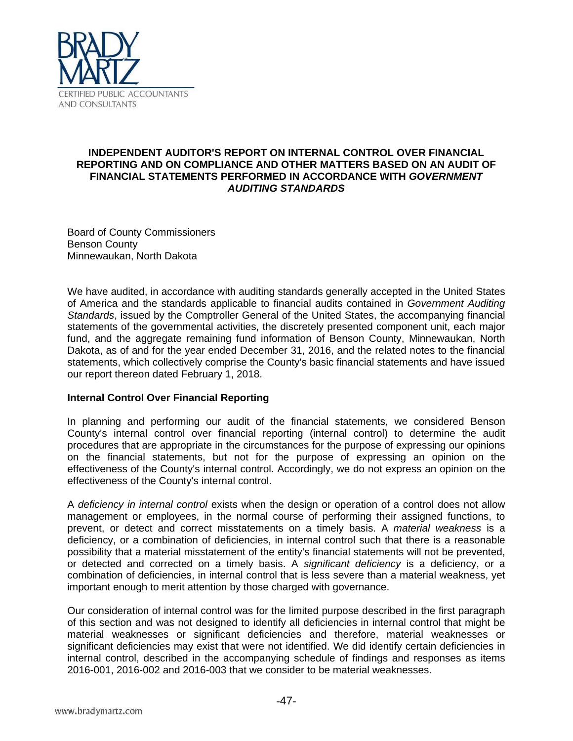BRADY MARTZ

CERTIFIED PUBLIC ACCOUNTANTS AND CONSULTANTS

# INDEPENDENT AUDITOR'S REPORT ON INTERNAL CONTROL OVER FINANCIAL REPORTING AND ON COMPLIANCE AND OTHER MATTERS BASED ON AN AUDIT OF FINANCIAL STATEMENTS PERFORMED IN ACCORDANCE WITH *GOVERNMENT AUDITING STANDARDS*

Board of County Commissioners
Benson County
Minnewaukan, North Dakota

We have audited, in accordance with auditing standards generally accepted in the United States of America and the standards applicable to financial audits contained in *Government Auditing Standards*, issued by the Comptroller General of the United States, the accompanying financial statements of the governmental activities, the discretely presented component unit, each major fund, and the aggregate remaining fund information of Benson County, Minnewaukan, North Dakota, as of and for the year ended December 31, 2016, and the related notes to the financial statements, which collectively comprise the County's basic financial statements and have issued our report thereon dated February 1, 2018.

## Internal Control Over Financial Reporting

In planning and performing our audit of the financial statements, we considered Benson County's internal control over financial reporting (internal control) to determine the audit procedures that are appropriate in the circumstances for the purpose of expressing our opinions on the financial statements, but not for the purpose of expressing an opinion on the effectiveness of the County's internal control. Accordingly, we do not express an opinion on the effectiveness of the County's internal control.

A *deficiency in internal control* exists when the design or operation of a control does not allow management or employees, in the normal course of performing their assigned functions, to prevent, or detect and correct misstatements on a timely basis. A *material weakness* is a deficiency, or a combination of deficiencies, in internal control such that there is a reasonable possibility that a material misstatement of the entity's financial statements will not be prevented, or detected and corrected on a timely basis. A *significant deficiency* is a deficiency, or a combination of deficiencies, in internal control that is less severe than a material weakness, yet important enough to merit attention by those charged with governance.

Our consideration of internal control was for the limited purpose described in the first paragraph of this section and was not designed to identify all deficiencies in internal control that might be material weaknesses or significant deficiencies and therefore, material weaknesses or significant deficiencies may exist that were not identified. We did identify certain deficiencies in internal control, described in the accompanying schedule of findings and responses as items 2016-001, 2016-002 and 2016-003 that we consider to be material weaknesses.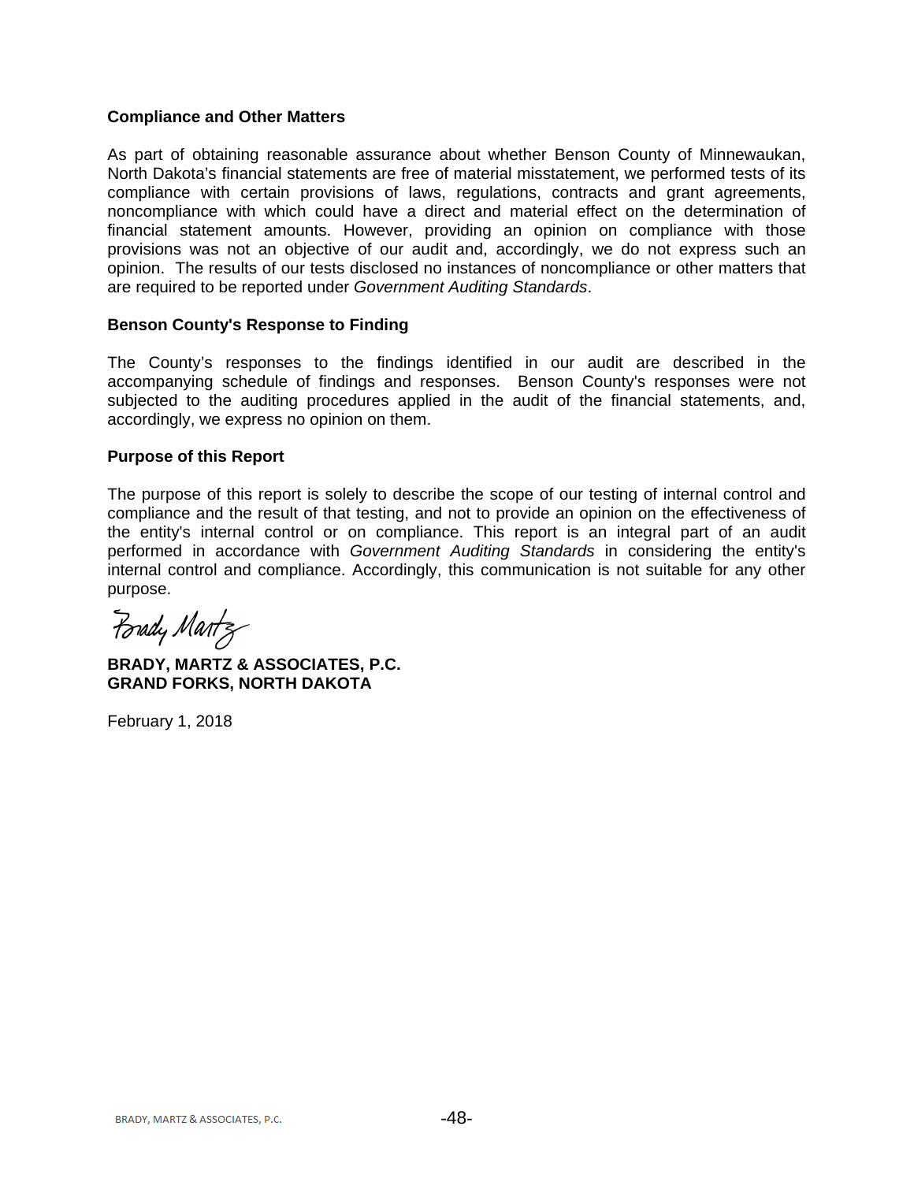**Compliance and Other Matters**

As part of obtaining reasonable assurance about whether Benson County of Minnewaukan, North Dakota's financial statements are free of material misstatement, we performed tests of its compliance with certain provisions of laws, regulations, contracts and grant agreements, noncompliance with which could have a direct and material effect on the determination of financial statement amounts. However, providing an opinion on compliance with those provisions was not an objective of our audit and, accordingly, we do not express such an opinion. The results of our tests disclosed no instances of noncompliance or other matters that are required to be reported under *Government Auditing Standards*.

**Benson County's Response to Finding**

The County's responses to the findings identified in our audit are described in the accompanying schedule of findings and responses. Benson County's responses were not subjected to the auditing procedures applied in the audit of the financial statements, and, accordingly, we express no opinion on them.

**Purpose of this Report**

The purpose of this report is solely to describe the scope of our testing of internal control and compliance and the result of that testing, and not to provide an opinion on the effectiveness of the entity's internal control or on compliance. This report is an integral part of an audit performed in accordance with *Government Auditing Standards* in considering the entity's internal control and compliance. Accordingly, this communication is not suitable for any other purpose.

Brady Martz

**BRADY, MARTZ & ASSOCIATES, P.C.**
**GRAND FORKS, NORTH DAKOTA**

February 1, 2018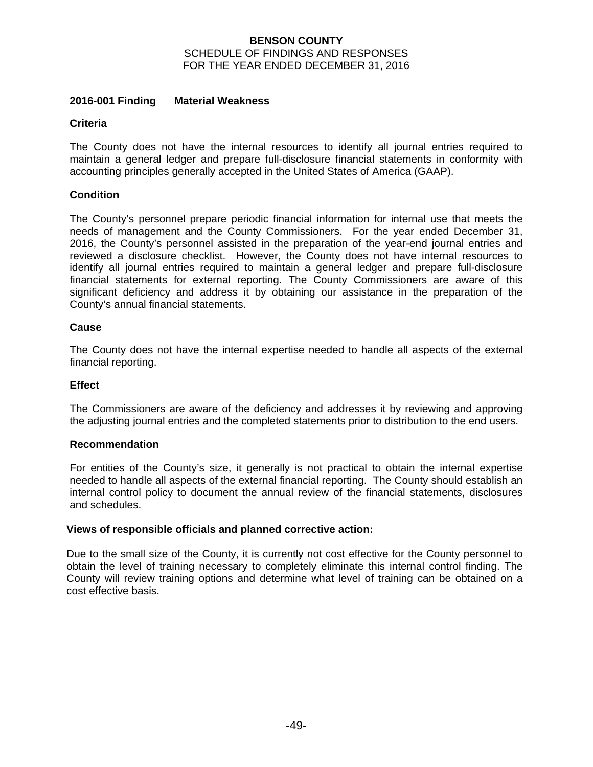**BENSON COUNTY**
SCHEDULE OF FINDINGS AND RESPONSES
FOR THE YEAR ENDED DECEMBER 31, 2016

## 2016-001 Finding Material Weakness

### Criteria

The County does not have the internal resources to identify all journal entries required to maintain a general ledger and prepare full-disclosure financial statements in conformity with accounting principles generally accepted in the United States of America (GAAP).

### Condition

The County's personnel prepare periodic financial information for internal use that meets the needs of management and the County Commissioners. For the year ended December 31, 2016, the County's personnel assisted in the preparation of the year-end journal entries and reviewed a disclosure checklist. However, the County does not have internal resources to identify all journal entries required to maintain a general ledger and prepare full-disclosure financial statements for external reporting. The County Commissioners are aware of this significant deficiency and address it by obtaining our assistance in the preparation of the County's annual financial statements.

### Cause

The County does not have the internal expertise needed to handle all aspects of the external financial reporting.

### Effect

The Commissioners are aware of the deficiency and addresses it by reviewing and approving the adjusting journal entries and the completed statements prior to distribution to the end users.

### Recommendation

For entities of the County's size, it generally is not practical to obtain the internal expertise needed to handle all aspects of the external financial reporting. The County should establish an internal control policy to document the annual review of the financial statements, disclosures and schedules.

### Views of responsible officials and planned corrective action:

Due to the small size of the County, it is currently not cost effective for the County personnel to obtain the level of training necessary to completely eliminate this internal control finding. The County will review training options and determine what level of training can be obtained on a cost effective basis.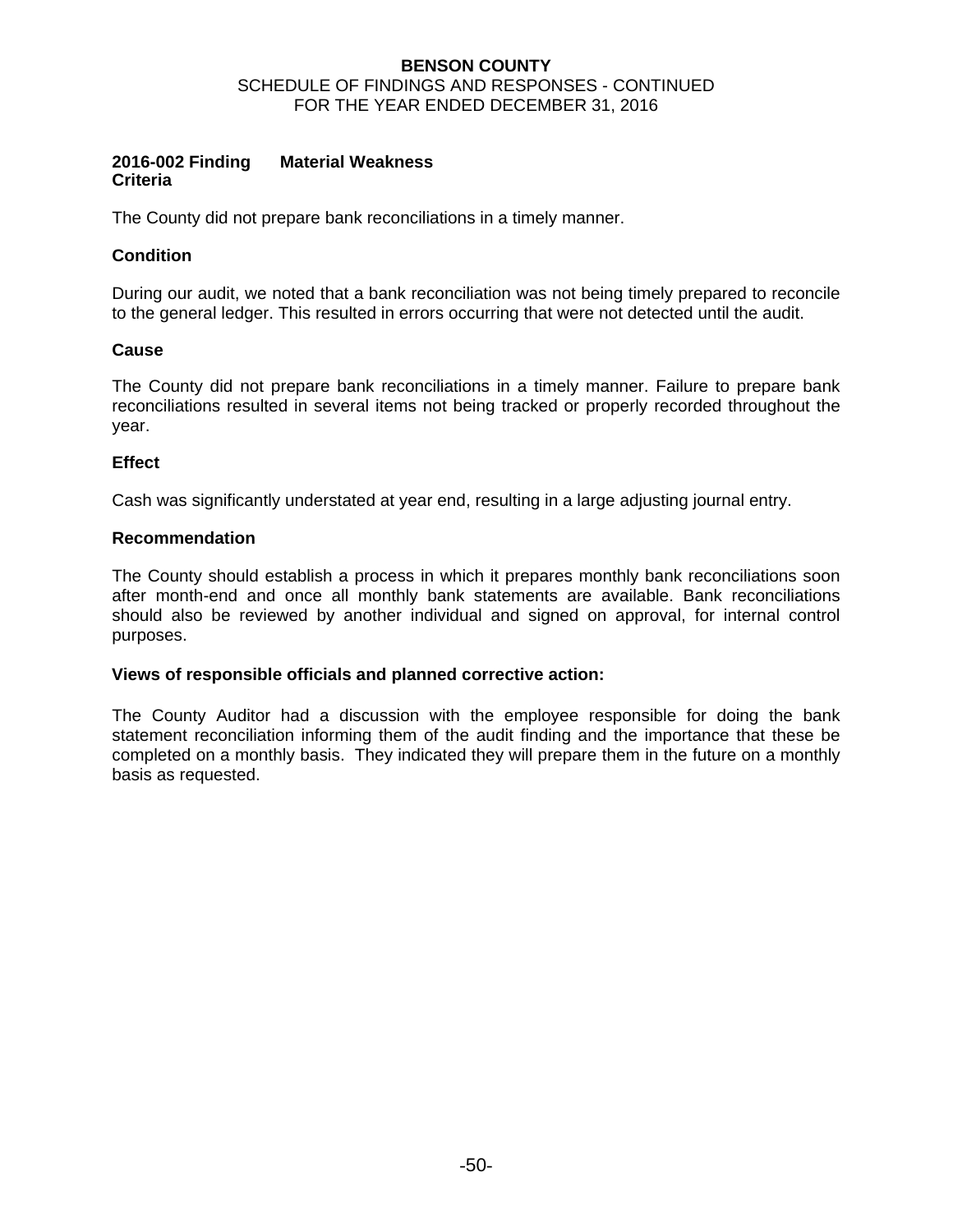**2016-002 Finding Material Weakness**
**Criteria**

The County did not prepare bank reconciliations in a timely manner.

**Condition**

During our audit, we noted that a bank reconciliation was not being timely prepared to reconcile to the general ledger. This resulted in errors occurring that were not detected until the audit.

**Cause**

The County did not prepare bank reconciliations in a timely manner. Failure to prepare bank reconciliations resulted in several items not being tracked or properly recorded throughout the year.

**Effect**

Cash was significantly understated at year end, resulting in a large adjusting journal entry.

**Recommendation**

The County should establish a process in which it prepares monthly bank reconciliations soon after month-end and once all monthly bank statements are available. Bank reconciliations should also be reviewed by another individual and signed on approval, for internal control purposes.

**Views of responsible officials and planned corrective action:**

The County Auditor had a discussion with the employee responsible for doing the bank statement reconciliation informing them of the audit finding and the importance that these be completed on a monthly basis. They indicated they will prepare them in the future on a monthly basis as requested.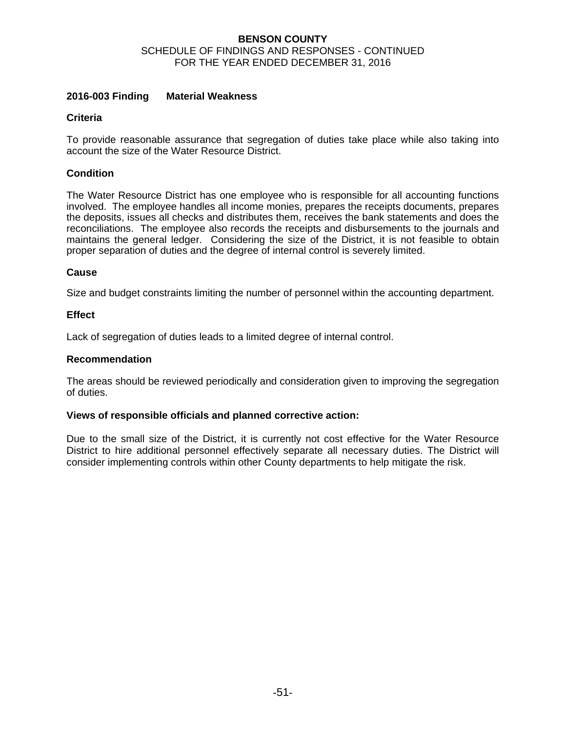**BENSON COUNTY**
SCHEDULE OF FINDINGS AND RESPONSES - CONTINUED
FOR THE YEAR ENDED DECEMBER 31, 2016

### 2016-003 Finding Material Weakness

**Criteria**

To provide reasonable assurance that segregation of duties take place while also taking into account the size of the Water Resource District.

**Condition**

The Water Resource District has one employee who is responsible for all accounting functions involved. The employee handles all income monies, prepares the receipts documents, prepares the deposits, issues all checks and distributes them, receives the bank statements and does the reconciliations. The employee also records the receipts and disbursements to the journals and maintains the general ledger. Considering the size of the District, it is not feasible to obtain proper separation of duties and the degree of internal control is severely limited.

**Cause**

Size and budget constraints limiting the number of personnel within the accounting department.

**Effect**

Lack of segregation of duties leads to a limited degree of internal control.

**Recommendation**

The areas should be reviewed periodically and consideration given to improving the segregation of duties.

**Views of responsible officials and planned corrective action:**

Due to the small size of the District, it is currently not cost effective for the Water Resource District to hire additional personnel effectively separate all necessary duties. The District will consider implementing controls within other County departments to help mitigate the risk.